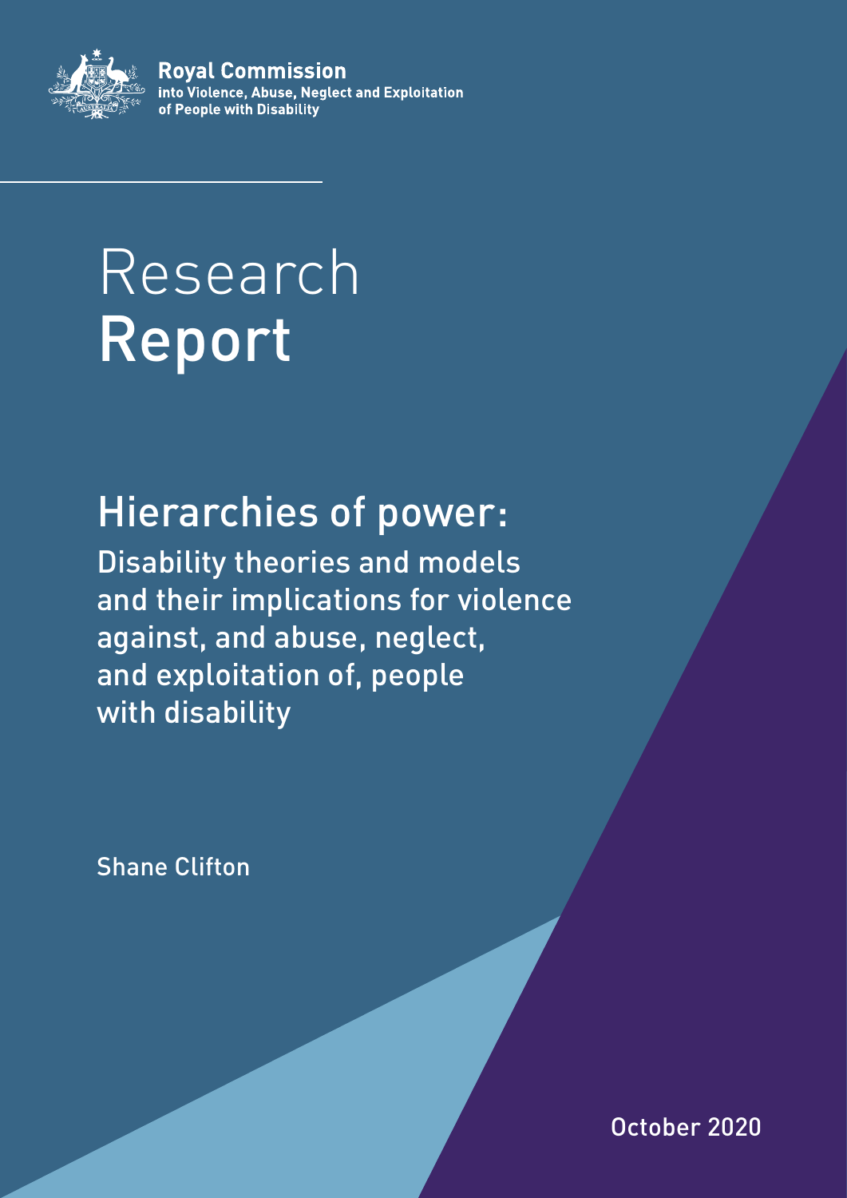**Royal Commission**
**into Violence, Abuse, Neglect and Exploitation of People with Disability**

# Research **Report**

## Hierarchies of power:

Disability theories and models and their implications for violence against, and abuse, neglect, and exploitation of, people with disability

Shane Clifton

October 2020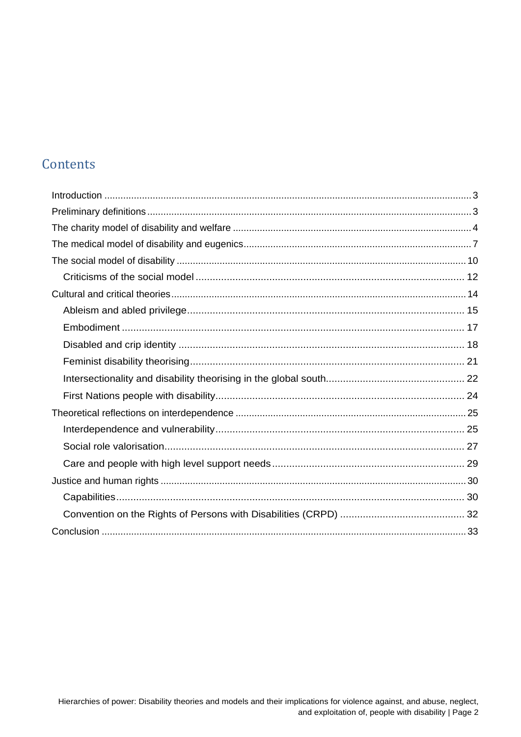## Contents

- Introduction ... 3
- Preliminary definitions ... 3
- The charity model of disability and welfare ... 4
- The medical model of disability and eugenics ... 7
- The social model of disability ... 10
  - Criticisms of the social model ... 12
- Cultural and critical theories ... 14
  - Ableism and abled privilege ... 15
  - Embodiment ... 17
  - Disabled and crip identity ... 18
  - Feminist disability theorising ... 21
  - Intersectionality and disability theorising in the global south ... 22
  - First Nations people with disability ... 24
- Theoretical reflections on interdependence ... 25
  - Interdependence and vulnerability ... 25
  - Social role valorisation ... 27
  - Care and people with high level support needs ... 29
- Justice and human rights ... 30
  - Capabilities ... 30
  - Convention on the Rights of Persons with Disabilities (CRPD) ... 32
- Conclusion ... 33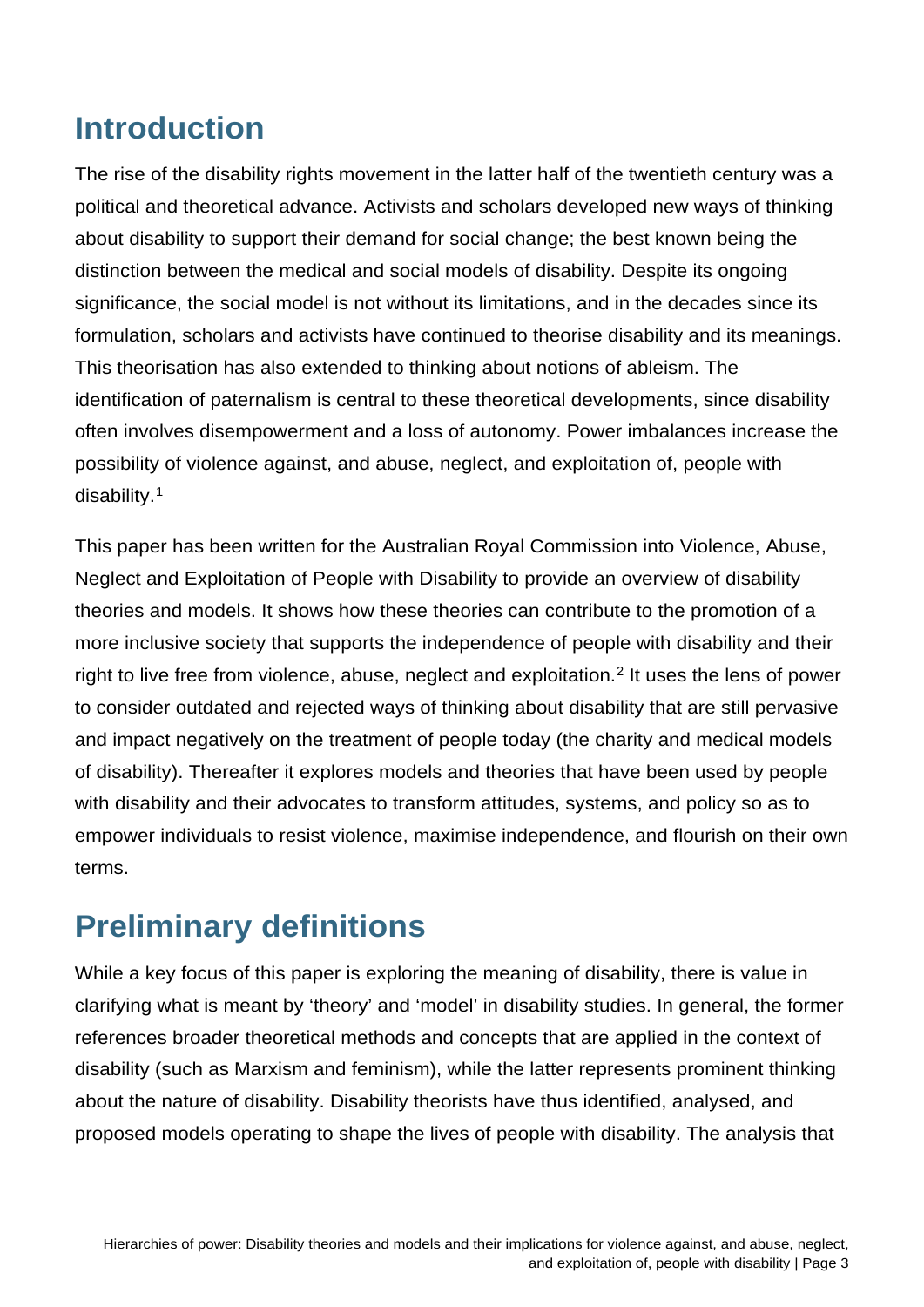## Introduction

The rise of the disability rights movement in the latter half of the twentieth century was a political and theoretical advance. Activists and scholars developed new ways of thinking about disability to support their demand for social change; the best known being the distinction between the medical and social models of disability. Despite its ongoing significance, the social model is not without its limitations, and in the decades since its formulation, scholars and activists have continued to theorise disability and its meanings. This theorisation has also extended to thinking about notions of ableism. The identification of paternalism is central to these theoretical developments, since disability often involves disempowerment and a loss of autonomy. Power imbalances increase the possibility of violence against, and abuse, neglect, and exploitation of, people with disability.[1]

This paper has been written for the Australian Royal Commission into Violence, Abuse, Neglect and Exploitation of People with Disability to provide an overview of disability theories and models. It shows how these theories can contribute to the promotion of a more inclusive society that supports the independence of people with disability and their right to live free from violence, abuse, neglect and exploitation.[2] It uses the lens of power to consider outdated and rejected ways of thinking about disability that are still pervasive and impact negatively on the treatment of people today (the charity and medical models of disability). Thereafter it explores models and theories that have been used by people with disability and their advocates to transform attitudes, systems, and policy so as to empower individuals to resist violence, maximise independence, and flourish on their own terms.

## Preliminary definitions

While a key focus of this paper is exploring the meaning of disability, there is value in clarifying what is meant by 'theory' and 'model' in disability studies. In general, the former references broader theoretical methods and concepts that are applied in the context of disability (such as Marxism and feminism), while the latter represents prominent thinking about the nature of disability. Disability theorists have thus identified, analysed, and proposed models operating to shape the lives of people with disability. The analysis that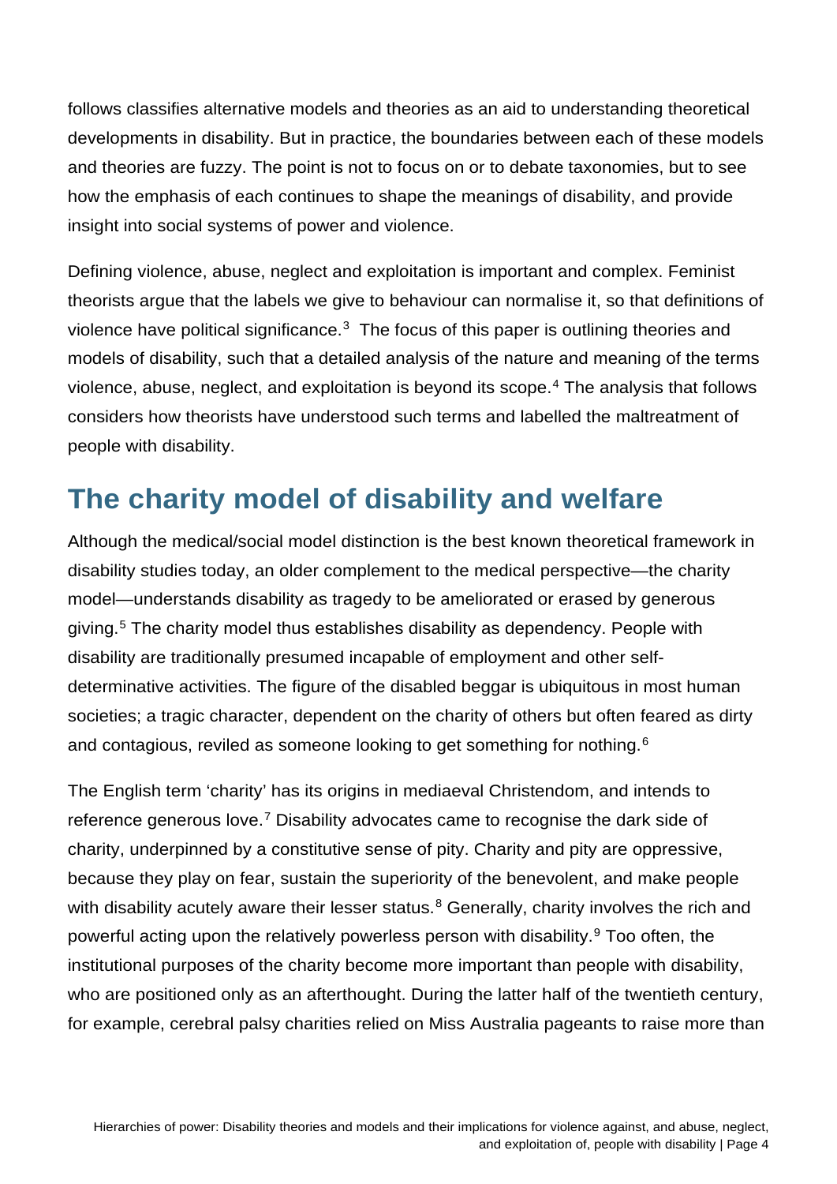follows classifies alternative models and theories as an aid to understanding theoretical developments in disability. But in practice, the boundaries between each of these models and theories are fuzzy. The point is not to focus on or to debate taxonomies, but to see how the emphasis of each continues to shape the meanings of disability, and provide insight into social systems of power and violence.

Defining violence, abuse, neglect and exploitation is important and complex. Feminist theorists argue that the labels we give to behaviour can normalise it, so that definitions of violence have political significance.[3] The focus of this paper is outlining theories and models of disability, such that a detailed analysis of the nature and meaning of the terms violence, abuse, neglect, and exploitation is beyond its scope.[4] The analysis that follows considers how theorists have understood such terms and labelled the maltreatment of people with disability.

## The charity model of disability and welfare

Although the medical/social model distinction is the best known theoretical framework in disability studies today, an older complement to the medical perspective—the charity model—understands disability as tragedy to be ameliorated or erased by generous giving.[5] The charity model thus establishes disability as dependency. People with disability are traditionally presumed incapable of employment and other self-determinative activities. The figure of the disabled beggar is ubiquitous in most human societies; a tragic character, dependent on the charity of others but often feared as dirty and contagious, reviled as someone looking to get something for nothing.[6]

The English term 'charity' has its origins in mediaeval Christendom, and intends to reference generous love.[7] Disability advocates came to recognise the dark side of charity, underpinned by a constitutive sense of pity. Charity and pity are oppressive, because they play on fear, sustain the superiority of the benevolent, and make people with disability acutely aware their lesser status.[8] Generally, charity involves the rich and powerful acting upon the relatively powerless person with disability.[9] Too often, the institutional purposes of the charity become more important than people with disability, who are positioned only as an afterthought. During the latter half of the twentieth century, for example, cerebral palsy charities relied on Miss Australia pageants to raise more than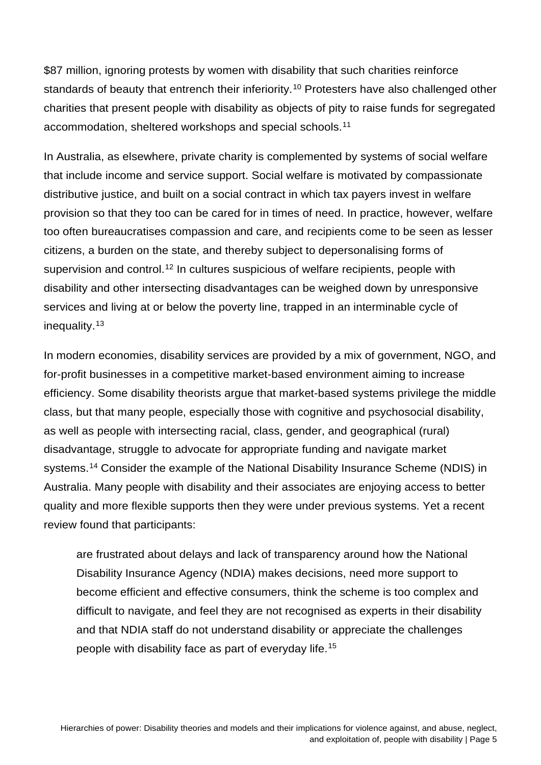$87 million, ignoring protests by women with disability that such charities reinforce standards of beauty that entrench their inferiority.[10] Protesters have also challenged other charities that present people with disability as objects of pity to raise funds for segregated accommodation, sheltered workshops and special schools.[11]

In Australia, as elsewhere, private charity is complemented by systems of social welfare that include income and service support. Social welfare is motivated by compassionate distributive justice, and built on a social contract in which tax payers invest in welfare provision so that they too can be cared for in times of need. In practice, however, welfare too often bureaucratises compassion and care, and recipients come to be seen as lesser citizens, a burden on the state, and thereby subject to depersonalising forms of supervision and control.[12] In cultures suspicious of welfare recipients, people with disability and other intersecting disadvantages can be weighed down by unresponsive services and living at or below the poverty line, trapped in an interminable cycle of inequality.[13]

In modern economies, disability services are provided by a mix of government, NGO, and for-profit businesses in a competitive market-based environment aiming to increase efficiency. Some disability theorists argue that market-based systems privilege the middle class, but that many people, especially those with cognitive and psychosocial disability, as well as people with intersecting racial, class, gender, and geographical (rural) disadvantage, struggle to advocate for appropriate funding and navigate market systems.[14] Consider the example of the National Disability Insurance Scheme (NDIS) in Australia. Many people with disability and their associates are enjoying access to better quality and more flexible supports then they were under previous systems. Yet a recent review found that participants:

> are frustrated about delays and lack of transparency around how the National Disability Insurance Agency (NDIA) makes decisions, need more support to become efficient and effective consumers, think the scheme is too complex and difficult to navigate, and feel they are not recognised as experts in their disability and that NDIA staff do not understand disability or appreciate the challenges people with disability face as part of everyday life.[15]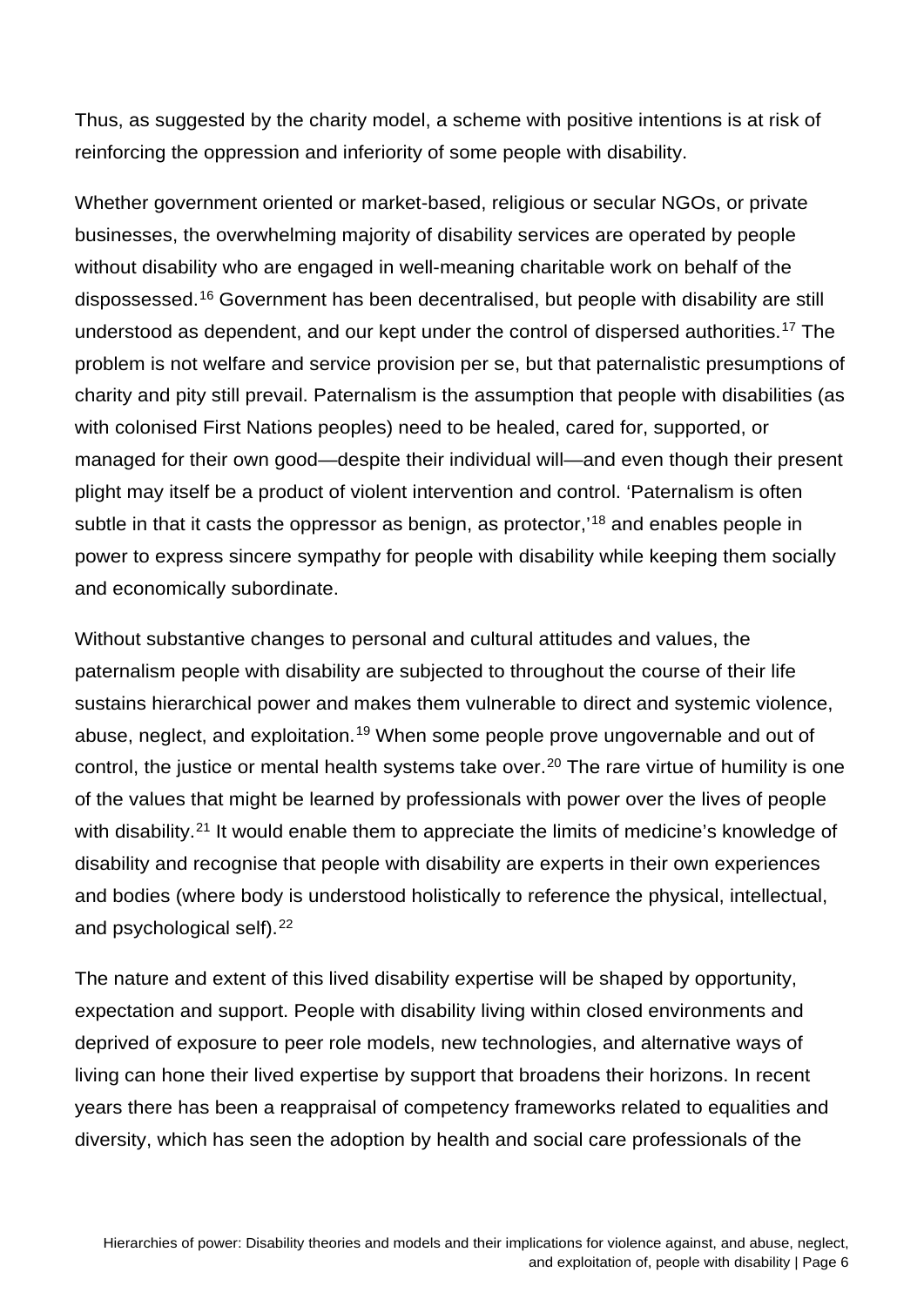Thus, as suggested by the charity model, a scheme with positive intentions is at risk of reinforcing the oppression and inferiority of some people with disability.

Whether government oriented or market-based, religious or secular NGOs, or private businesses, the overwhelming majority of disability services are operated by people without disability who are engaged in well-meaning charitable work on behalf of the dispossessed.[16] Government has been decentralised, but people with disability are still understood as dependent, and our kept under the control of dispersed authorities.[17] The problem is not welfare and service provision per se, but that paternalistic presumptions of charity and pity still prevail. Paternalism is the assumption that people with disabilities (as with colonised First Nations peoples) need to be healed, cared for, supported, or managed for their own good—despite their individual will—and even though their present plight may itself be a product of violent intervention and control. 'Paternalism is often subtle in that it casts the oppressor as benign, as protector,'[18] and enables people in power to express sincere sympathy for people with disability while keeping them socially and economically subordinate.

Without substantive changes to personal and cultural attitudes and values, the paternalism people with disability are subjected to throughout the course of their life sustains hierarchical power and makes them vulnerable to direct and systemic violence, abuse, neglect, and exploitation.[19] When some people prove ungovernable and out of control, the justice or mental health systems take over.[20] The rare virtue of humility is one of the values that might be learned by professionals with power over the lives of people with disability.[21] It would enable them to appreciate the limits of medicine's knowledge of disability and recognise that people with disability are experts in their own experiences and bodies (where body is understood holistically to reference the physical, intellectual, and psychological self).[22]

The nature and extent of this lived disability expertise will be shaped by opportunity, expectation and support. People with disability living within closed environments and deprived of exposure to peer role models, new technologies, and alternative ways of living can hone their lived expertise by support that broadens their horizons. In recent years there has been a reappraisal of competency frameworks related to equalities and diversity, which has seen the adoption by health and social care professionals of the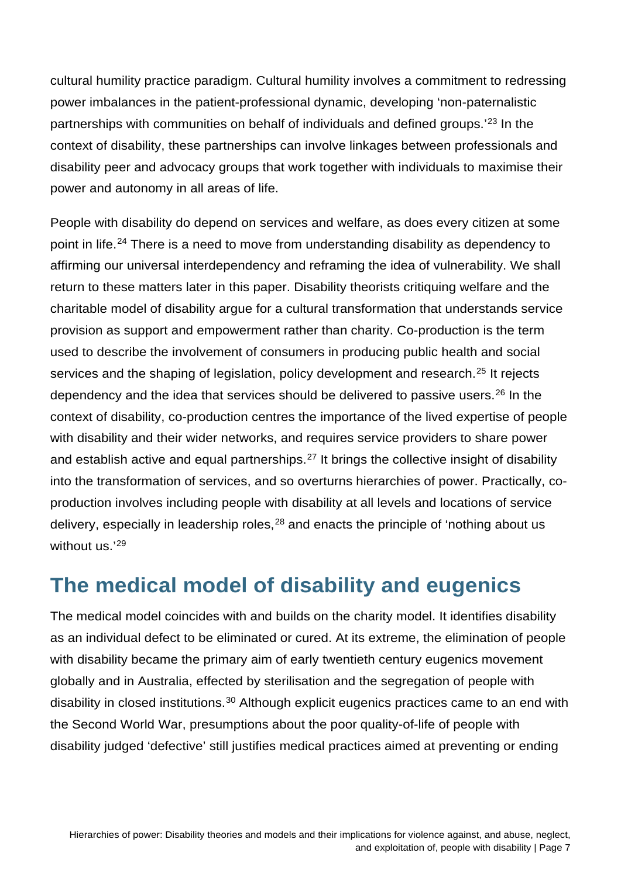cultural humility practice paradigm. Cultural humility involves a commitment to redressing power imbalances in the patient-professional dynamic, developing 'non-paternalistic partnerships with communities on behalf of individuals and defined groups.'[23] In the context of disability, these partnerships can involve linkages between professionals and disability peer and advocacy groups that work together with individuals to maximise their power and autonomy in all areas of life.

People with disability do depend on services and welfare, as does every citizen at some point in life.[24] There is a need to move from understanding disability as dependency to affirming our universal interdependency and reframing the idea of vulnerability. We shall return to these matters later in this paper. Disability theorists critiquing welfare and the charitable model of disability argue for a cultural transformation that understands service provision as support and empowerment rather than charity. Co-production is the term used to describe the involvement of consumers in producing public health and social services and the shaping of legislation, policy development and research.[25] It rejects dependency and the idea that services should be delivered to passive users.[26] In the context of disability, co-production centres the importance of the lived expertise of people with disability and their wider networks, and requires service providers to share power and establish active and equal partnerships.[27] It brings the collective insight of disability into the transformation of services, and so overturns hierarchies of power. Practically, co-production involves including people with disability at all levels and locations of service delivery, especially in leadership roles,[28] and enacts the principle of 'nothing about us without us.'[29]

## The medical model of disability and eugenics

The medical model coincides with and builds on the charity model. It identifies disability as an individual defect to be eliminated or cured. At its extreme, the elimination of people with disability became the primary aim of early twentieth century eugenics movement globally and in Australia, effected by sterilisation and the segregation of people with disability in closed institutions.[30] Although explicit eugenics practices came to an end with the Second World War, presumptions about the poor quality-of-life of people with disability judged 'defective' still justifies medical practices aimed at preventing or ending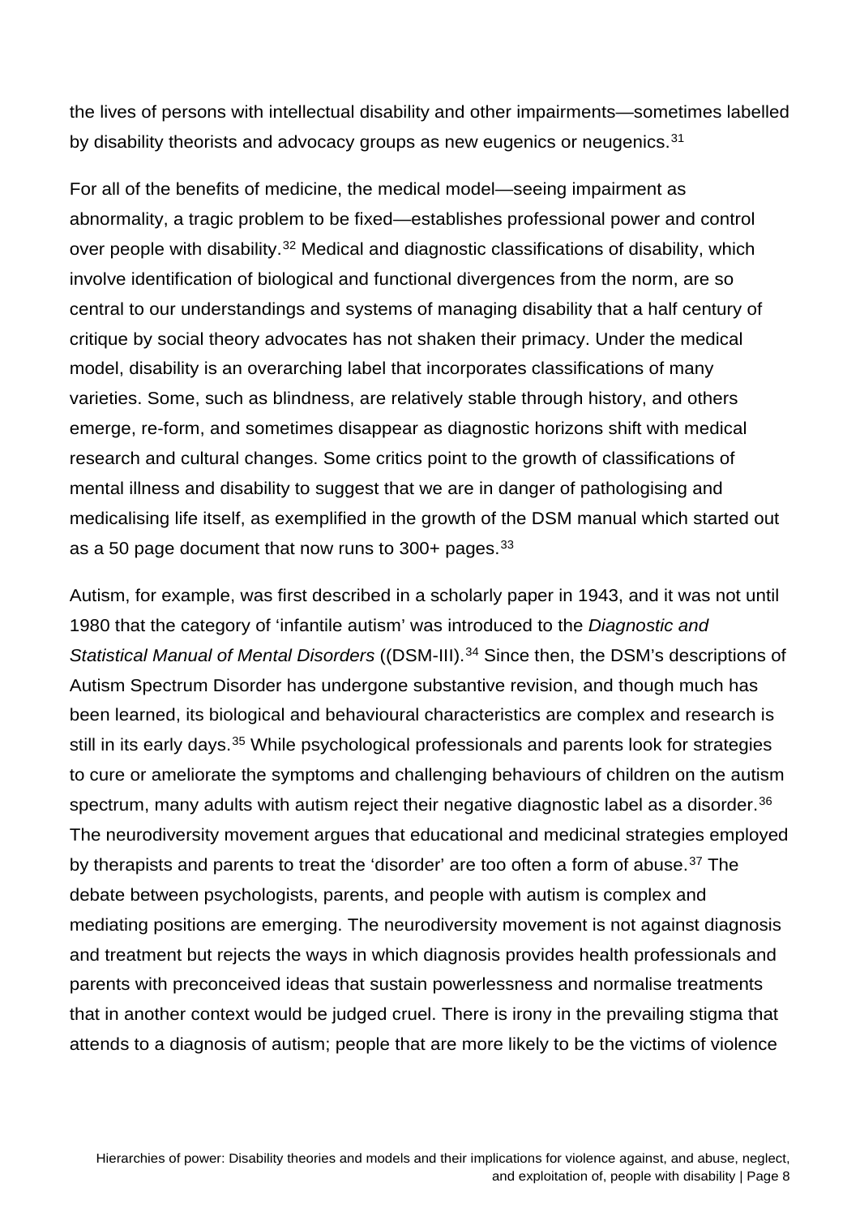the lives of persons with intellectual disability and other impairments—sometimes labelled by disability theorists and advocacy groups as new eugenics or neugenics.[31]

For all of the benefits of medicine, the medical model—seeing impairment as abnormality, a tragic problem to be fixed—establishes professional power and control over people with disability.[32] Medical and diagnostic classifications of disability, which involve identification of biological and functional divergences from the norm, are so central to our understandings and systems of managing disability that a half century of critique by social theory advocates has not shaken their primacy. Under the medical model, disability is an overarching label that incorporates classifications of many varieties. Some, such as blindness, are relatively stable through history, and others emerge, re-form, and sometimes disappear as diagnostic horizons shift with medical research and cultural changes. Some critics point to the growth of classifications of mental illness and disability to suggest that we are in danger of pathologising and medicalising life itself, as exemplified in the growth of the DSM manual which started out as a 50 page document that now runs to 300+ pages.[33]

Autism, for example, was first described in a scholarly paper in 1943, and it was not until 1980 that the category of 'infantile autism' was introduced to the *Diagnostic and Statistical Manual of Mental Disorders* ((DSM-III).[34] Since then, the DSM's descriptions of Autism Spectrum Disorder has undergone substantive revision, and though much has been learned, its biological and behavioural characteristics are complex and research is still in its early days.[35] While psychological professionals and parents look for strategies to cure or ameliorate the symptoms and challenging behaviours of children on the autism spectrum, many adults with autism reject their negative diagnostic label as a disorder.[36] The neurodiversity movement argues that educational and medicinal strategies employed by therapists and parents to treat the 'disorder' are too often a form of abuse.[37] The debate between psychologists, parents, and people with autism is complex and mediating positions are emerging. The neurodiversity movement is not against diagnosis and treatment but rejects the ways in which diagnosis provides health professionals and parents with preconceived ideas that sustain powerlessness and normalise treatments that in another context would be judged cruel. There is irony in the prevailing stigma that attends to a diagnosis of autism; people that are more likely to be the victims of violence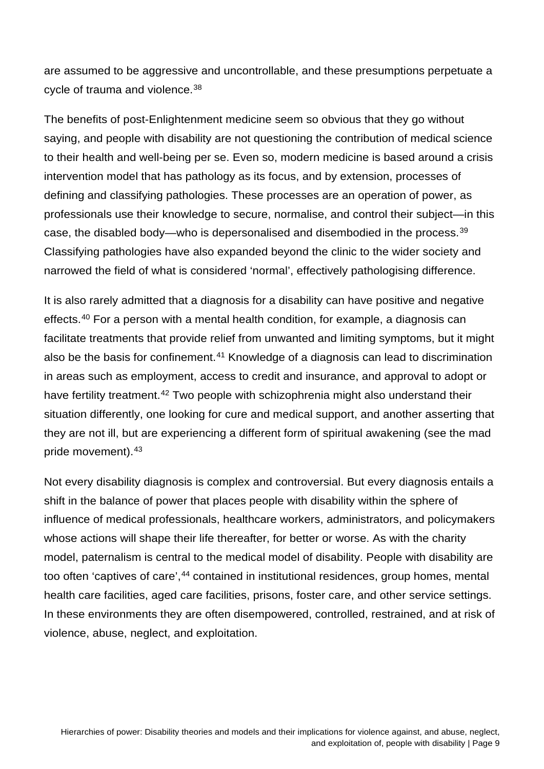are assumed to be aggressive and uncontrollable, and these presumptions perpetuate a cycle of trauma and violence.[38]

The benefits of post-Enlightenment medicine seem so obvious that they go without saying, and people with disability are not questioning the contribution of medical science to their health and well-being per se. Even so, modern medicine is based around a crisis intervention model that has pathology as its focus, and by extension, processes of defining and classifying pathologies. These processes are an operation of power, as professionals use their knowledge to secure, normalise, and control their subject—in this case, the disabled body—who is depersonalised and disembodied in the process.[39] Classifying pathologies have also expanded beyond the clinic to the wider society and narrowed the field of what is considered 'normal', effectively pathologising difference.

It is also rarely admitted that a diagnosis for a disability can have positive and negative effects.[40] For a person with a mental health condition, for example, a diagnosis can facilitate treatments that provide relief from unwanted and limiting symptoms, but it might also be the basis for confinement.[41] Knowledge of a diagnosis can lead to discrimination in areas such as employment, access to credit and insurance, and approval to adopt or have fertility treatment.[42] Two people with schizophrenia might also understand their situation differently, one looking for cure and medical support, and another asserting that they are not ill, but are experiencing a different form of spiritual awakening (see the mad pride movement).[43]

Not every disability diagnosis is complex and controversial. But every diagnosis entails a shift in the balance of power that places people with disability within the sphere of influence of medical professionals, healthcare workers, administrators, and policymakers whose actions will shape their life thereafter, for better or worse. As with the charity model, paternalism is central to the medical model of disability. People with disability are too often 'captives of care',[44] contained in institutional residences, group homes, mental health care facilities, aged care facilities, prisons, foster care, and other service settings. In these environments they are often disempowered, controlled, restrained, and at risk of violence, abuse, neglect, and exploitation.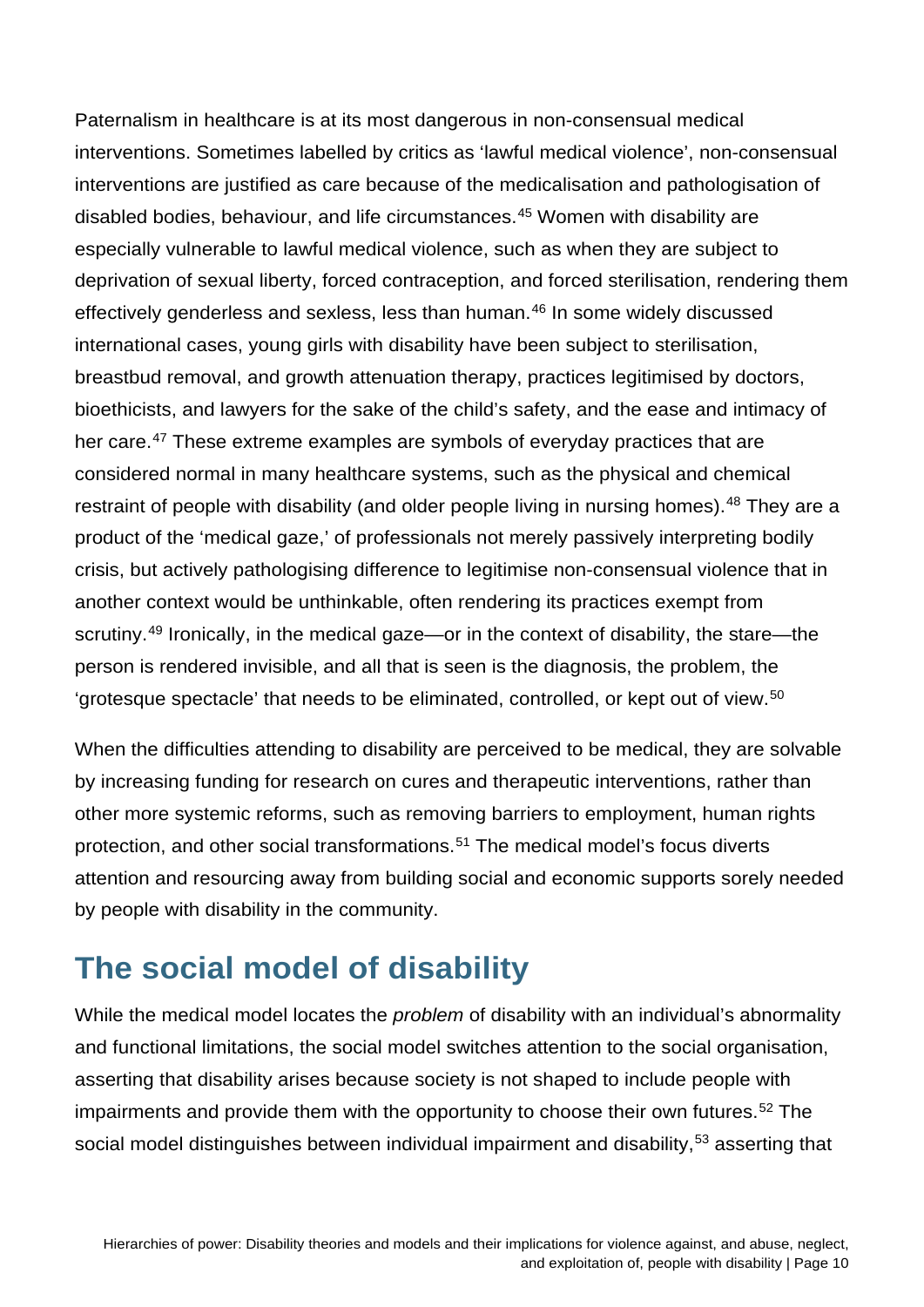Paternalism in healthcare is at its most dangerous in non-consensual medical interventions. Sometimes labelled by critics as 'lawful medical violence', non-consensual interventions are justified as care because of the medicalisation and pathologisation of disabled bodies, behaviour, and life circumstances.[45] Women with disability are especially vulnerable to lawful medical violence, such as when they are subject to deprivation of sexual liberty, forced contraception, and forced sterilisation, rendering them effectively genderless and sexless, less than human.[46] In some widely discussed international cases, young girls with disability have been subject to sterilisation, breastbud removal, and growth attenuation therapy, practices legitimised by doctors, bioethicists, and lawyers for the sake of the child's safety, and the ease and intimacy of her care.[47] These extreme examples are symbols of everyday practices that are considered normal in many healthcare systems, such as the physical and chemical restraint of people with disability (and older people living in nursing homes).[48] They are a product of the 'medical gaze,' of professionals not merely passively interpreting bodily crisis, but actively pathologising difference to legitimise non-consensual violence that in another context would be unthinkable, often rendering its practices exempt from scrutiny.[49] Ironically, in the medical gaze—or in the context of disability, the stare—the person is rendered invisible, and all that is seen is the diagnosis, the problem, the 'grotesque spectacle' that needs to be eliminated, controlled, or kept out of view.[50]

When the difficulties attending to disability are perceived to be medical, they are solvable by increasing funding for research on cures and therapeutic interventions, rather than other more systemic reforms, such as removing barriers to employment, human rights protection, and other social transformations.[51] The medical model's focus diverts attention and resourcing away from building social and economic supports sorely needed by people with disability in the community.

## The social model of disability

While the medical model locates the *problem* of disability with an individual's abnormality and functional limitations, the social model switches attention to the social organisation, asserting that disability arises because society is not shaped to include people with impairments and provide them with the opportunity to choose their own futures.[52] The social model distinguishes between individual impairment and disability,[53] asserting that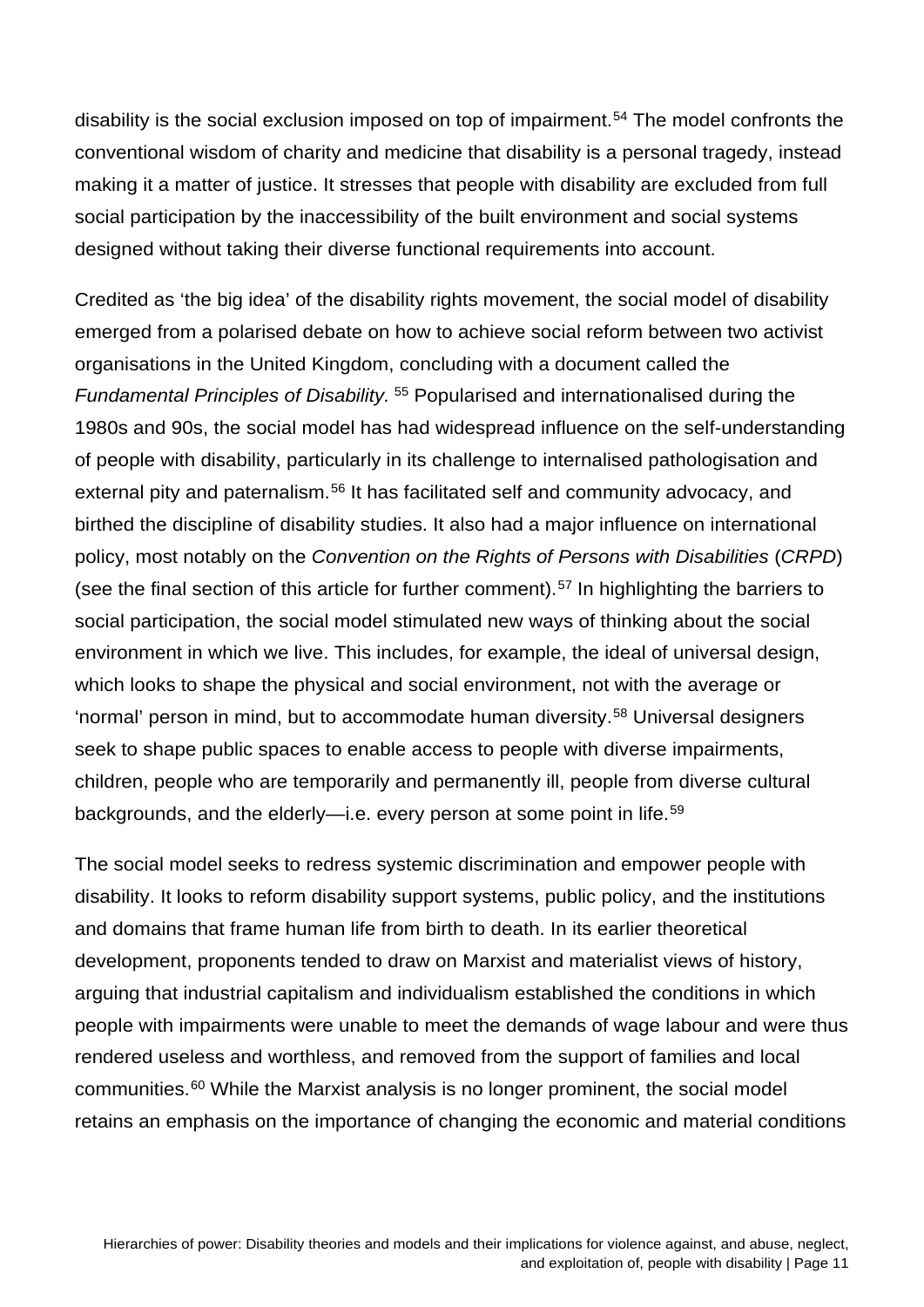disability is the social exclusion imposed on top of impairment.[54] The model confronts the conventional wisdom of charity and medicine that disability is a personal tragedy, instead making it a matter of justice. It stresses that people with disability are excluded from full social participation by the inaccessibility of the built environment and social systems designed without taking their diverse functional requirements into account.

Credited as 'the big idea' of the disability rights movement, the social model of disability emerged from a polarised debate on how to achieve social reform between two activist organisations in the United Kingdom, concluding with a document called the *Fundamental Principles of Disability.* [55] Popularised and internationalised during the 1980s and 90s, the social model has had widespread influence on the self-understanding of people with disability, particularly in its challenge to internalised pathologisation and external pity and paternalism.[56] It has facilitated self and community advocacy, and birthed the discipline of disability studies. It also had a major influence on international policy, most notably on the *Convention on the Rights of Persons with Disabilities* (*CRPD*) (see the final section of this article for further comment).[57] In highlighting the barriers to social participation, the social model stimulated new ways of thinking about the social environment in which we live. This includes, for example, the ideal of universal design, which looks to shape the physical and social environment, not with the average or 'normal' person in mind, but to accommodate human diversity.[58] Universal designers seek to shape public spaces to enable access to people with diverse impairments, children, people who are temporarily and permanently ill, people from diverse cultural backgrounds, and the elderly—i.e. every person at some point in life.[59]

The social model seeks to redress systemic discrimination and empower people with disability. It looks to reform disability support systems, public policy, and the institutions and domains that frame human life from birth to death. In its earlier theoretical development, proponents tended to draw on Marxist and materialist views of history, arguing that industrial capitalism and individualism established the conditions in which people with impairments were unable to meet the demands of wage labour and were thus rendered useless and worthless, and removed from the support of families and local communities.[60] While the Marxist analysis is no longer prominent, the social model retains an emphasis on the importance of changing the economic and material conditions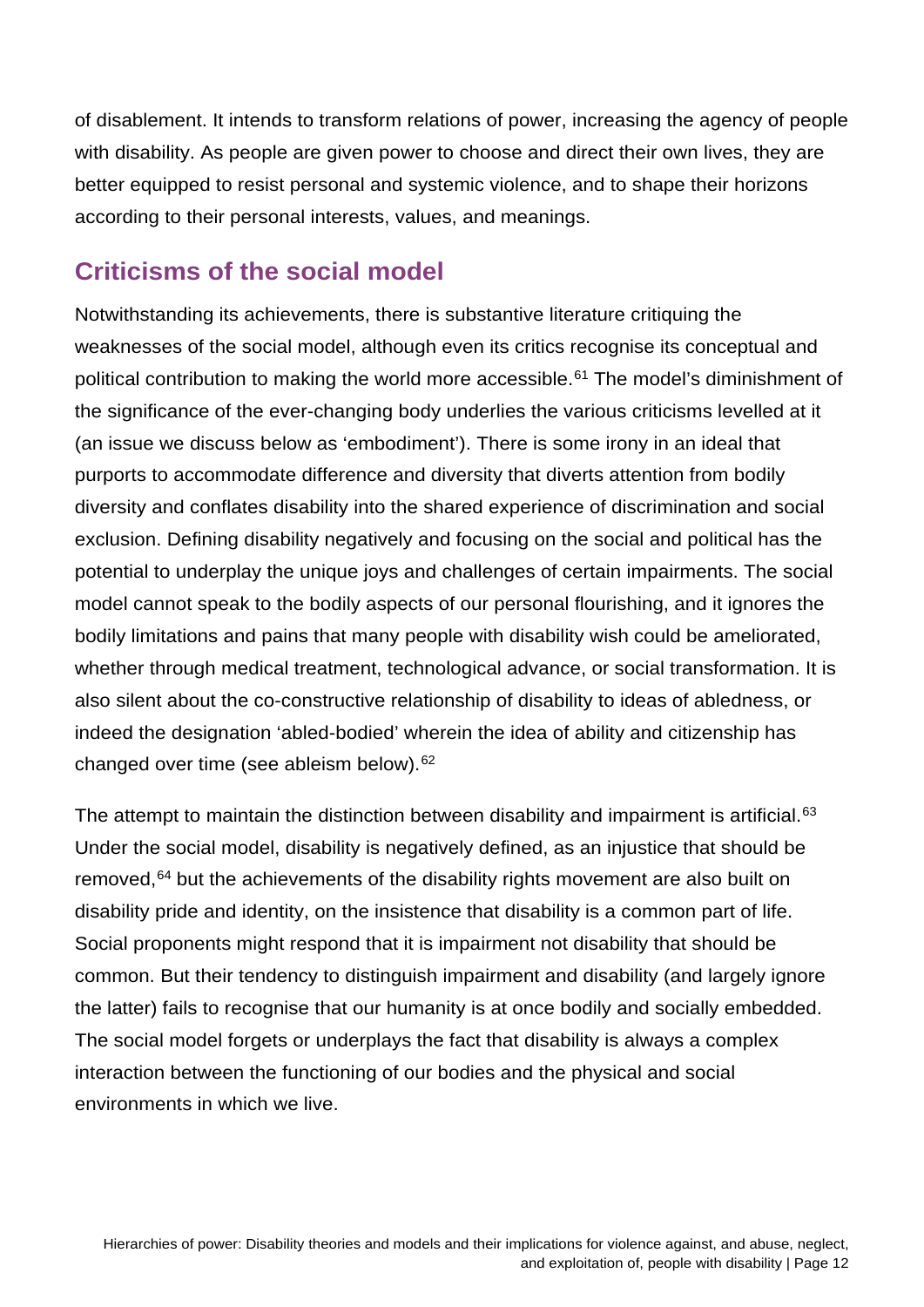of disablement. It intends to transform relations of power, increasing the agency of people with disability. As people are given power to choose and direct their own lives, they are better equipped to resist personal and systemic violence, and to shape their horizons according to their personal interests, values, and meanings.

## Criticisms of the social model

Notwithstanding its achievements, there is substantive literature critiquing the weaknesses of the social model, although even its critics recognise its conceptual and political contribution to making the world more accessible.[61] The model's diminishment of the significance of the ever-changing body underlies the various criticisms levelled at it (an issue we discuss below as 'embodiment'). There is some irony in an ideal that purports to accommodate difference and diversity that diverts attention from bodily diversity and conflates disability into the shared experience of discrimination and social exclusion. Defining disability negatively and focusing on the social and political has the potential to underplay the unique joys and challenges of certain impairments. The social model cannot speak to the bodily aspects of our personal flourishing, and it ignores the bodily limitations and pains that many people with disability wish could be ameliorated, whether through medical treatment, technological advance, or social transformation. It is also silent about the co-constructive relationship of disability to ideas of abledness, or indeed the designation 'abled-bodied' wherein the idea of ability and citizenship has changed over time (see ableism below).[62]

The attempt to maintain the distinction between disability and impairment is artificial.[63] Under the social model, disability is negatively defined, as an injustice that should be removed,[64] but the achievements of the disability rights movement are also built on disability pride and identity, on the insistence that disability is a common part of life. Social proponents might respond that it is impairment not disability that should be common. But their tendency to distinguish impairment and disability (and largely ignore the latter) fails to recognise that our humanity is at once bodily and socially embedded. The social model forgets or underplays the fact that disability is always a complex interaction between the functioning of our bodies and the physical and social environments in which we live.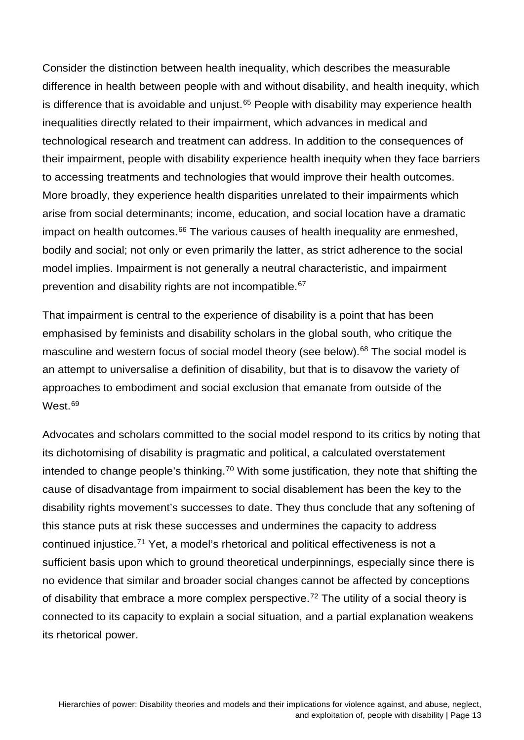Consider the distinction between health inequality, which describes the measurable difference in health between people with and without disability, and health inequity, which is difference that is avoidable and unjust.[65] People with disability may experience health inequalities directly related to their impairment, which advances in medical and technological research and treatment can address. In addition to the consequences of their impairment, people with disability experience health inequity when they face barriers to accessing treatments and technologies that would improve their health outcomes. More broadly, they experience health disparities unrelated to their impairments which arise from social determinants; income, education, and social location have a dramatic impact on health outcomes.[66] The various causes of health inequality are enmeshed, bodily and social; not only or even primarily the latter, as strict adherence to the social model implies. Impairment is not generally a neutral characteristic, and impairment prevention and disability rights are not incompatible.[67]

That impairment is central to the experience of disability is a point that has been emphasised by feminists and disability scholars in the global south, who critique the masculine and western focus of social model theory (see below).[68] The social model is an attempt to universalise a definition of disability, but that is to disavow the variety of approaches to embodiment and social exclusion that emanate from outside of the West.[69]

Advocates and scholars committed to the social model respond to its critics by noting that its dichotomising of disability is pragmatic and political, a calculated overstatement intended to change people's thinking.[70] With some justification, they note that shifting the cause of disadvantage from impairment to social disablement has been the key to the disability rights movement's successes to date. They thus conclude that any softening of this stance puts at risk these successes and undermines the capacity to address continued injustice.[71] Yet, a model's rhetorical and political effectiveness is not a sufficient basis upon which to ground theoretical underpinnings, especially since there is no evidence that similar and broader social changes cannot be affected by conceptions of disability that embrace a more complex perspective.[72] The utility of a social theory is connected to its capacity to explain a social situation, and a partial explanation weakens its rhetorical power.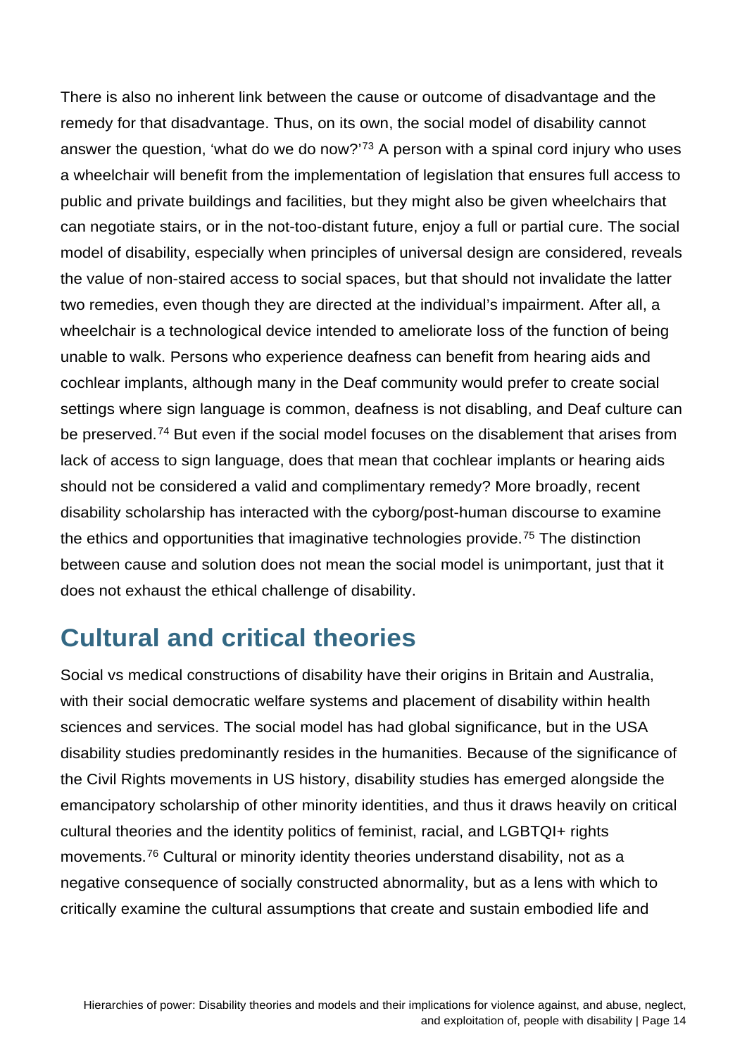There is also no inherent link between the cause or outcome of disadvantage and the remedy for that disadvantage. Thus, on its own, the social model of disability cannot answer the question, 'what do we do now?'[73] A person with a spinal cord injury who uses a wheelchair will benefit from the implementation of legislation that ensures full access to public and private buildings and facilities, but they might also be given wheelchairs that can negotiate stairs, or in the not-too-distant future, enjoy a full or partial cure. The social model of disability, especially when principles of universal design are considered, reveals the value of non-staired access to social spaces, but that should not invalidate the latter two remedies, even though they are directed at the individual's impairment. After all, a wheelchair is a technological device intended to ameliorate loss of the function of being unable to walk. Persons who experience deafness can benefit from hearing aids and cochlear implants, although many in the Deaf community would prefer to create social settings where sign language is common, deafness is not disabling, and Deaf culture can be preserved.[74] But even if the social model focuses on the disablement that arises from lack of access to sign language, does that mean that cochlear implants or hearing aids should not be considered a valid and complimentary remedy? More broadly, recent disability scholarship has interacted with the cyborg/post-human discourse to examine the ethics and opportunities that imaginative technologies provide.[75] The distinction between cause and solution does not mean the social model is unimportant, just that it does not exhaust the ethical challenge of disability.

## Cultural and critical theories

Social vs medical constructions of disability have their origins in Britain and Australia, with their social democratic welfare systems and placement of disability within health sciences and services. The social model has had global significance, but in the USA disability studies predominantly resides in the humanities. Because of the significance of the Civil Rights movements in US history, disability studies has emerged alongside the emancipatory scholarship of other minority identities, and thus it draws heavily on critical cultural theories and the identity politics of feminist, racial, and LGBTQI+ rights movements.[76] Cultural or minority identity theories understand disability, not as a negative consequence of socially constructed abnormality, but as a lens with which to critically examine the cultural assumptions that create and sustain embodied life and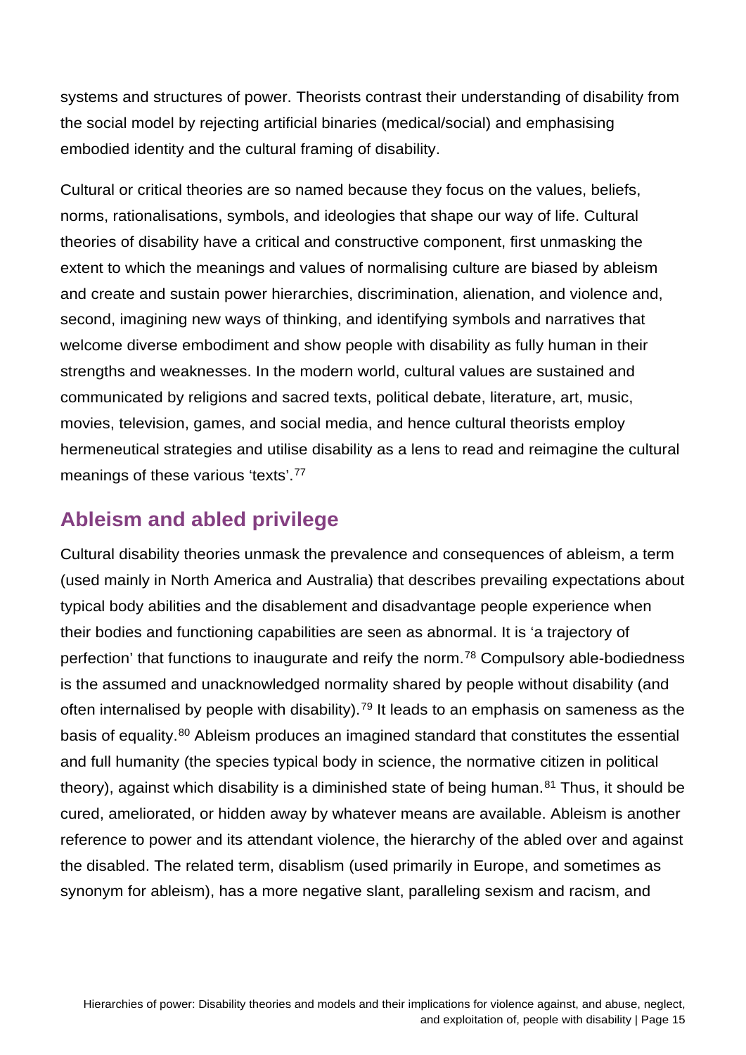systems and structures of power. Theorists contrast their understanding of disability from the social model by rejecting artificial binaries (medical/social) and emphasising embodied identity and the cultural framing of disability.

Cultural or critical theories are so named because they focus on the values, beliefs, norms, rationalisations, symbols, and ideologies that shape our way of life. Cultural theories of disability have a critical and constructive component, first unmasking the extent to which the meanings and values of normalising culture are biased by ableism and create and sustain power hierarchies, discrimination, alienation, and violence and, second, imagining new ways of thinking, and identifying symbols and narratives that welcome diverse embodiment and show people with disability as fully human in their strengths and weaknesses. In the modern world, cultural values are sustained and communicated by religions and sacred texts, political debate, literature, art, music, movies, television, games, and social media, and hence cultural theorists employ hermeneutical strategies and utilise disability as a lens to read and reimagine the cultural meanings of these various 'texts'.[77]

## Ableism and abled privilege

Cultural disability theories unmask the prevalence and consequences of ableism, a term (used mainly in North America and Australia) that describes prevailing expectations about typical body abilities and the disablement and disadvantage people experience when their bodies and functioning capabilities are seen as abnormal. It is 'a trajectory of perfection' that functions to inaugurate and reify the norm.[78] Compulsory able-bodiedness is the assumed and unacknowledged normality shared by people without disability (and often internalised by people with disability).[79] It leads to an emphasis on sameness as the basis of equality.[80] Ableism produces an imagined standard that constitutes the essential and full humanity (the species typical body in science, the normative citizen in political theory), against which disability is a diminished state of being human.[81] Thus, it should be cured, ameliorated, or hidden away by whatever means are available. Ableism is another reference to power and its attendant violence, the hierarchy of the abled over and against the disabled. The related term, disablism (used primarily in Europe, and sometimes as synonym for ableism), has a more negative slant, paralleling sexism and racism, and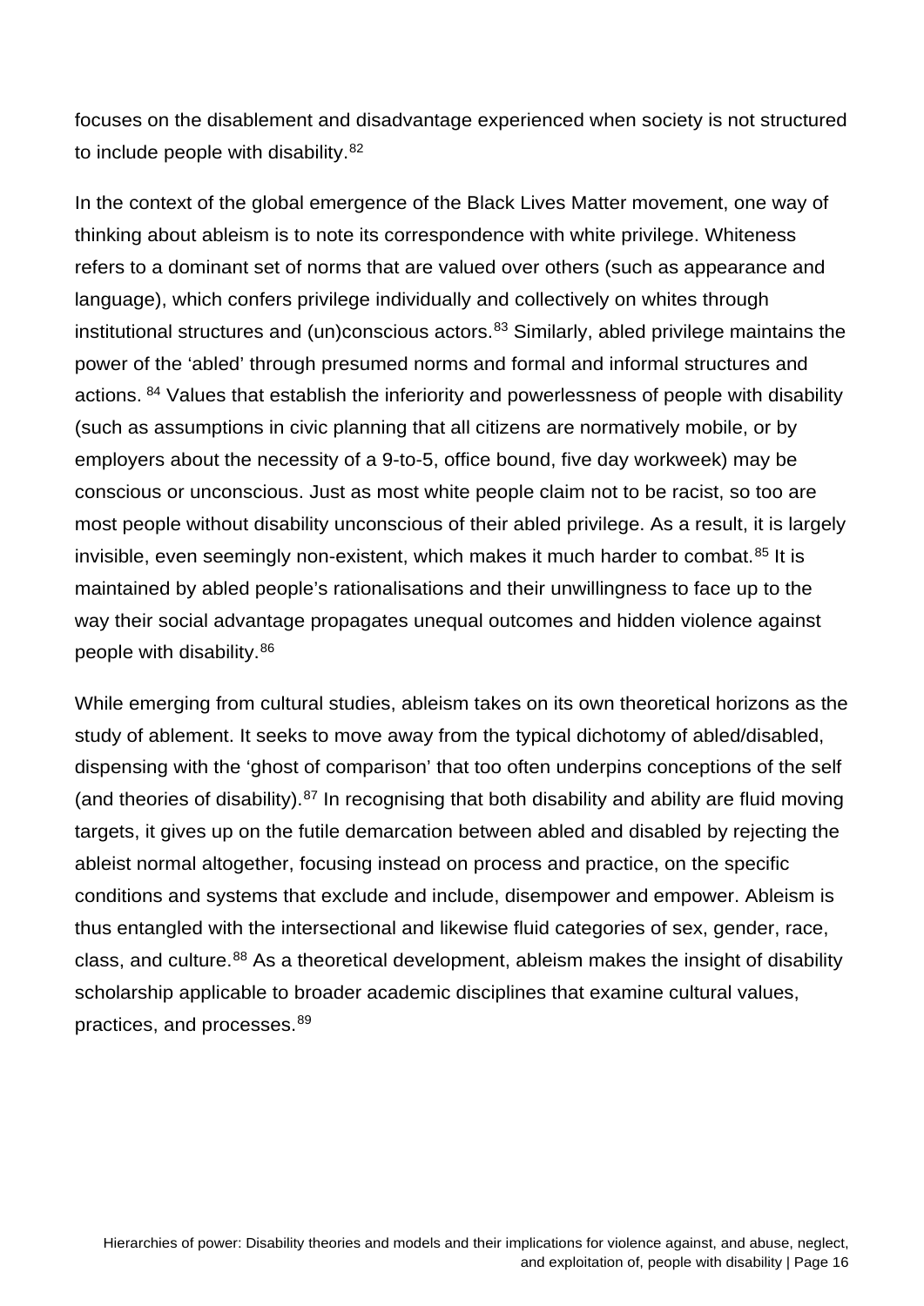focuses on the disablement and disadvantage experienced when society is not structured to include people with disability.[82]

In the context of the global emergence of the Black Lives Matter movement, one way of thinking about ableism is to note its correspondence with white privilege. Whiteness refers to a dominant set of norms that are valued over others (such as appearance and language), which confers privilege individually and collectively on whites through institutional structures and (un)conscious actors.[83] Similarly, abled privilege maintains the power of the 'abled' through presumed norms and formal and informal structures and actions. [84] Values that establish the inferiority and powerlessness of people with disability (such as assumptions in civic planning that all citizens are normatively mobile, or by employers about the necessity of a 9-to-5, office bound, five day workweek) may be conscious or unconscious. Just as most white people claim not to be racist, so too are most people without disability unconscious of their abled privilege. As a result, it is largely invisible, even seemingly non-existent, which makes it much harder to combat.[85] It is maintained by abled people's rationalisations and their unwillingness to face up to the way their social advantage propagates unequal outcomes and hidden violence against people with disability.[86]

While emerging from cultural studies, ableism takes on its own theoretical horizons as the study of ablement. It seeks to move away from the typical dichotomy of abled/disabled, dispensing with the 'ghost of comparison' that too often underpins conceptions of the self (and theories of disability).[87] In recognising that both disability and ability are fluid moving targets, it gives up on the futile demarcation between abled and disabled by rejecting the ableist normal altogether, focusing instead on process and practice, on the specific conditions and systems that exclude and include, disempower and empower. Ableism is thus entangled with the intersectional and likewise fluid categories of sex, gender, race, class, and culture.[88] As a theoretical development, ableism makes the insight of disability scholarship applicable to broader academic disciplines that examine cultural values, practices, and processes.[89]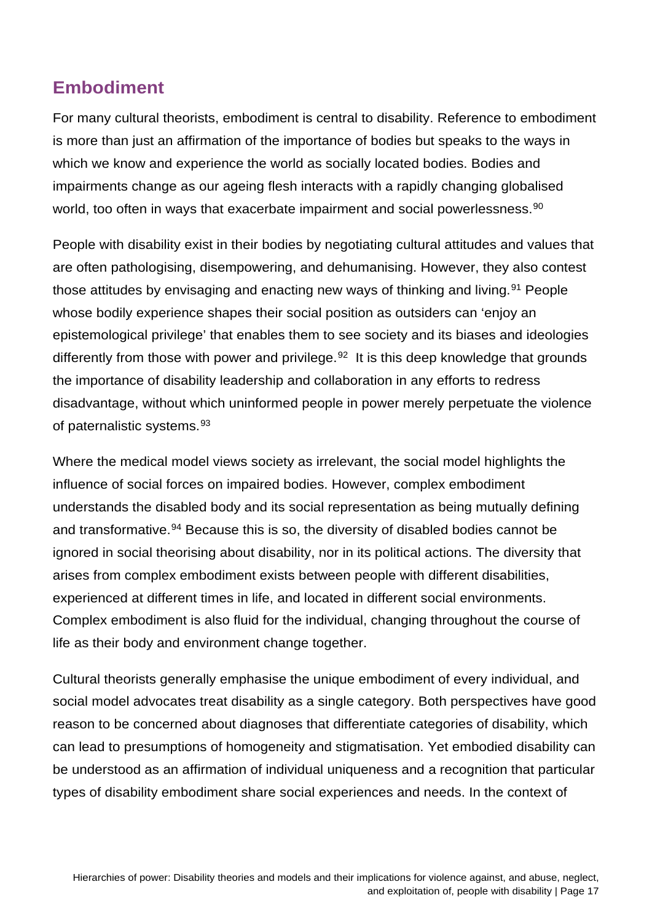## Embodiment

For many cultural theorists, embodiment is central to disability. Reference to embodiment is more than just an affirmation of the importance of bodies but speaks to the ways in which we know and experience the world as socially located bodies. Bodies and impairments change as our ageing flesh interacts with a rapidly changing globalised world, too often in ways that exacerbate impairment and social powerlessness.[90]

People with disability exist in their bodies by negotiating cultural attitudes and values that are often pathologising, disempowering, and dehumanising. However, they also contest those attitudes by envisaging and enacting new ways of thinking and living.[91] People whose bodily experience shapes their social position as outsiders can 'enjoy an epistemological privilege' that enables them to see society and its biases and ideologies differently from those with power and privilege.[92] It is this deep knowledge that grounds the importance of disability leadership and collaboration in any efforts to redress disadvantage, without which uninformed people in power merely perpetuate the violence of paternalistic systems.[93]

Where the medical model views society as irrelevant, the social model highlights the influence of social forces on impaired bodies. However, complex embodiment understands the disabled body and its social representation as being mutually defining and transformative.[94] Because this is so, the diversity of disabled bodies cannot be ignored in social theorising about disability, nor in its political actions. The diversity that arises from complex embodiment exists between people with different disabilities, experienced at different times in life, and located in different social environments. Complex embodiment is also fluid for the individual, changing throughout the course of life as their body and environment change together.

Cultural theorists generally emphasise the unique embodiment of every individual, and social model advocates treat disability as a single category. Both perspectives have good reason to be concerned about diagnoses that differentiate categories of disability, which can lead to presumptions of homogeneity and stigmatisation. Yet embodied disability can be understood as an affirmation of individual uniqueness and a recognition that particular types of disability embodiment share social experiences and needs. In the context of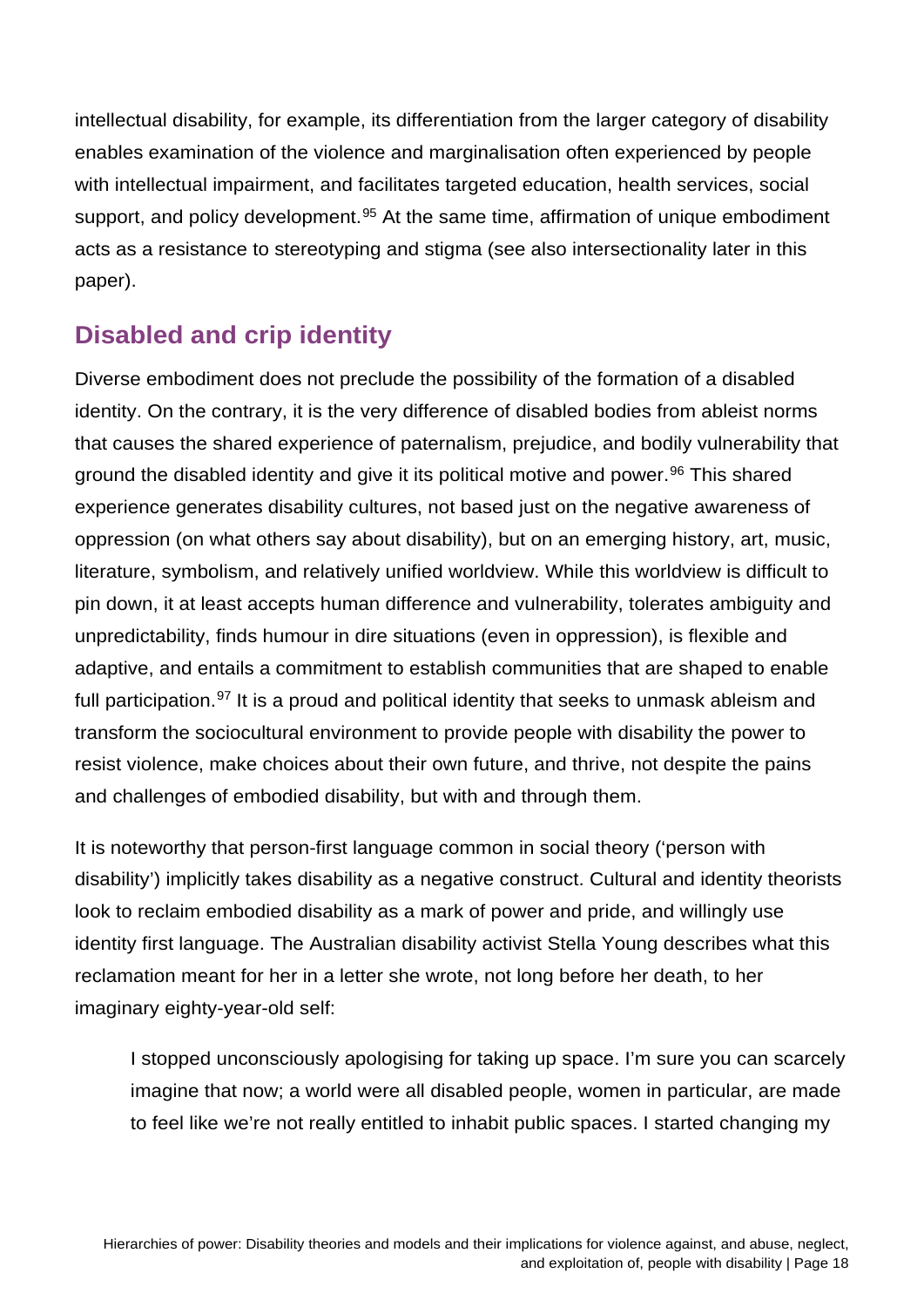intellectual disability, for example, its differentiation from the larger category of disability enables examination of the violence and marginalisation often experienced by people with intellectual impairment, and facilitates targeted education, health services, social support, and policy development.[95] At the same time, affirmation of unique embodiment acts as a resistance to stereotyping and stigma (see also intersectionality later in this paper).

## Disabled and crip identity

Diverse embodiment does not preclude the possibility of the formation of a disabled identity. On the contrary, it is the very difference of disabled bodies from ableist norms that causes the shared experience of paternalism, prejudice, and bodily vulnerability that ground the disabled identity and give it its political motive and power.[96] This shared experience generates disability cultures, not based just on the negative awareness of oppression (on what others say about disability), but on an emerging history, art, music, literature, symbolism, and relatively unified worldview. While this worldview is difficult to pin down, it at least accepts human difference and vulnerability, tolerates ambiguity and unpredictability, finds humour in dire situations (even in oppression), is flexible and adaptive, and entails a commitment to establish communities that are shaped to enable full participation.[97] It is a proud and political identity that seeks to unmask ableism and transform the sociocultural environment to provide people with disability the power to resist violence, make choices about their own future, and thrive, not despite the pains and challenges of embodied disability, but with and through them.

It is noteworthy that person-first language common in social theory ('person with disability') implicitly takes disability as a negative construct. Cultural and identity theorists look to reclaim embodied disability as a mark of power and pride, and willingly use identity first language. The Australian disability activist Stella Young describes what this reclamation meant for her in a letter she wrote, not long before her death, to her imaginary eighty-year-old self:

> I stopped unconsciously apologising for taking up space. I'm sure you can scarcely imagine that now; a world were all disabled people, women in particular, are made to feel like we're not really entitled to inhabit public spaces. I started changing my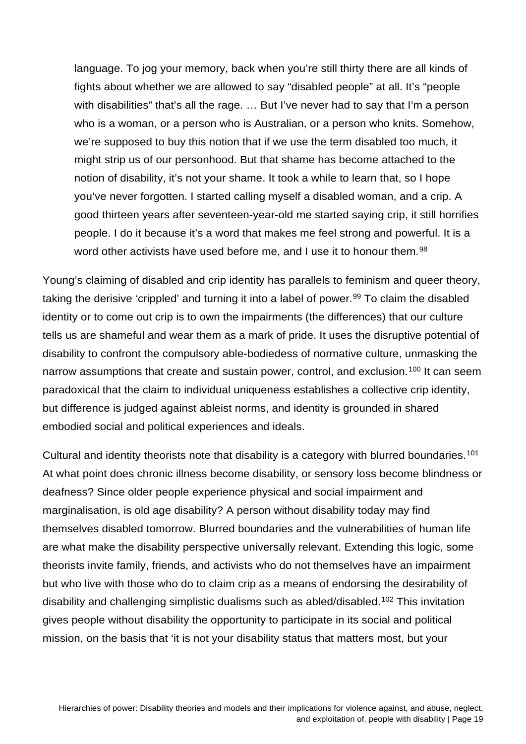> language. To jog your memory, back when you're still thirty there are all kinds of fights about whether we are allowed to say "disabled people" at all. It's "people with disabilities" that's all the rage. … But I've never had to say that I'm a person who is a woman, or a person who is Australian, or a person who knits. Somehow, we're supposed to buy this notion that if we use the term disabled too much, it might strip us of our personhood. But that shame has become attached to the notion of disability, it's not your shame. It took a while to learn that, so I hope you've never forgotten. I started calling myself a disabled woman, and a crip. A good thirteen years after seventeen-year-old me started saying crip, it still horrifies people. I do it because it's a word that makes me feel strong and powerful. It is a word other activists have used before me, and I use it to honour them.[98]

Young's claiming of disabled and crip identity has parallels to feminism and queer theory, taking the derisive 'crippled' and turning it into a label of power.[99] To claim the disabled identity or to come out crip is to own the impairments (the differences) that our culture tells us are shameful and wear them as a mark of pride. It uses the disruptive potential of disability to confront the compulsory able-bodiedess of normative culture, unmasking the narrow assumptions that create and sustain power, control, and exclusion.[100] It can seem paradoxical that the claim to individual uniqueness establishes a collective crip identity, but difference is judged against ableist norms, and identity is grounded in shared embodied social and political experiences and ideals.

Cultural and identity theorists note that disability is a category with blurred boundaries.[101] At what point does chronic illness become disability, or sensory loss become blindness or deafness? Since older people experience physical and social impairment and marginalisation, is old age disability? A person without disability today may find themselves disabled tomorrow. Blurred boundaries and the vulnerabilities of human life are what make the disability perspective universally relevant. Extending this logic, some theorists invite family, friends, and activists who do not themselves have an impairment but who live with those who do to claim crip as a means of endorsing the desirability of disability and challenging simplistic dualisms such as abled/disabled.[102] This invitation gives people without disability the opportunity to participate in its social and political mission, on the basis that 'it is not your disability status that matters most, but your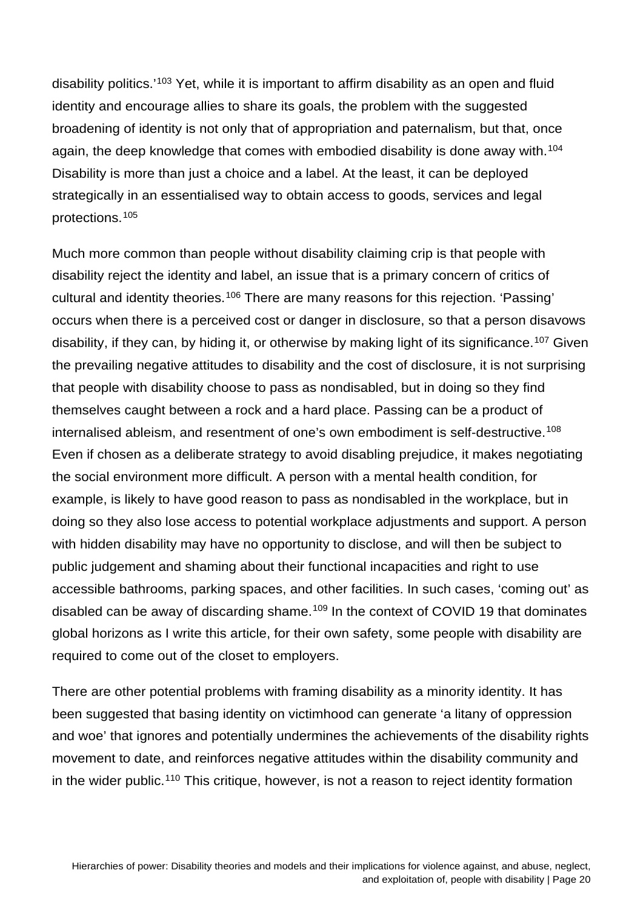disability politics.'[103] Yet, while it is important to affirm disability as an open and fluid identity and encourage allies to share its goals, the problem with the suggested broadening of identity is not only that of appropriation and paternalism, but that, once again, the deep knowledge that comes with embodied disability is done away with.[104] Disability is more than just a choice and a label. At the least, it can be deployed strategically in an essentialised way to obtain access to goods, services and legal protections.[105]

Much more common than people without disability claiming crip is that people with disability reject the identity and label, an issue that is a primary concern of critics of cultural and identity theories.[106] There are many reasons for this rejection. 'Passing' occurs when there is a perceived cost or danger in disclosure, so that a person disavows disability, if they can, by hiding it, or otherwise by making light of its significance.[107] Given the prevailing negative attitudes to disability and the cost of disclosure, it is not surprising that people with disability choose to pass as nondisabled, but in doing so they find themselves caught between a rock and a hard place. Passing can be a product of internalised ableism, and resentment of one's own embodiment is self-destructive.[108] Even if chosen as a deliberate strategy to avoid disabling prejudice, it makes negotiating the social environment more difficult. A person with a mental health condition, for example, is likely to have good reason to pass as nondisabled in the workplace, but in doing so they also lose access to potential workplace adjustments and support. A person with hidden disability may have no opportunity to disclose, and will then be subject to public judgement and shaming about their functional incapacities and right to use accessible bathrooms, parking spaces, and other facilities. In such cases, 'coming out' as disabled can be away of discarding shame.[109] In the context of COVID 19 that dominates global horizons as I write this article, for their own safety, some people with disability are required to come out of the closet to employers.

There are other potential problems with framing disability as a minority identity. It has been suggested that basing identity on victimhood can generate 'a litany of oppression and woe' that ignores and potentially undermines the achievements of the disability rights movement to date, and reinforces negative attitudes within the disability community and in the wider public.[110] This critique, however, is not a reason to reject identity formation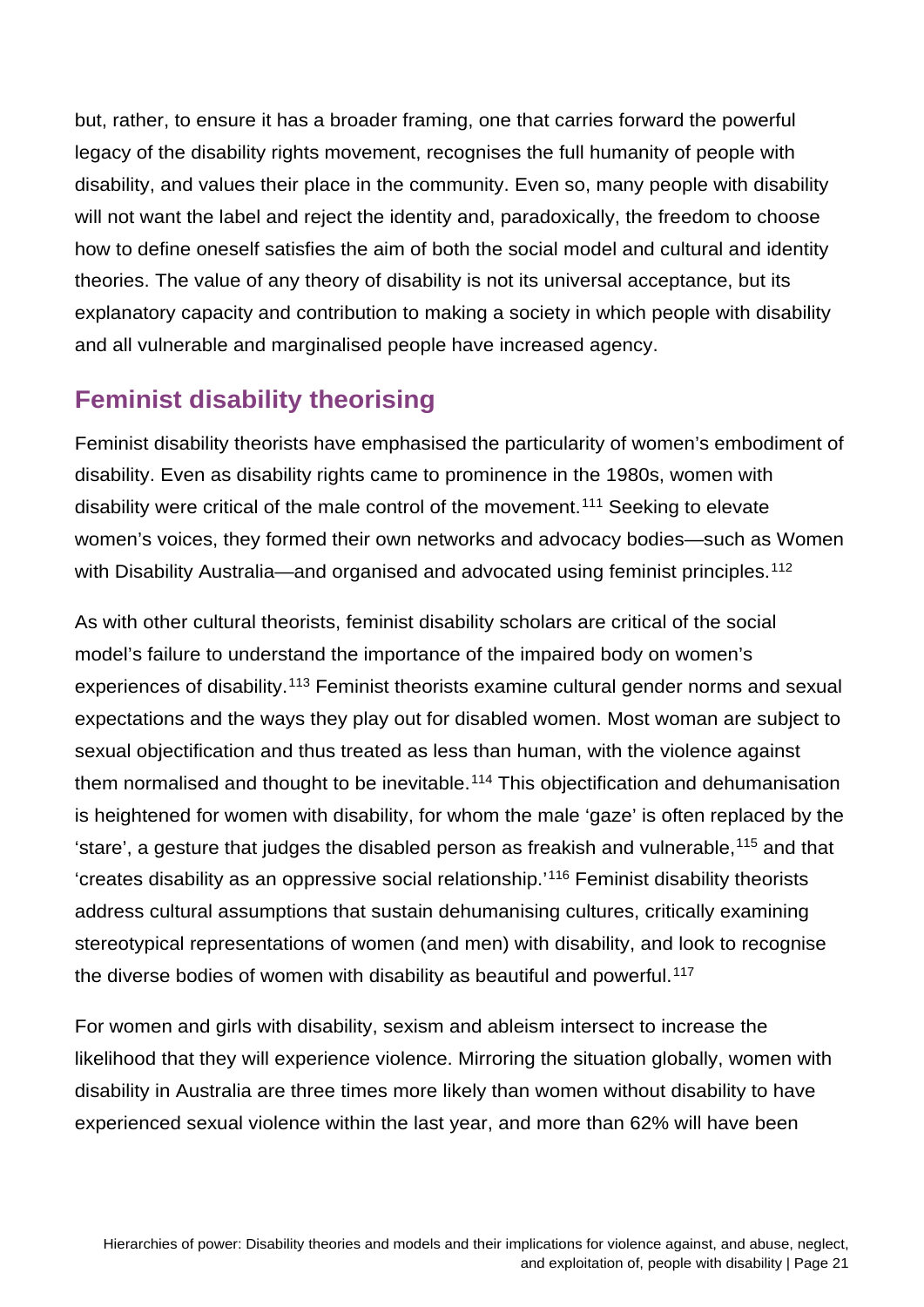but, rather, to ensure it has a broader framing, one that carries forward the powerful legacy of the disability rights movement, recognises the full humanity of people with disability, and values their place in the community. Even so, many people with disability will not want the label and reject the identity and, paradoxically, the freedom to choose how to define oneself satisfies the aim of both the social model and cultural and identity theories. The value of any theory of disability is not its universal acceptance, but its explanatory capacity and contribution to making a society in which people with disability and all vulnerable and marginalised people have increased agency.

## Feminist disability theorising

Feminist disability theorists have emphasised the particularity of women's embodiment of disability. Even as disability rights came to prominence in the 1980s, women with disability were critical of the male control of the movement.[111] Seeking to elevate women's voices, they formed their own networks and advocacy bodies—such as Women with Disability Australia—and organised and advocated using feminist principles.[112]

As with other cultural theorists, feminist disability scholars are critical of the social model's failure to understand the importance of the impaired body on women's experiences of disability.[113] Feminist theorists examine cultural gender norms and sexual expectations and the ways they play out for disabled women. Most woman are subject to sexual objectification and thus treated as less than human, with the violence against them normalised and thought to be inevitable.[114] This objectification and dehumanisation is heightened for women with disability, for whom the male 'gaze' is often replaced by the 'stare', a gesture that judges the disabled person as freakish and vulnerable,[115] and that 'creates disability as an oppressive social relationship.'[116] Feminist disability theorists address cultural assumptions that sustain dehumanising cultures, critically examining stereotypical representations of women (and men) with disability, and look to recognise the diverse bodies of women with disability as beautiful and powerful.[117]

For women and girls with disability, sexism and ableism intersect to increase the likelihood that they will experience violence. Mirroring the situation globally, women with disability in Australia are three times more likely than women without disability to have experienced sexual violence within the last year, and more than 62% will have been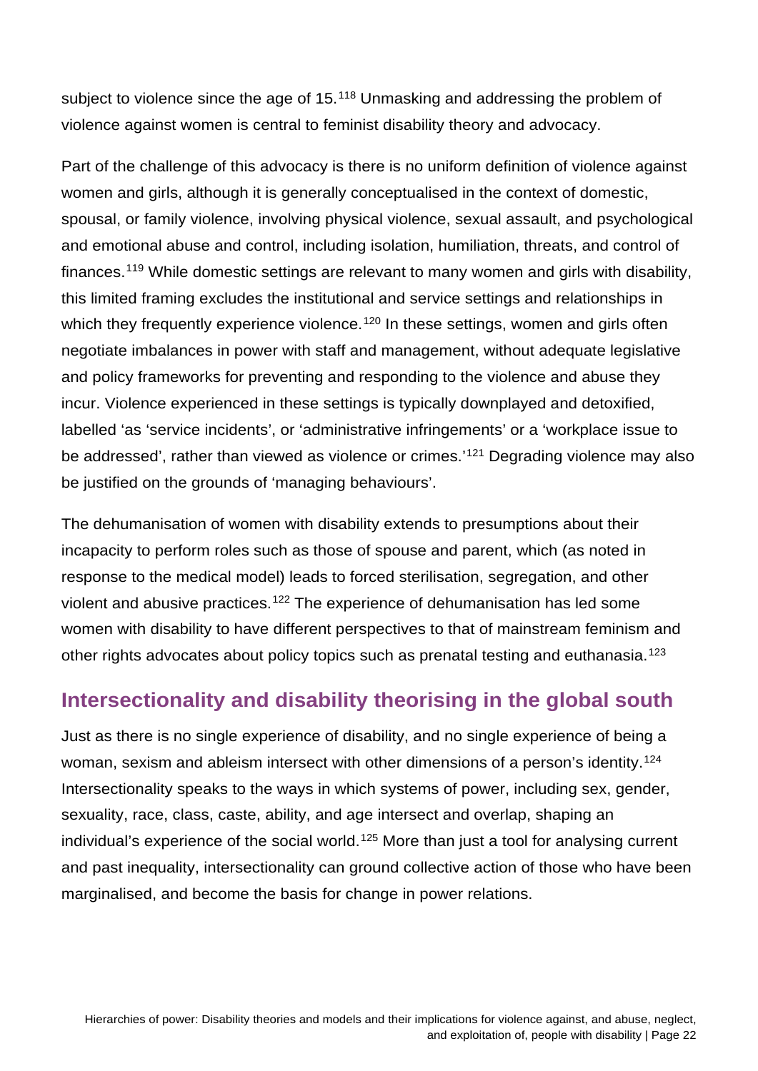subject to violence since the age of 15.[118] Unmasking and addressing the problem of violence against women is central to feminist disability theory and advocacy.

Part of the challenge of this advocacy is there is no uniform definition of violence against women and girls, although it is generally conceptualised in the context of domestic, spousal, or family violence, involving physical violence, sexual assault, and psychological and emotional abuse and control, including isolation, humiliation, threats, and control of finances.[119] While domestic settings are relevant to many women and girls with disability, this limited framing excludes the institutional and service settings and relationships in which they frequently experience violence.[120] In these settings, women and girls often negotiate imbalances in power with staff and management, without adequate legislative and policy frameworks for preventing and responding to the violence and abuse they incur. Violence experienced in these settings is typically downplayed and detoxified, labelled 'as 'service incidents', or 'administrative infringements' or a 'workplace issue to be addressed', rather than viewed as violence or crimes.'[121] Degrading violence may also be justified on the grounds of 'managing behaviours'.

The dehumanisation of women with disability extends to presumptions about their incapacity to perform roles such as those of spouse and parent, which (as noted in response to the medical model) leads to forced sterilisation, segregation, and other violent and abusive practices.[122] The experience of dehumanisation has led some women with disability to have different perspectives to that of mainstream feminism and other rights advocates about policy topics such as prenatal testing and euthanasia.[123]

## Intersectionality and disability theorising in the global south

Just as there is no single experience of disability, and no single experience of being a woman, sexism and ableism intersect with other dimensions of a person's identity.[124] Intersectionality speaks to the ways in which systems of power, including sex, gender, sexuality, race, class, caste, ability, and age intersect and overlap, shaping an individual's experience of the social world.[125] More than just a tool for analysing current and past inequality, intersectionality can ground collective action of those who have been marginalised, and become the basis for change in power relations.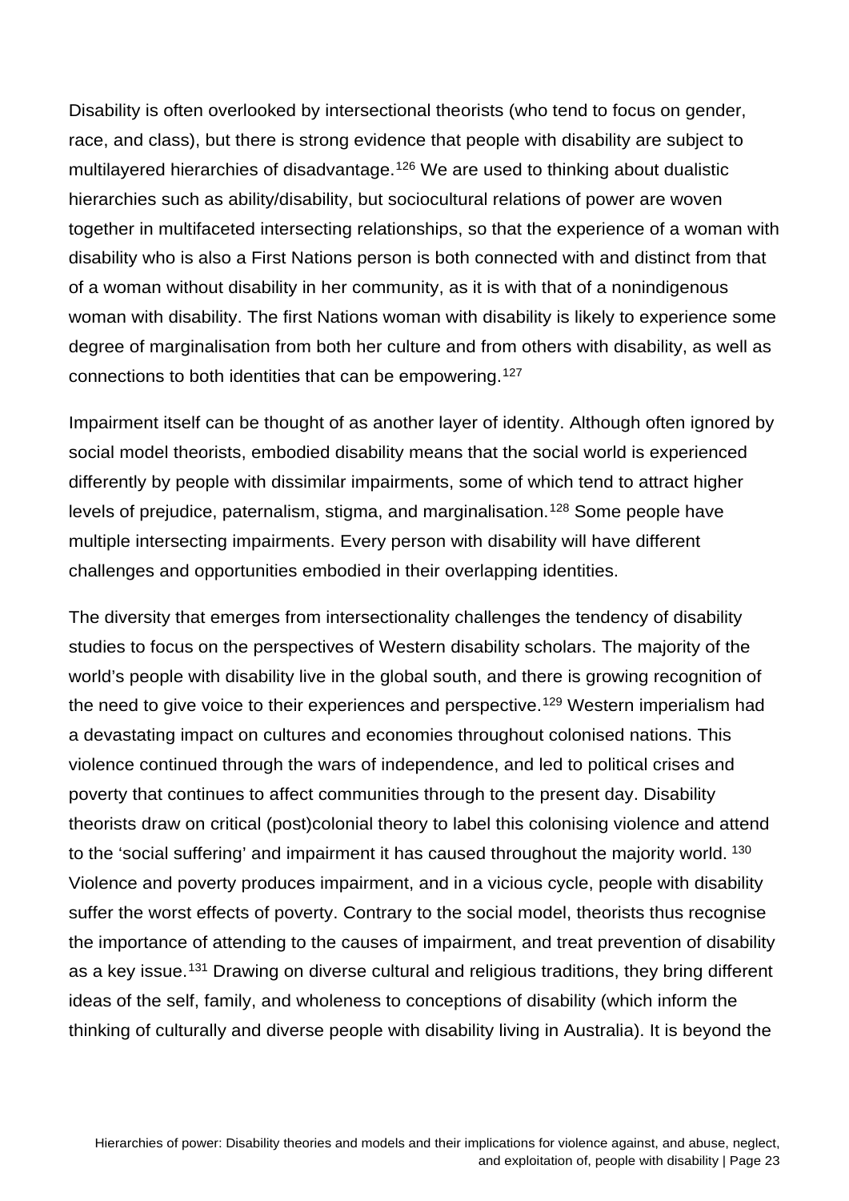Disability is often overlooked by intersectional theorists (who tend to focus on gender, race, and class), but there is strong evidence that people with disability are subject to multilayered hierarchies of disadvantage.[126] We are used to thinking about dualistic hierarchies such as ability/disability, but sociocultural relations of power are woven together in multifaceted intersecting relationships, so that the experience of a woman with disability who is also a First Nations person is both connected with and distinct from that of a woman without disability in her community, as it is with that of a nonindigenous woman with disability. The first Nations woman with disability is likely to experience some degree of marginalisation from both her culture and from others with disability, as well as connections to both identities that can be empowering.[127]

Impairment itself can be thought of as another layer of identity. Although often ignored by social model theorists, embodied disability means that the social world is experienced differently by people with dissimilar impairments, some of which tend to attract higher levels of prejudice, paternalism, stigma, and marginalisation.[128] Some people have multiple intersecting impairments. Every person with disability will have different challenges and opportunities embodied in their overlapping identities.

The diversity that emerges from intersectionality challenges the tendency of disability studies to focus on the perspectives of Western disability scholars. The majority of the world's people with disability live in the global south, and there is growing recognition of the need to give voice to their experiences and perspective.[129] Western imperialism had a devastating impact on cultures and economies throughout colonised nations. This violence continued through the wars of independence, and led to political crises and poverty that continues to affect communities through to the present day. Disability theorists draw on critical (post)colonial theory to label this colonising violence and attend to the 'social suffering' and impairment it has caused throughout the majority world. [130] Violence and poverty produces impairment, and in a vicious cycle, people with disability suffer the worst effects of poverty. Contrary to the social model, theorists thus recognise the importance of attending to the causes of impairment, and treat prevention of disability as a key issue.[131] Drawing on diverse cultural and religious traditions, they bring different ideas of the self, family, and wholeness to conceptions of disability (which inform the thinking of culturally and diverse people with disability living in Australia). It is beyond the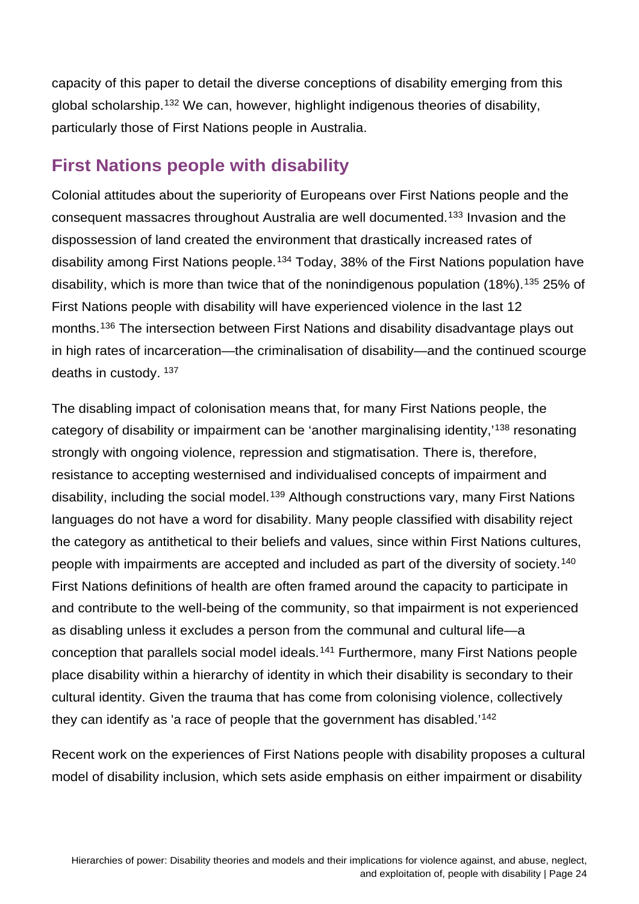capacity of this paper to detail the diverse conceptions of disability emerging from this global scholarship.[132] We can, however, highlight indigenous theories of disability, particularly those of First Nations people in Australia.

## First Nations people with disability

Colonial attitudes about the superiority of Europeans over First Nations people and the consequent massacres throughout Australia are well documented.[133] Invasion and the dispossession of land created the environment that drastically increased rates of disability among First Nations people.[134] Today, 38% of the First Nations population have disability, which is more than twice that of the nonindigenous population (18%).[135] 25% of First Nations people with disability will have experienced violence in the last 12 months.[136] The intersection between First Nations and disability disadvantage plays out in high rates of incarceration—the criminalisation of disability—and the continued scourge deaths in custody. [137]

The disabling impact of colonisation means that, for many First Nations people, the category of disability or impairment can be 'another marginalising identity,'[138] resonating strongly with ongoing violence, repression and stigmatisation. There is, therefore, resistance to accepting westernised and individualised concepts of impairment and disability, including the social model.[139] Although constructions vary, many First Nations languages do not have a word for disability. Many people classified with disability reject the category as antithetical to their beliefs and values, since within First Nations cultures, people with impairments are accepted and included as part of the diversity of society.[140] First Nations definitions of health are often framed around the capacity to participate in and contribute to the well-being of the community, so that impairment is not experienced as disabling unless it excludes a person from the communal and cultural life—a conception that parallels social model ideals.[141] Furthermore, many First Nations people place disability within a hierarchy of identity in which their disability is secondary to their cultural identity. Given the trauma that has come from colonising violence, collectively they can identify as 'a race of people that the government has disabled.'[142]

Recent work on the experiences of First Nations people with disability proposes a cultural model of disability inclusion, which sets aside emphasis on either impairment or disability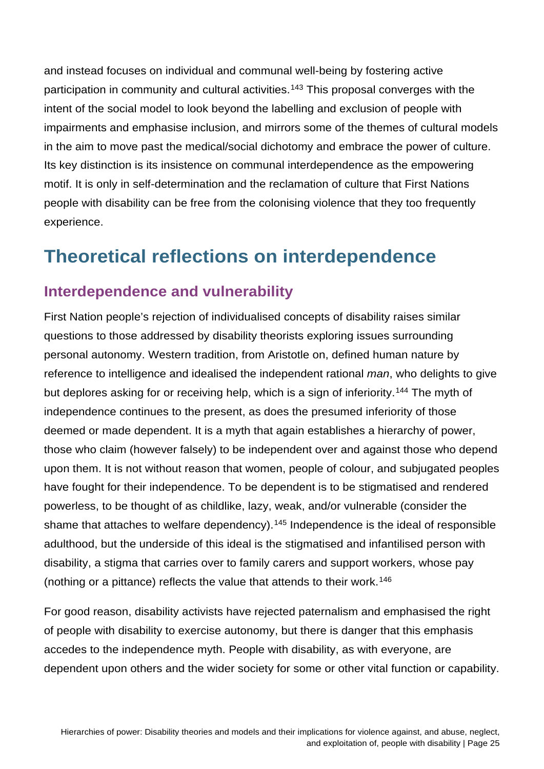and instead focuses on individual and communal well-being by fostering active participation in community and cultural activities.[143] This proposal converges with the intent of the social model to look beyond the labelling and exclusion of people with impairments and emphasise inclusion, and mirrors some of the themes of cultural models in the aim to move past the medical/social dichotomy and embrace the power of culture. Its key distinction is its insistence on communal interdependence as the empowering motif. It is only in self-determination and the reclamation of culture that First Nations people with disability can be free from the colonising violence that they too frequently experience.

# Theoretical reflections on interdependence

## Interdependence and vulnerability

First Nation people's rejection of individualised concepts of disability raises similar questions to those addressed by disability theorists exploring issues surrounding personal autonomy. Western tradition, from Aristotle on, defined human nature by reference to intelligence and idealised the independent rational *man*, who delights to give but deplores asking for or receiving help, which is a sign of inferiority.[144] The myth of independence continues to the present, as does the presumed inferiority of those deemed or made dependent. It is a myth that again establishes a hierarchy of power, those who claim (however falsely) to be independent over and against those who depend upon them. It is not without reason that women, people of colour, and subjugated peoples have fought for their independence. To be dependent is to be stigmatised and rendered powerless, to be thought of as childlike, lazy, weak, and/or vulnerable (consider the shame that attaches to welfare dependency).[145] Independence is the ideal of responsible adulthood, but the underside of this ideal is the stigmatised and infantilised person with disability, a stigma that carries over to family carers and support workers, whose pay (nothing or a pittance) reflects the value that attends to their work.[146]

For good reason, disability activists have rejected paternalism and emphasised the right of people with disability to exercise autonomy, but there is danger that this emphasis accedes to the independence myth. People with disability, as with everyone, are dependent upon others and the wider society for some or other vital function or capability.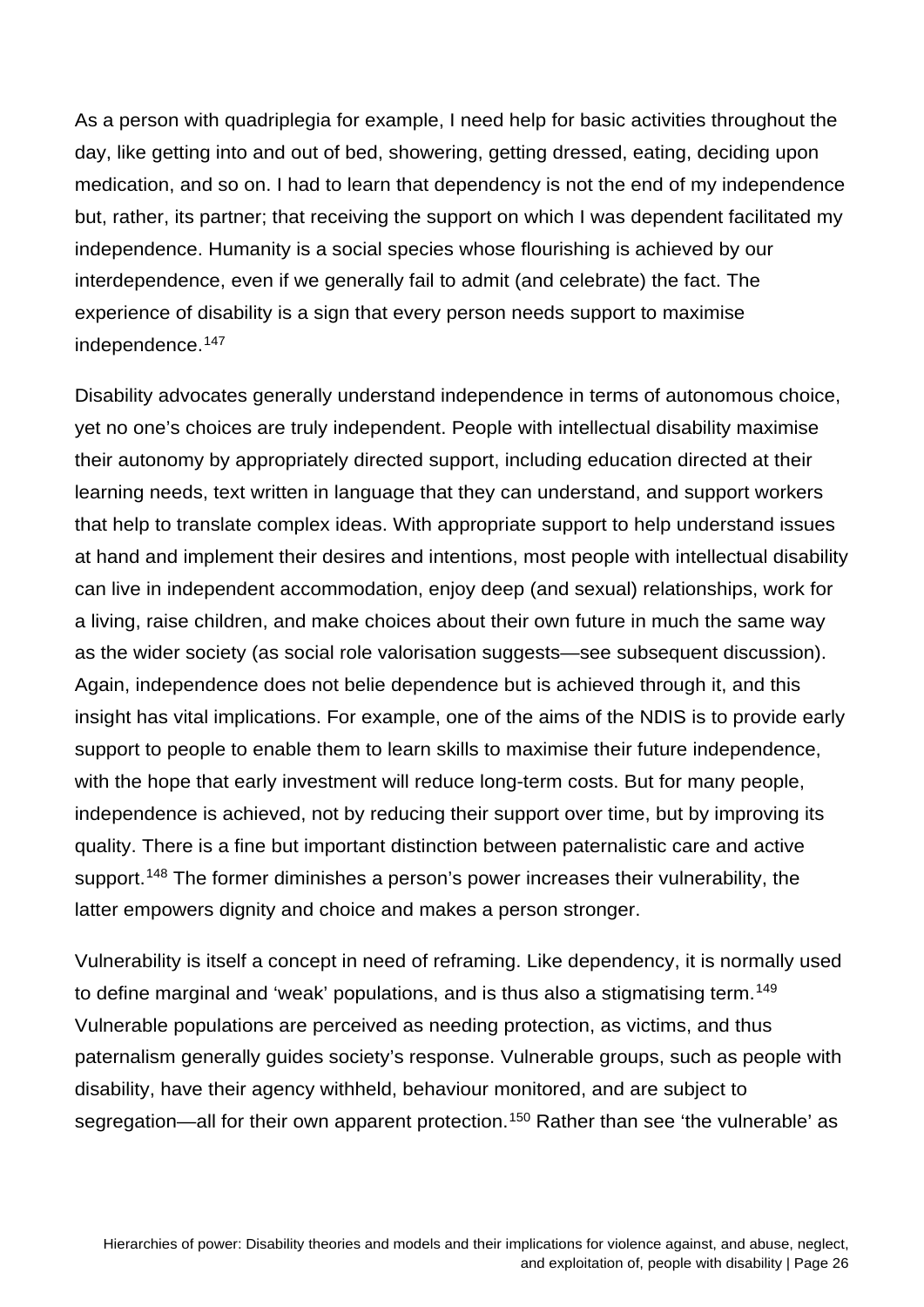As a person with quadriplegia for example, I need help for basic activities throughout the day, like getting into and out of bed, showering, getting dressed, eating, deciding upon medication, and so on. I had to learn that dependency is not the end of my independence but, rather, its partner; that receiving the support on which I was dependent facilitated my independence. Humanity is a social species whose flourishing is achieved by our interdependence, even if we generally fail to admit (and celebrate) the fact. The experience of disability is a sign that every person needs support to maximise independence.[147]

Disability advocates generally understand independence in terms of autonomous choice, yet no one's choices are truly independent. People with intellectual disability maximise their autonomy by appropriately directed support, including education directed at their learning needs, text written in language that they can understand, and support workers that help to translate complex ideas. With appropriate support to help understand issues at hand and implement their desires and intentions, most people with intellectual disability can live in independent accommodation, enjoy deep (and sexual) relationships, work for a living, raise children, and make choices about their own future in much the same way as the wider society (as social role valorisation suggests—see subsequent discussion). Again, independence does not belie dependence but is achieved through it, and this insight has vital implications. For example, one of the aims of the NDIS is to provide early support to people to enable them to learn skills to maximise their future independence, with the hope that early investment will reduce long-term costs. But for many people, independence is achieved, not by reducing their support over time, but by improving its quality. There is a fine but important distinction between paternalistic care and active support.[148] The former diminishes a person's power increases their vulnerability, the latter empowers dignity and choice and makes a person stronger.

Vulnerability is itself a concept in need of reframing. Like dependency, it is normally used to define marginal and 'weak' populations, and is thus also a stigmatising term.[149] Vulnerable populations are perceived as needing protection, as victims, and thus paternalism generally guides society's response. Vulnerable groups, such as people with disability, have their agency withheld, behaviour monitored, and are subject to segregation—all for their own apparent protection.[150] Rather than see 'the vulnerable' as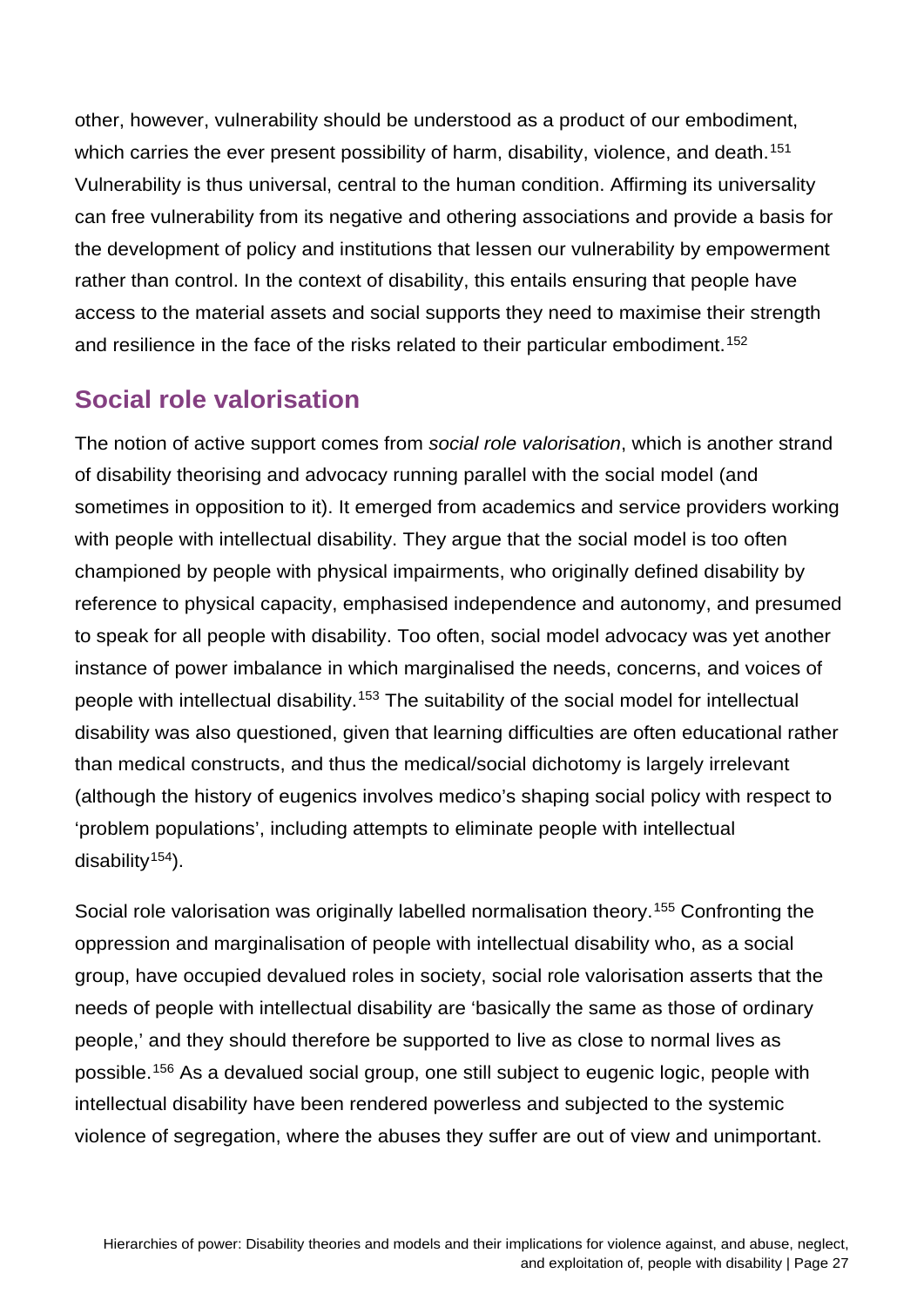other, however, vulnerability should be understood as a product of our embodiment, which carries the ever present possibility of harm, disability, violence, and death.[151] Vulnerability is thus universal, central to the human condition. Affirming its universality can free vulnerability from its negative and othering associations and provide a basis for the development of policy and institutions that lessen our vulnerability by empowerment rather than control. In the context of disability, this entails ensuring that people have access to the material assets and social supports they need to maximise their strength and resilience in the face of the risks related to their particular embodiment.[152]

## Social role valorisation

The notion of active support comes from *social role valorisation*, which is another strand of disability theorising and advocacy running parallel with the social model (and sometimes in opposition to it). It emerged from academics and service providers working with people with intellectual disability. They argue that the social model is too often championed by people with physical impairments, who originally defined disability by reference to physical capacity, emphasised independence and autonomy, and presumed to speak for all people with disability. Too often, social model advocacy was yet another instance of power imbalance in which marginalised the needs, concerns, and voices of people with intellectual disability.[153] The suitability of the social model for intellectual disability was also questioned, given that learning difficulties are often educational rather than medical constructs, and thus the medical/social dichotomy is largely irrelevant (although the history of eugenics involves medico's shaping social policy with respect to 'problem populations', including attempts to eliminate people with intellectual disability[154]).

Social role valorisation was originally labelled normalisation theory.[155] Confronting the oppression and marginalisation of people with intellectual disability who, as a social group, have occupied devalued roles in society, social role valorisation asserts that the needs of people with intellectual disability are 'basically the same as those of ordinary people,' and they should therefore be supported to live as close to normal lives as possible.[156] As a devalued social group, one still subject to eugenic logic, people with intellectual disability have been rendered powerless and subjected to the systemic violence of segregation, where the abuses they suffer are out of view and unimportant.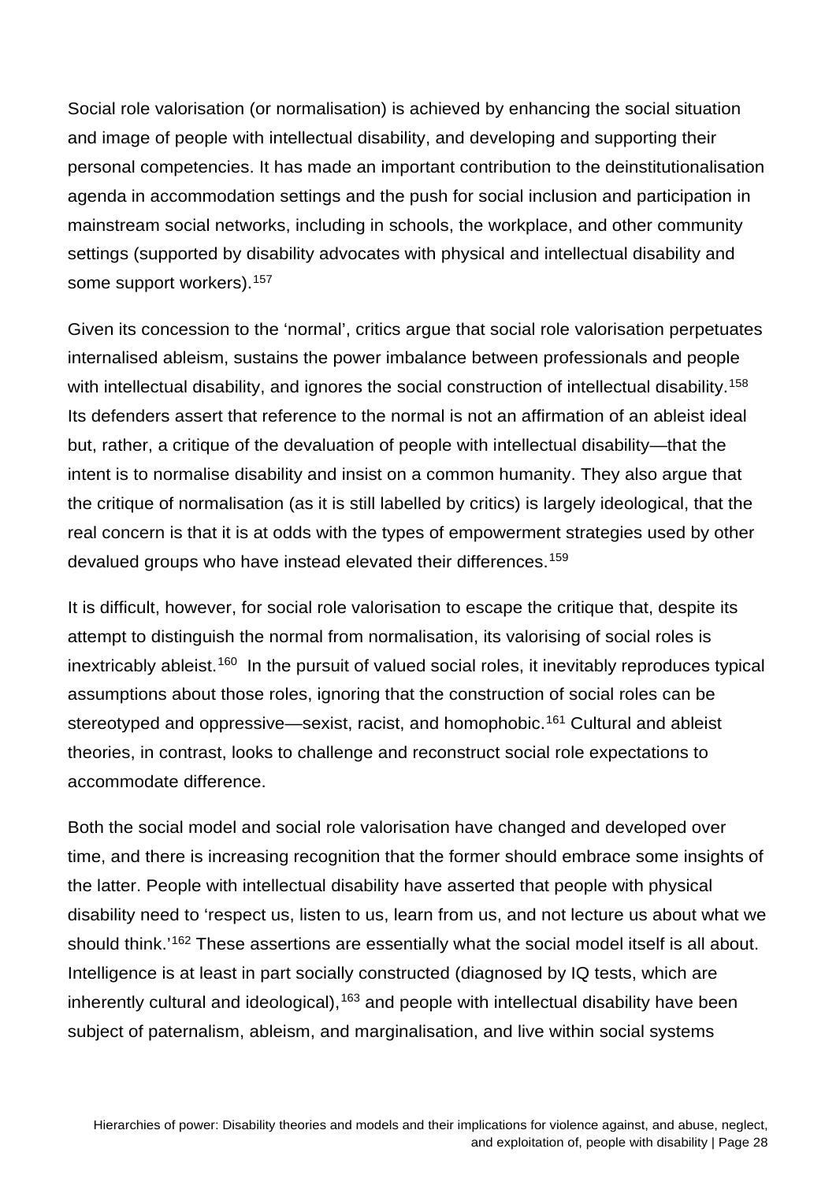Social role valorisation (or normalisation) is achieved by enhancing the social situation and image of people with intellectual disability, and developing and supporting their personal competencies. It has made an important contribution to the deinstitutionalisation agenda in accommodation settings and the push for social inclusion and participation in mainstream social networks, including in schools, the workplace, and other community settings (supported by disability advocates with physical and intellectual disability and some support workers).[157]

Given its concession to the 'normal', critics argue that social role valorisation perpetuates internalised ableism, sustains the power imbalance between professionals and people with intellectual disability, and ignores the social construction of intellectual disability.[158] Its defenders assert that reference to the normal is not an affirmation of an ableist ideal but, rather, a critique of the devaluation of people with intellectual disability—that the intent is to normalise disability and insist on a common humanity. They also argue that the critique of normalisation (as it is still labelled by critics) is largely ideological, that the real concern is that it is at odds with the types of empowerment strategies used by other devalued groups who have instead elevated their differences.[159]

It is difficult, however, for social role valorisation to escape the critique that, despite its attempt to distinguish the normal from normalisation, its valorising of social roles is inextricably ableist.[160] In the pursuit of valued social roles, it inevitably reproduces typical assumptions about those roles, ignoring that the construction of social roles can be stereotyped and oppressive—sexist, racist, and homophobic.[161] Cultural and ableist theories, in contrast, looks to challenge and reconstruct social role expectations to accommodate difference.

Both the social model and social role valorisation have changed and developed over time, and there is increasing recognition that the former should embrace some insights of the latter. People with intellectual disability have asserted that people with physical disability need to 'respect us, listen to us, learn from us, and not lecture us about what we should think.'[162] These assertions are essentially what the social model itself is all about. Intelligence is at least in part socially constructed (diagnosed by IQ tests, which are inherently cultural and ideological),[163] and people with intellectual disability have been subject of paternalism, ableism, and marginalisation, and live within social systems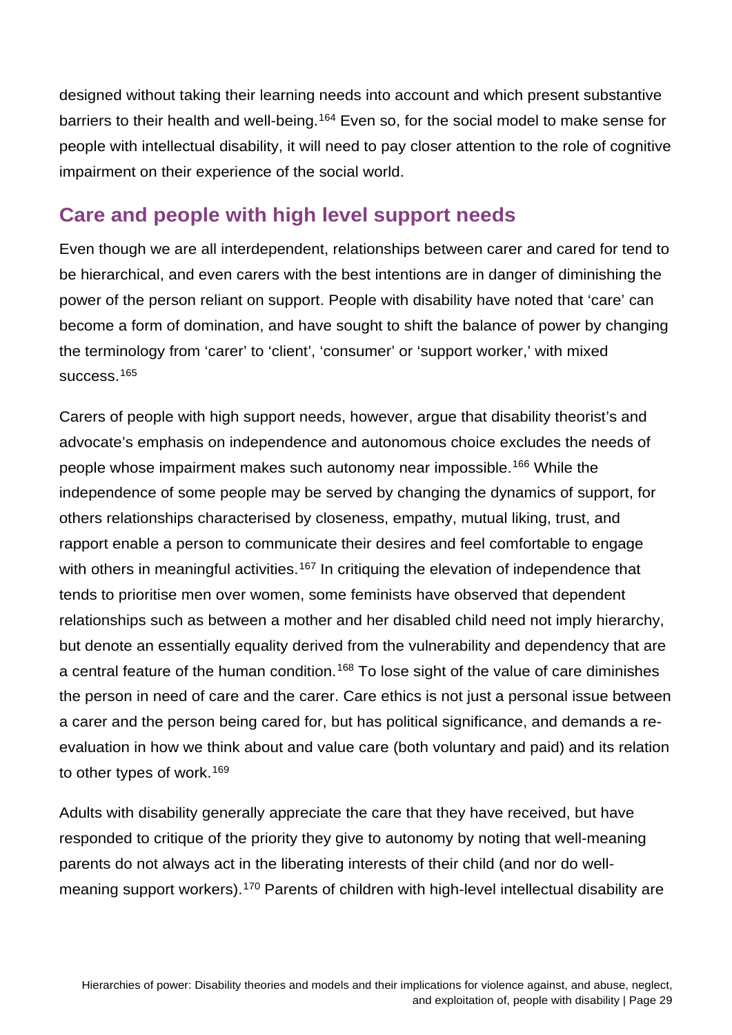designed without taking their learning needs into account and which present substantive barriers to their health and well-being.[164] Even so, for the social model to make sense for people with intellectual disability, it will need to pay closer attention to the role of cognitive impairment on their experience of the social world.

## Care and people with high level support needs

Even though we are all interdependent, relationships between carer and cared for tend to be hierarchical, and even carers with the best intentions are in danger of diminishing the power of the person reliant on support. People with disability have noted that 'care' can become a form of domination, and have sought to shift the balance of power by changing the terminology from 'carer' to 'client', 'consumer' or 'support worker,' with mixed success.[165]

Carers of people with high support needs, however, argue that disability theorist's and advocate's emphasis on independence and autonomous choice excludes the needs of people whose impairment makes such autonomy near impossible.[166] While the independence of some people may be served by changing the dynamics of support, for others relationships characterised by closeness, empathy, mutual liking, trust, and rapport enable a person to communicate their desires and feel comfortable to engage with others in meaningful activities.[167] In critiquing the elevation of independence that tends to prioritise men over women, some feminists have observed that dependent relationships such as between a mother and her disabled child need not imply hierarchy, but denote an essentially equality derived from the vulnerability and dependency that are a central feature of the human condition.[168] To lose sight of the value of care diminishes the person in need of care and the carer. Care ethics is not just a personal issue between a carer and the person being cared for, but has political significance, and demands a re-evaluation in how we think about and value care (both voluntary and paid) and its relation to other types of work.[169]

Adults with disability generally appreciate the care that they have received, but have responded to critique of the priority they give to autonomy by noting that well-meaning parents do not always act in the liberating interests of their child (and nor do well-meaning support workers).[170] Parents of children with high-level intellectual disability are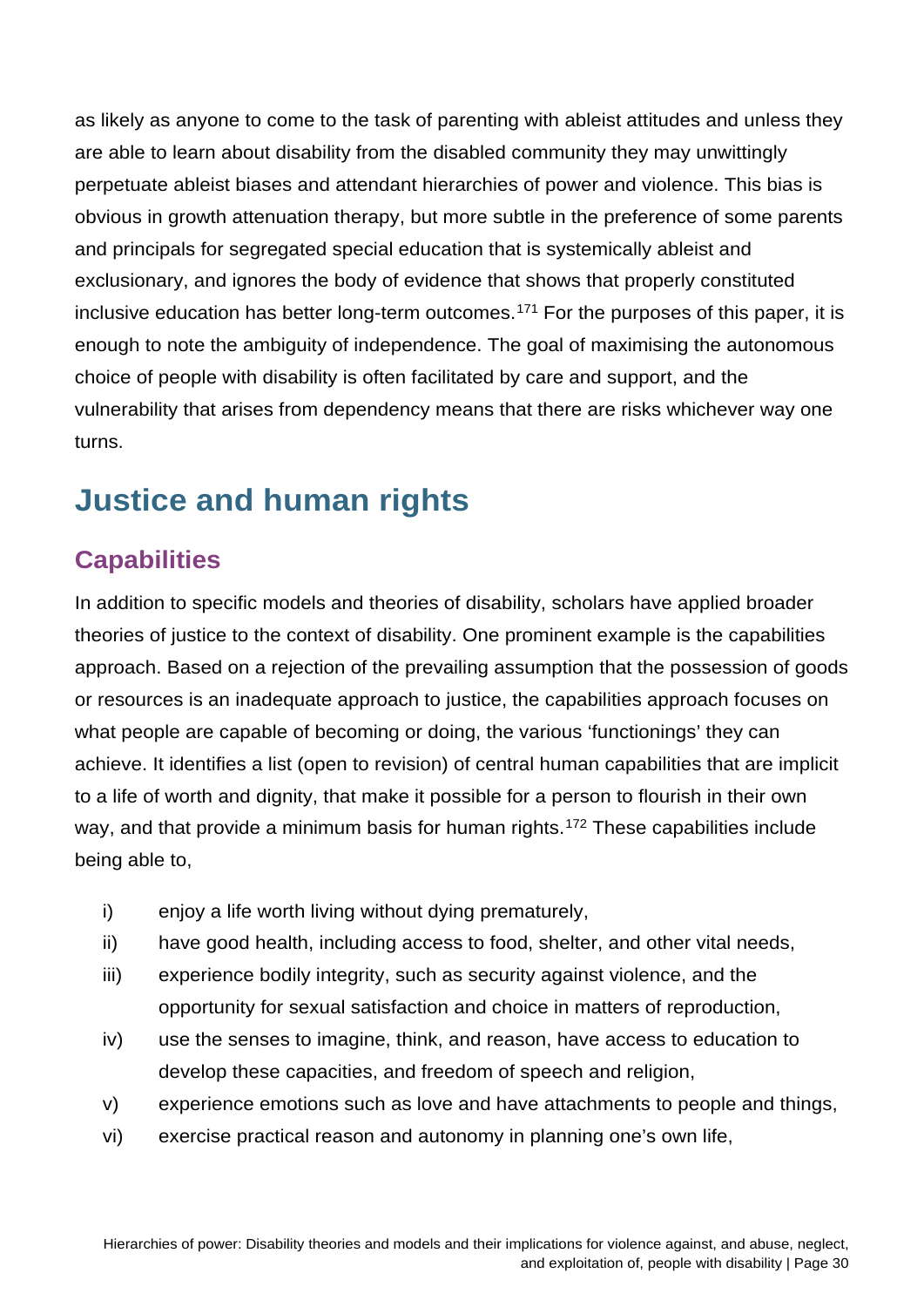as likely as anyone to come to the task of parenting with ableist attitudes and unless they are able to learn about disability from the disabled community they may unwittingly perpetuate ableist biases and attendant hierarchies of power and violence. This bias is obvious in growth attenuation therapy, but more subtle in the preference of some parents and principals for segregated special education that is systemically ableist and exclusionary, and ignores the body of evidence that shows that properly constituted inclusive education has better long-term outcomes.[171] For the purposes of this paper, it is enough to note the ambiguity of independence. The goal of maximising the autonomous choice of people with disability is often facilitated by care and support, and the vulnerability that arises from dependency means that there are risks whichever way one turns.

# Justice and human rights

## Capabilities

In addition to specific models and theories of disability, scholars have applied broader theories of justice to the context of disability. One prominent example is the capabilities approach. Based on a rejection of the prevailing assumption that the possession of goods or resources is an inadequate approach to justice, the capabilities approach focuses on what people are capable of becoming or doing, the various 'functionings' they can achieve. It identifies a list (open to revision) of central human capabilities that are implicit to a life of worth and dignity, that make it possible for a person to flourish in their own way, and that provide a minimum basis for human rights.[172] These capabilities include being able to,

i) enjoy a life worth living without dying prematurely,
ii) have good health, including access to food, shelter, and other vital needs,
iii) experience bodily integrity, such as security against violence, and the opportunity for sexual satisfaction and choice in matters of reproduction,
iv) use the senses to imagine, think, and reason, have access to education to develop these capacities, and freedom of speech and religion,
v) experience emotions such as love and have attachments to people and things,
vi) exercise practical reason and autonomy in planning one's own life,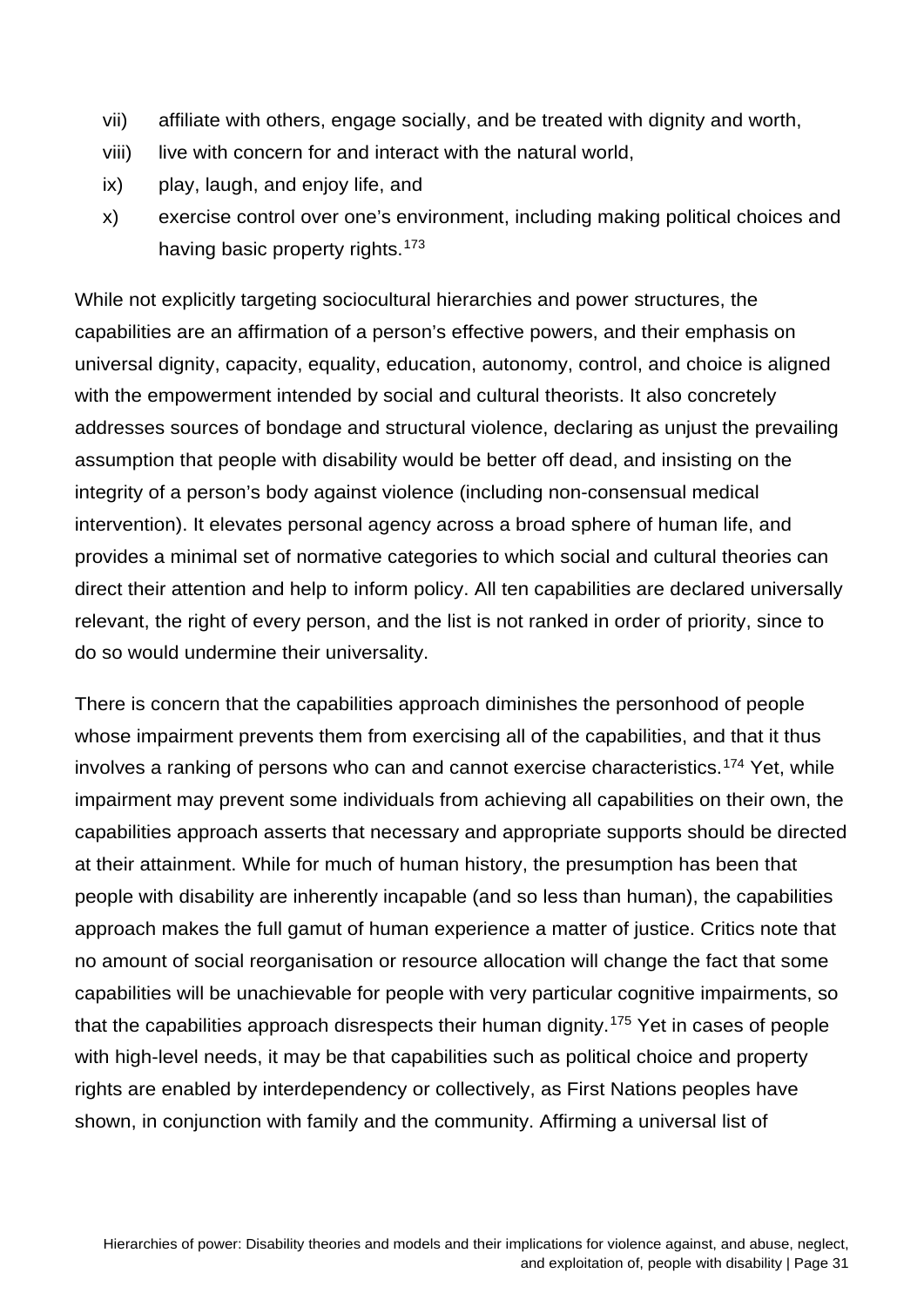vii) affiliate with others, engage socially, and be treated with dignity and worth,

viii) live with concern for and interact with the natural world,

ix) play, laugh, and enjoy life, and

x) exercise control over one's environment, including making political choices and having basic property rights.[173]

While not explicitly targeting sociocultural hierarchies and power structures, the capabilities are an affirmation of a person's effective powers, and their emphasis on universal dignity, capacity, equality, education, autonomy, control, and choice is aligned with the empowerment intended by social and cultural theorists. It also concretely addresses sources of bondage and structural violence, declaring as unjust the prevailing assumption that people with disability would be better off dead, and insisting on the integrity of a person's body against violence (including non-consensual medical intervention). It elevates personal agency across a broad sphere of human life, and provides a minimal set of normative categories to which social and cultural theories can direct their attention and help to inform policy. All ten capabilities are declared universally relevant, the right of every person, and the list is not ranked in order of priority, since to do so would undermine their universality.

There is concern that the capabilities approach diminishes the personhood of people whose impairment prevents them from exercising all of the capabilities, and that it thus involves a ranking of persons who can and cannot exercise characteristics.[174] Yet, while impairment may prevent some individuals from achieving all capabilities on their own, the capabilities approach asserts that necessary and appropriate supports should be directed at their attainment. While for much of human history, the presumption has been that people with disability are inherently incapable (and so less than human), the capabilities approach makes the full gamut of human experience a matter of justice. Critics note that no amount of social reorganisation or resource allocation will change the fact that some capabilities will be unachievable for people with very particular cognitive impairments, so that the capabilities approach disrespects their human dignity.[175] Yet in cases of people with high-level needs, it may be that capabilities such as political choice and property rights are enabled by interdependency or collectively, as First Nations peoples have shown, in conjunction with family and the community. Affirming a universal list of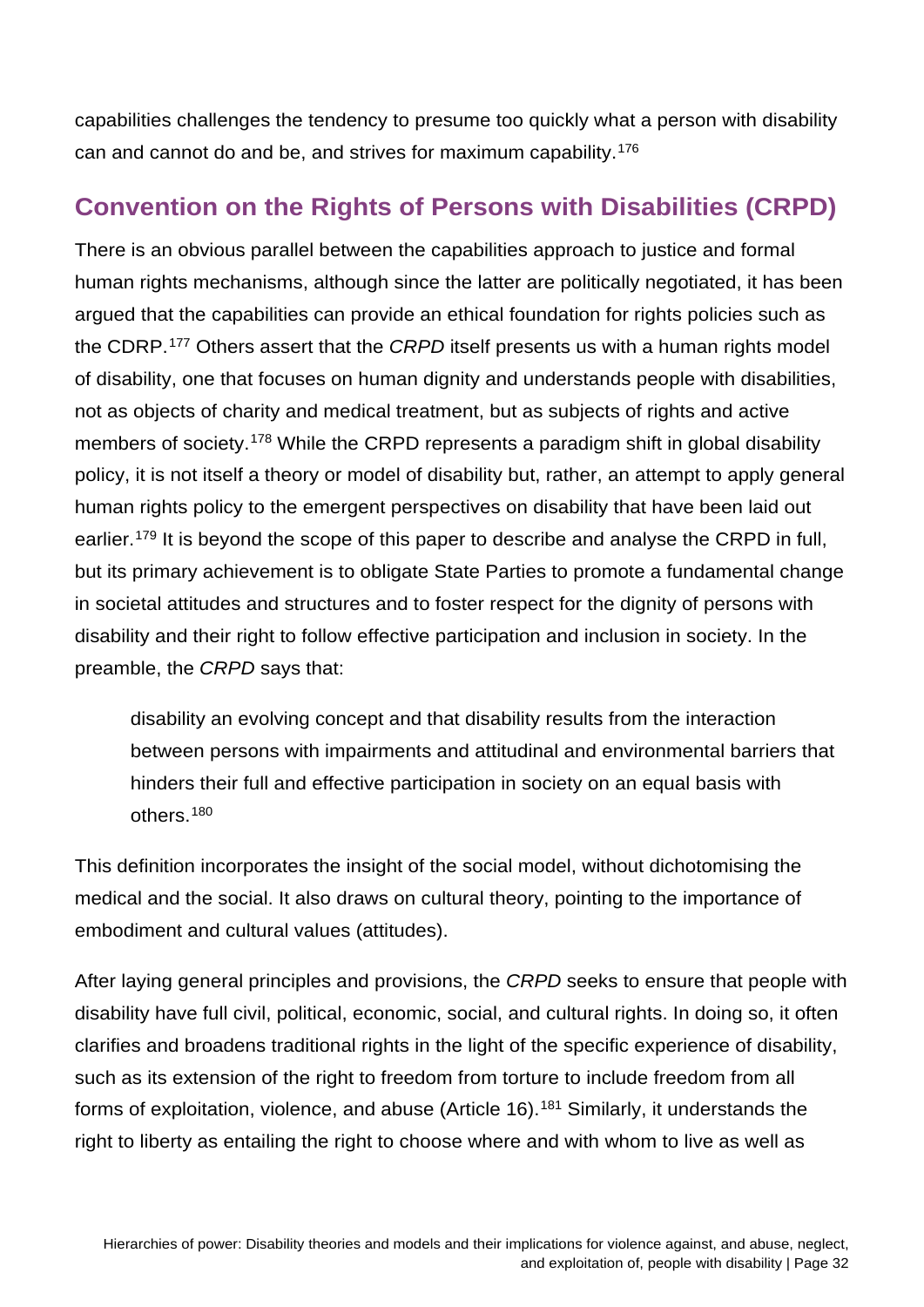capabilities challenges the tendency to presume too quickly what a person with disability can and cannot do and be, and strives for maximum capability.[176]

## Convention on the Rights of Persons with Disabilities (CRPD)

There is an obvious parallel between the capabilities approach to justice and formal human rights mechanisms, although since the latter are politically negotiated, it has been argued that the capabilities can provide an ethical foundation for rights policies such as the CDRP.[177] Others assert that the *CRPD* itself presents us with a human rights model of disability, one that focuses on human dignity and understands people with disabilities, not as objects of charity and medical treatment, but as subjects of rights and active members of society.[178] While the CRPD represents a paradigm shift in global disability policy, it is not itself a theory or model of disability but, rather, an attempt to apply general human rights policy to the emergent perspectives on disability that have been laid out earlier.[179] It is beyond the scope of this paper to describe and analyse the CRPD in full, but its primary achievement is to obligate State Parties to promote a fundamental change in societal attitudes and structures and to foster respect for the dignity of persons with disability and their right to follow effective participation and inclusion in society. In the preamble, the *CRPD* says that:

> disability an evolving concept and that disability results from the interaction between persons with impairments and attitudinal and environmental barriers that hinders their full and effective participation in society on an equal basis with others.[180]

This definition incorporates the insight of the social model, without dichotomising the medical and the social. It also draws on cultural theory, pointing to the importance of embodiment and cultural values (attitudes).

After laying general principles and provisions, the *CRPD* seeks to ensure that people with disability have full civil, political, economic, social, and cultural rights. In doing so, it often clarifies and broadens traditional rights in the light of the specific experience of disability, such as its extension of the right to freedom from torture to include freedom from all forms of exploitation, violence, and abuse (Article 16).[181] Similarly, it understands the right to liberty as entailing the right to choose where and with whom to live as well as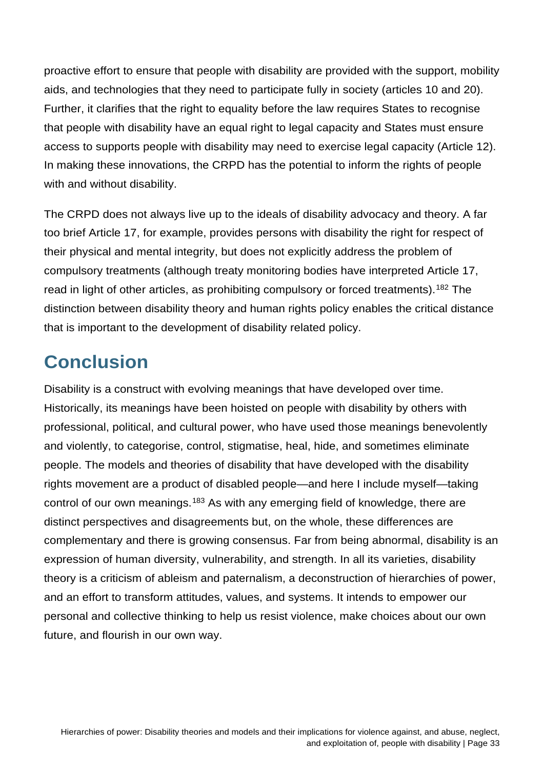proactive effort to ensure that people with disability are provided with the support, mobility aids, and technologies that they need to participate fully in society (articles 10 and 20). Further, it clarifies that the right to equality before the law requires States to recognise that people with disability have an equal right to legal capacity and States must ensure access to supports people with disability may need to exercise legal capacity (Article 12). In making these innovations, the CRPD has the potential to inform the rights of people with and without disability.

The CRPD does not always live up to the ideals of disability advocacy and theory. A far too brief Article 17, for example, provides persons with disability the right for respect of their physical and mental integrity, but does not explicitly address the problem of compulsory treatments (although treaty monitoring bodies have interpreted Article 17, read in light of other articles, as prohibiting compulsory or forced treatments).[182] The distinction between disability theory and human rights policy enables the critical distance that is important to the development of disability related policy.

## Conclusion

Disability is a construct with evolving meanings that have developed over time. Historically, its meanings have been hoisted on people with disability by others with professional, political, and cultural power, who have used those meanings benevolently and violently, to categorise, control, stigmatise, heal, hide, and sometimes eliminate people. The models and theories of disability that have developed with the disability rights movement are a product of disabled people—and here I include myself—taking control of our own meanings.[183] As with any emerging field of knowledge, there are distinct perspectives and disagreements but, on the whole, these differences are complementary and there is growing consensus. Far from being abnormal, disability is an expression of human diversity, vulnerability, and strength. In all its varieties, disability theory is a criticism of ableism and paternalism, a deconstruction of hierarchies of power, and an effort to transform attitudes, values, and systems. It intends to empower our personal and collective thinking to help us resist violence, make choices about our own future, and flourish in our own way.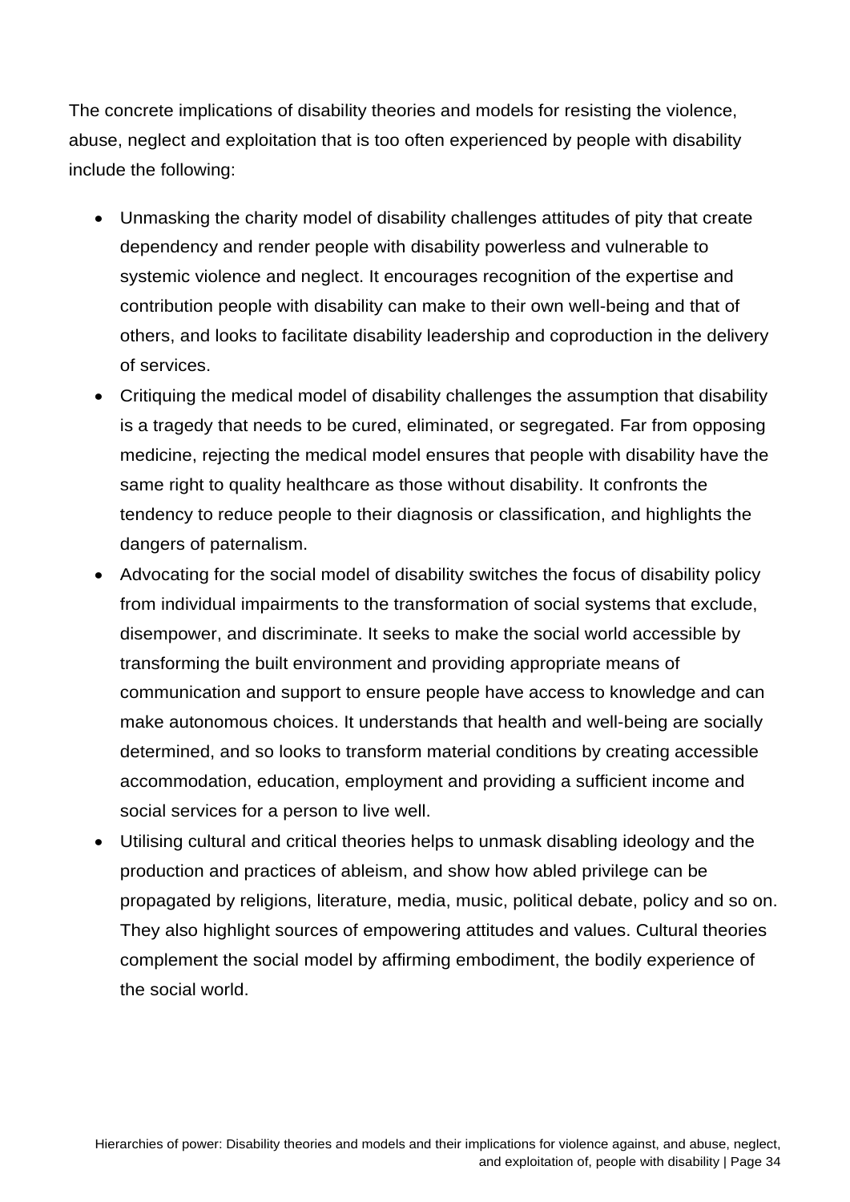The concrete implications of disability theories and models for resisting the violence, abuse, neglect and exploitation that is too often experienced by people with disability include the following:

- Unmasking the charity model of disability challenges attitudes of pity that create dependency and render people with disability powerless and vulnerable to systemic violence and neglect. It encourages recognition of the expertise and contribution people with disability can make to their own well-being and that of others, and looks to facilitate disability leadership and coproduction in the delivery of services.
- Critiquing the medical model of disability challenges the assumption that disability is a tragedy that needs to be cured, eliminated, or segregated. Far from opposing medicine, rejecting the medical model ensures that people with disability have the same right to quality healthcare as those without disability. It confronts the tendency to reduce people to their diagnosis or classification, and highlights the dangers of paternalism.
- Advocating for the social model of disability switches the focus of disability policy from individual impairments to the transformation of social systems that exclude, disempower, and discriminate. It seeks to make the social world accessible by transforming the built environment and providing appropriate means of communication and support to ensure people have access to knowledge and can make autonomous choices. It understands that health and well-being are socially determined, and so looks to transform material conditions by creating accessible accommodation, education, employment and providing a sufficient income and social services for a person to live well.
- Utilising cultural and critical theories helps to unmask disabling ideology and the production and practices of ableism, and show how abled privilege can be propagated by religions, literature, media, music, political debate, policy and so on. They also highlight sources of empowering attitudes and values. Cultural theories complement the social model by affirming embodiment, the bodily experience of the social world.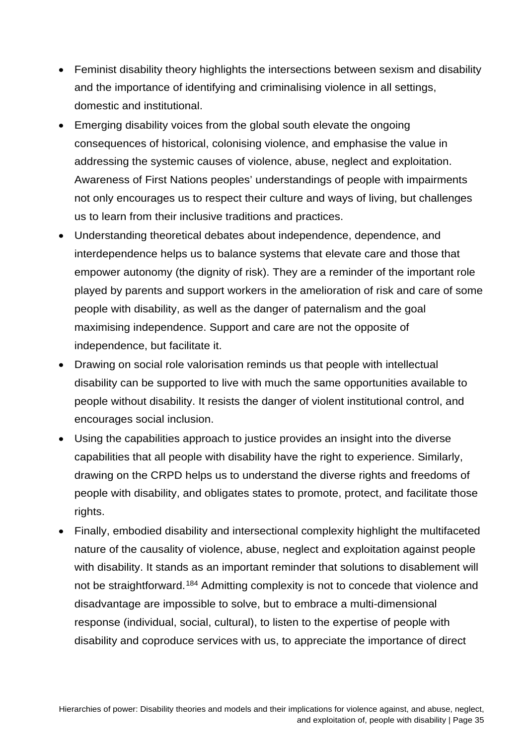- Feminist disability theory highlights the intersections between sexism and disability and the importance of identifying and criminalising violence in all settings, domestic and institutional.
- Emerging disability voices from the global south elevate the ongoing consequences of historical, colonising violence, and emphasise the value in addressing the systemic causes of violence, abuse, neglect and exploitation. Awareness of First Nations peoples' understandings of people with impairments not only encourages us to respect their culture and ways of living, but challenges us to learn from their inclusive traditions and practices.
- Understanding theoretical debates about independence, dependence, and interdependence helps us to balance systems that elevate care and those that empower autonomy (the dignity of risk). They are a reminder of the important role played by parents and support workers in the amelioration of risk and care of some people with disability, as well as the danger of paternalism and the goal maximising independence. Support and care are not the opposite of independence, but facilitate it.
- Drawing on social role valorisation reminds us that people with intellectual disability can be supported to live with much the same opportunities available to people without disability. It resists the danger of violent institutional control, and encourages social inclusion.
- Using the capabilities approach to justice provides an insight into the diverse capabilities that all people with disability have the right to experience. Similarly, drawing on the CRPD helps us to understand the diverse rights and freedoms of people with disability, and obligates states to promote, protect, and facilitate those rights.
- Finally, embodied disability and intersectional complexity highlight the multifaceted nature of the causality of violence, abuse, neglect and exploitation against people with disability. It stands as an important reminder that solutions to disablement will not be straightforward.[184] Admitting complexity is not to concede that violence and disadvantage are impossible to solve, but to embrace a multi-dimensional response (individual, social, cultural), to listen to the expertise of people with disability and coproduce services with us, to appreciate the importance of direct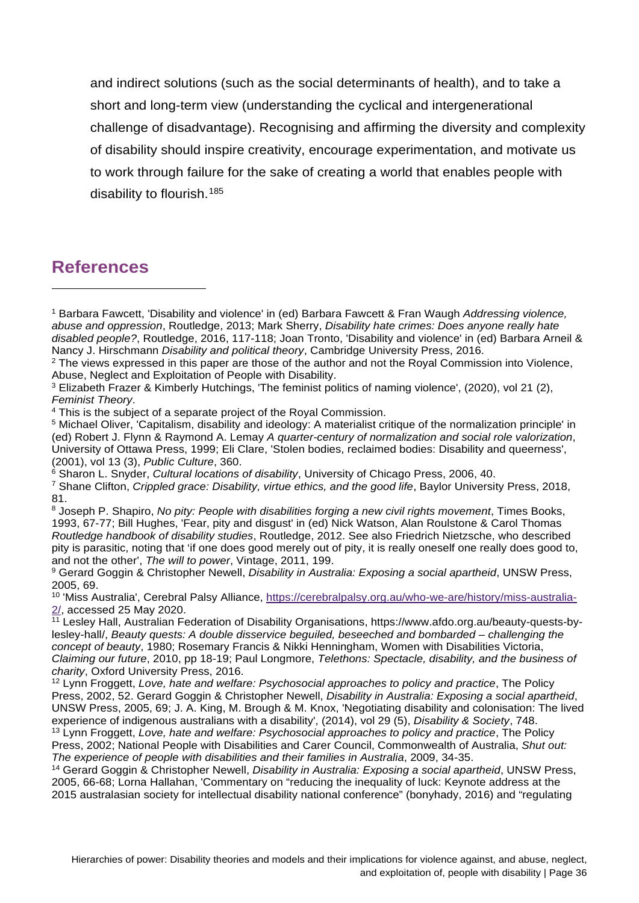and indirect solutions (such as the social determinants of health), and to take a short and long-term view (understanding the cyclical and intergenerational challenge of disadvantage). Recognising and affirming the diversity and complexity of disability should inspire creativity, encourage experimentation, and motivate us to work through failure for the sake of creating a world that enables people with disability to flourish.[185]

## References

---

[1] Barbara Fawcett, 'Disability and violence' in (ed) Barbara Fawcett & Fran Waugh *Addressing violence, abuse and oppression*, Routledge, 2013; Mark Sherry, *Disability hate crimes: Does anyone really hate disabled people?*, Routledge, 2016, 117-118; Joan Tronto, 'Disability and violence' in (ed) Barbara Arneil & Nancy J. Hirschmann *Disability and political theory*, Cambridge University Press, 2016.

[2] The views expressed in this paper are those of the author and not the Royal Commission into Violence, Abuse, Neglect and Exploitation of People with Disability.

[3] Elizabeth Frazer & Kimberly Hutchings, 'The feminist politics of naming violence', (2020), vol 21 (2), *Feminist Theory*.

[4] This is the subject of a separate project of the Royal Commission.

[5] Michael Oliver, 'Capitalism, disability and ideology: A materialist critique of the normalization principle' in (ed) Robert J. Flynn & Raymond A. Lemay *A quarter-century of normalization and social role valorization*, University of Ottawa Press, 1999; Eli Clare, 'Stolen bodies, reclaimed bodies: Disability and queerness', (2001), vol 13 (3), *Public Culture*, 360.

[6] Sharon L. Snyder, *Cultural locations of disability*, University of Chicago Press, 2006, 40.

[7] Shane Clifton, *Crippled grace: Disability, virtue ethics, and the good life*, Baylor University Press, 2018, 81.

[8] Joseph P. Shapiro, *No pity: People with disabilities forging a new civil rights movement*, Times Books, 1993, 67-77; Bill Hughes, 'Fear, pity and disgust' in (ed) Nick Watson, Alan Roulstone & Carol Thomas *Routledge handbook of disability studies*, Routledge, 2012. See also Friedrich Nietzsche, who described pity is parasitic, noting that 'if one does good merely out of pity, it is really oneself one really does good to, and not the other', *The will to power*, Vintage, 2011, 199.

[9] Gerard Goggin & Christopher Newell, *Disability in Australia: Exposing a social apartheid*, UNSW Press, 2005, 69.

[10] 'Miss Australia', Cerebral Palsy Alliance, https://cerebralpalsy.org.au/who-we-are/history/miss-australia-2/, accessed 25 May 2020.

[11] Lesley Hall, Australian Federation of Disability Organisations, https://www.afdo.org.au/beauty-quests-by-lesley-hall/, *Beauty quests: A double disservice beguiled, beseeched and bombarded – challenging the concept of beauty*, 1980; Rosemary Francis & Nikki Henningham, Women with Disabilities Victoria, *Claiming our future*, 2010, pp 18-19; Paul Longmore, *Telethons: Spectacle, disability, and the business of charity*, Oxford University Press, 2016.

[12] Lynn Froggett, *Love, hate and welfare: Psychosocial approaches to policy and practice*, The Policy Press, 2002, 52. Gerard Goggin & Christopher Newell, *Disability in Australia: Exposing a social apartheid*, UNSW Press, 2005, 69; J. A. King, M. Brough & M. Knox, 'Negotiating disability and colonisation: The lived experience of indigenous australians with a disability', (2014), vol 29 (5), *Disability & Society*, 748.

[13] Lynn Froggett, *Love, hate and welfare: Psychosocial approaches to policy and practice*, The Policy Press, 2002; National People with Disabilities and Carer Council, Commonwealth of Australia, *Shut out: The experience of people with disabilities and their families in Australia*, 2009, 34-35.

[14] Gerard Goggin & Christopher Newell, *Disability in Australia: Exposing a social apartheid*, UNSW Press, 2005, 66-68; Lorna Hallahan, 'Commentary on "reducing the inequality of luck: Keynote address at the 2015 australasian society for intellectual disability national conference" (bonyhady, 2016) and "regulating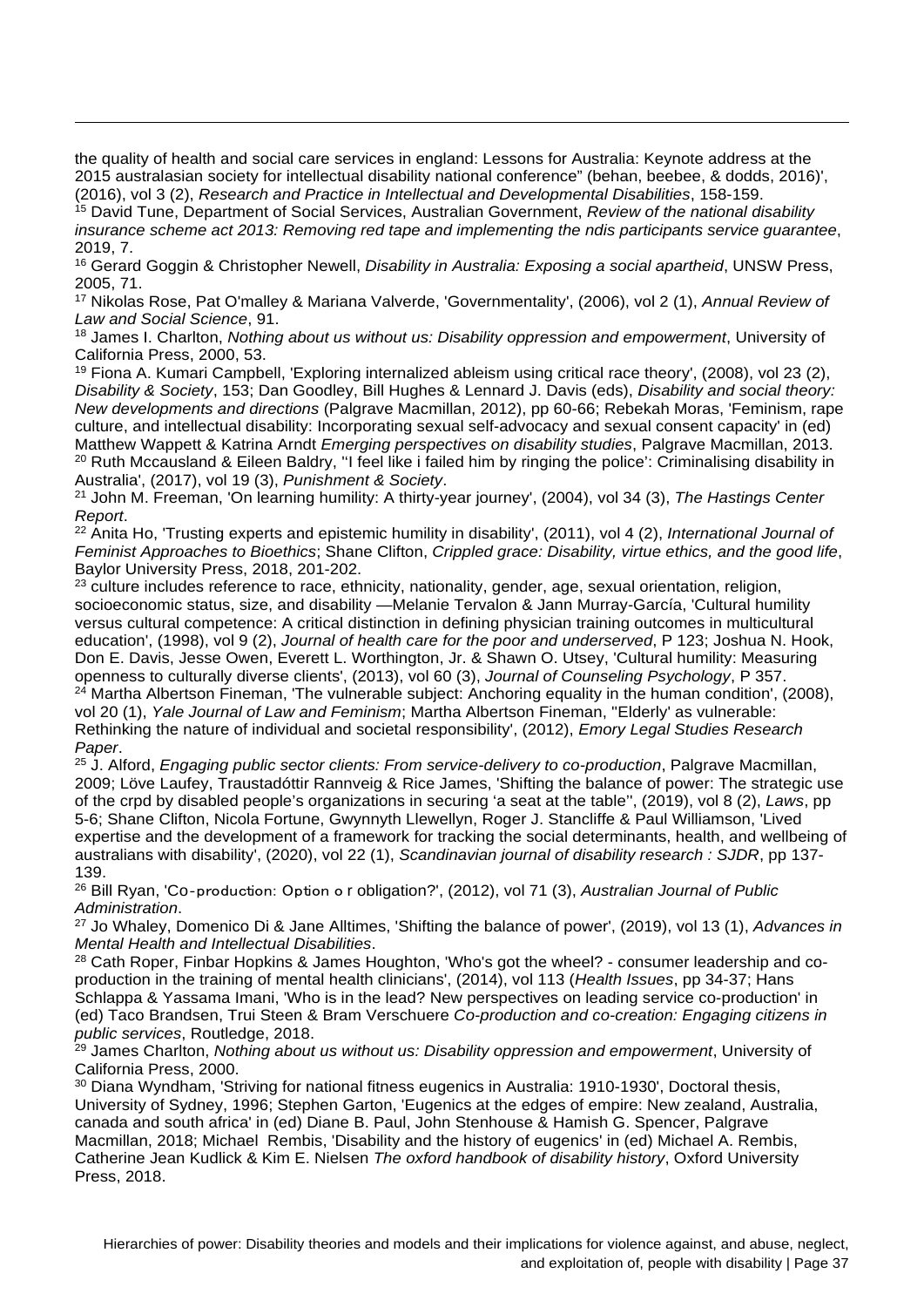the quality of health and social care services in england: Lessons for Australia: Keynote address at the 2015 australasian society for intellectual disability national conference" (behan, beebee, & dodds, 2016)', (2016), vol 3 (2), *Research and Practice in Intellectual and Developmental Disabilities*, 158-159.

[15] David Tune, Department of Social Services, Australian Government, *Review of the national disability insurance scheme act 2013: Removing red tape and implementing the ndis participants service guarantee*, 2019, 7.

[16] Gerard Goggin & Christopher Newell, *Disability in Australia: Exposing a social apartheid*, UNSW Press, 2005, 71.

[17] Nikolas Rose, Pat O'malley & Mariana Valverde, 'Governmentality', (2006), vol 2 (1), *Annual Review of Law and Social Science*, 91.

[18] James I. Charlton, *Nothing about us without us: Disability oppression and empowerment*, University of California Press, 2000, 53.

[19] Fiona A. Kumari Campbell, 'Exploring internalized ableism using critical race theory', (2008), vol 23 (2), *Disability & Society*, 153; Dan Goodley, Bill Hughes & Lennard J. Davis (eds), *Disability and social theory: New developments and directions* (Palgrave Macmillan, 2012), pp 60-66; Rebekah Moras, 'Feminism, rape culture, and intellectual disability: Incorporating sexual self-advocacy and sexual consent capacity' in (ed) Matthew Wappett & Katrina Arndt *Emerging perspectives on disability studies*, Palgrave Macmillan, 2013.

[20] Ruth Mccausland & Eileen Baldry, ''I feel like i failed him by ringing the police': Criminalising disability in Australia', (2017), vol 19 (3), *Punishment & Society*.

[21] John M. Freeman, 'On learning humility: A thirty-year journey', (2004), vol 34 (3), *The Hastings Center Report*.

[22] Anita Ho, 'Trusting experts and epistemic humility in disability', (2011), vol 4 (2), *International Journal of Feminist Approaches to Bioethics*; Shane Clifton, *Crippled grace: Disability, virtue ethics, and the good life*, Baylor University Press, 2018, 201-202.

[23] culture includes reference to race, ethnicity, nationality, gender, age, sexual orientation, religion, socioeconomic status, size, and disability —Melanie Tervalon & Jann Murray-García, 'Cultural humility versus cultural competence: A critical distinction in defining physician training outcomes in multicultural education', (1998), vol 9 (2), *Journal of health care for the poor and underserved*, P 123; Joshua N. Hook, Don E. Davis, Jesse Owen, Everett L. Worthington, Jr. & Shawn O. Utsey, 'Cultural humility: Measuring openness to culturally diverse clients', (2013), vol 60 (3), *Journal of Counseling Psychology*, P 357.

[24] Martha Albertson Fineman, 'The vulnerable subject: Anchoring equality in the human condition', (2008), vol 20 (1), *Yale Journal of Law and Feminism*; Martha Albertson Fineman, ''Elderly' as vulnerable: Rethinking the nature of individual and societal responsibility', (2012), *Emory Legal Studies Research Paper*.

[25] J. Alford, *Engaging public sector clients: From service-delivery to co-production*, Palgrave Macmillan, 2009; Löve Laufey, Traustadóttir Rannveig & Rice James, 'Shifting the balance of power: The strategic use of the crpd by disabled people's organizations in securing 'a seat at the table'', (2019), vol 8 (2), *Laws*, pp 5-6; Shane Clifton, Nicola Fortune, Gwynnyth Llewellyn, Roger J. Stancliffe & Paul Williamson, 'Lived expertise and the development of a framework for tracking the social determinants, health, and wellbeing of australians with disability', (2020), vol 22 (1), *Scandinavian journal of disability research : SJDR*, pp 137-139.

[26] Bill Ryan, 'Co-production: Option o r obligation?', (2012), vol 71 (3), *Australian Journal of Public Administration*.

[27] Jo Whaley, Domenico Di & Jane Alltimes, 'Shifting the balance of power', (2019), vol 13 (1), *Advances in Mental Health and Intellectual Disabilities*.

[28] Cath Roper, Finbar Hopkins & James Houghton, 'Who's got the wheel? - consumer leadership and co-production in the training of mental health clinicians', (2014), vol 113 (*Health Issues*, pp 34-37; Hans Schlappa & Yassama Imani, 'Who is in the lead? New perspectives on leading service co-production' in (ed) Taco Brandsen, Trui Steen & Bram Verschuere *Co-production and co-creation: Engaging citizens in public services*, Routledge, 2018.

[29] James Charlton, *Nothing about us without us: Disability oppression and empowerment*, University of California Press, 2000.

[30] Diana Wyndham, 'Striving for national fitness eugenics in Australia: 1910-1930', Doctoral thesis, University of Sydney, 1996; Stephen Garton, 'Eugenics at the edges of empire: New zealand, Australia, canada and south africa' in (ed) Diane B. Paul, John Stenhouse & Hamish G. Spencer, Palgrave Macmillan, 2018; Michael Rembis, 'Disability and the history of eugenics' in (ed) Michael A. Rembis, Catherine Jean Kudlick & Kim E. Nielsen *The oxford handbook of disability history*, Oxford University Press, 2018.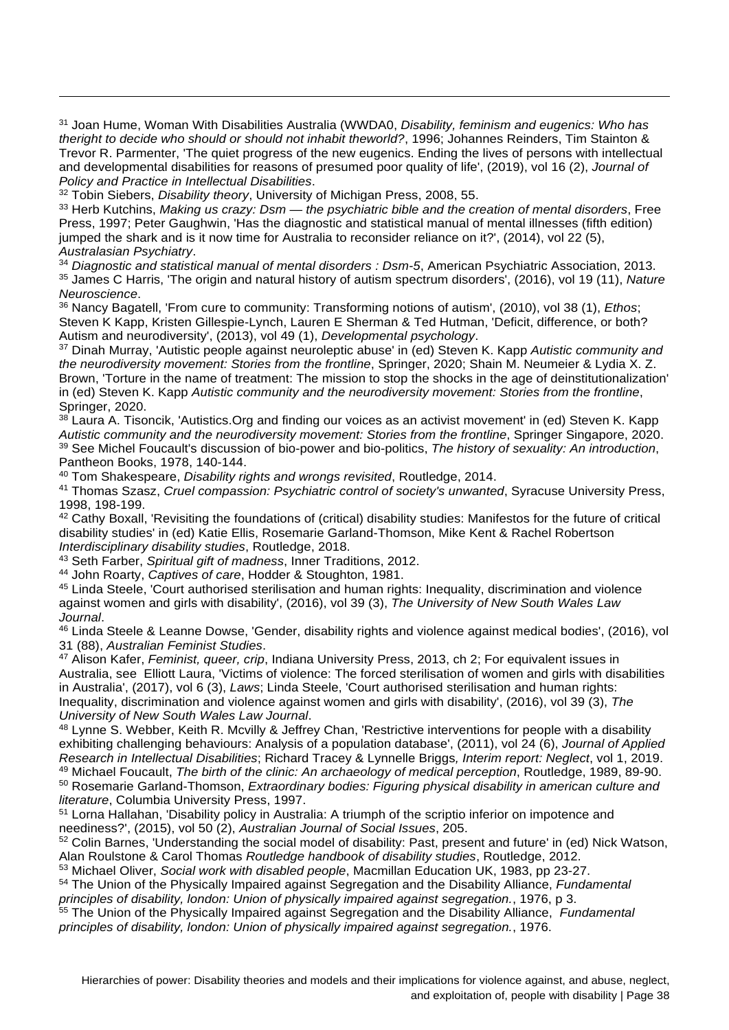[31] Joan Hume, Woman With Disabilities Australia (WWDA0, *Disability, feminism and eugenics: Who has theright to decide who should or should not inhabit theworld?*, 1996; Johannes Reinders, Tim Stainton & Trevor R. Parmenter, 'The quiet progress of the new eugenics. Ending the lives of persons with intellectual and developmental disabilities for reasons of presumed poor quality of life', (2019), vol 16 (2), *Journal of Policy and Practice in Intellectual Disabilities*.

[32] Tobin Siebers, *Disability theory*, University of Michigan Press, 2008, 55.

[33] Herb Kutchins, *Making us crazy: Dsm — the psychiatric bible and the creation of mental disorders*, Free Press, 1997; Peter Gaughwin, 'Has the diagnostic and statistical manual of mental illnesses (fifth edition) jumped the shark and is it now time for Australia to reconsider reliance on it?', (2014), vol 22 (5), *Australasian Psychiatry*.

[34] *Diagnostic and statistical manual of mental disorders : Dsm-5*, American Psychiatric Association, 2013.

[35] James C Harris, 'The origin and natural history of autism spectrum disorders', (2016), vol 19 (11), *Nature Neuroscience*.

[36] Nancy Bagatell, 'From cure to community: Transforming notions of autism', (2010), vol 38 (1), *Ethos*; Steven K Kapp, Kristen Gillespie-Lynch, Lauren E Sherman & Ted Hutman, 'Deficit, difference, or both? Autism and neurodiversity', (2013), vol 49 (1), *Developmental psychology*.

[37] Dinah Murray, 'Autistic people against neuroleptic abuse' in (ed) Steven K. Kapp *Autistic community and the neurodiversity movement: Stories from the frontline*, Springer, 2020; Shain M. Neumeier & Lydia X. Z. Brown, 'Torture in the name of treatment: The mission to stop the shocks in the age of deinstitutionalization' in (ed) Steven K. Kapp *Autistic community and the neurodiversity movement: Stories from the frontline*, Springer, 2020.

[38] Laura A. Tisoncik, 'Autistics.Org and finding our voices as an activist movement' in (ed) Steven K. Kapp *Autistic community and the neurodiversity movement: Stories from the frontline*, Springer Singapore, 2020.

[39] See Michel Foucault's discussion of bio-power and bio-politics, *The history of sexuality: An introduction*, Pantheon Books, 1978, 140-144.

[40] Tom Shakespeare, *Disability rights and wrongs revisited*, Routledge, 2014.

[41] Thomas Szasz, *Cruel compassion: Psychiatric control of society's unwanted*, Syracuse University Press, 1998, 198-199.

[42] Cathy Boxall, 'Revisiting the foundations of (critical) disability studies: Manifestos for the future of critical disability studies' in (ed) Katie Ellis, Rosemarie Garland-Thomson, Mike Kent & Rachel Robertson *Interdisciplinary disability studies*, Routledge, 2018.

[43] Seth Farber, *Spiritual gift of madness*, Inner Traditions, 2012.

[44] John Roarty, *Captives of care*, Hodder & Stoughton, 1981.

[45] Linda Steele, 'Court authorised sterilisation and human rights: Inequality, discrimination and violence against women and girls with disability', (2016), vol 39 (3), *The University of New South Wales Law Journal*.

[46] Linda Steele & Leanne Dowse, 'Gender, disability rights and violence against medical bodies', (2016), vol 31 (88), *Australian Feminist Studies*.

[47] Alison Kafer, *Feminist, queer, crip*, Indiana University Press, 2013, ch 2; For equivalent issues in Australia, see Elliott Laura, 'Victims of violence: The forced sterilisation of women and girls with disabilities in Australia', (2017), vol 6 (3), *Laws*; Linda Steele, 'Court authorised sterilisation and human rights: Inequality, discrimination and violence against women and girls with disability', (2016), vol 39 (3), *The University of New South Wales Law Journal*.

[48] Lynne S. Webber, Keith R. Mcvilly & Jeffrey Chan, 'Restrictive interventions for people with a disability exhibiting challenging behaviours: Analysis of a population database', (2011), vol 24 (6), *Journal of Applied Research in Intellectual Disabilities*; Richard Tracey & Lynnelle Briggs*, Interim report: Neglect*, vol 1, 2019.

[49] Michael Foucault, *The birth of the clinic: An archaeology of medical perception*, Routledge, 1989, 89-90.

[50] Rosemarie Garland-Thomson, *Extraordinary bodies: Figuring physical disability in american culture and literature*, Columbia University Press, 1997.

[51] Lorna Hallahan, 'Disability policy in Australia: A triumph of the scriptio inferior on impotence and neediness?', (2015), vol 50 (2), *Australian Journal of Social Issues*, 205.

[52] Colin Barnes, 'Understanding the social model of disability: Past, present and future' in (ed) Nick Watson, Alan Roulstone & Carol Thomas *Routledge handbook of disability studies*, Routledge, 2012.

[53] Michael Oliver, *Social work with disabled people*, Macmillan Education UK, 1983, pp 23-27.

[54] The Union of the Physically Impaired against Segregation and the Disability Alliance, *Fundamental principles of disability, london: Union of physically impaired against segregation.*, 1976, p 3.

[55] The Union of the Physically Impaired against Segregation and the Disability Alliance, *Fundamental principles of disability, london: Union of physically impaired against segregation.*, 1976.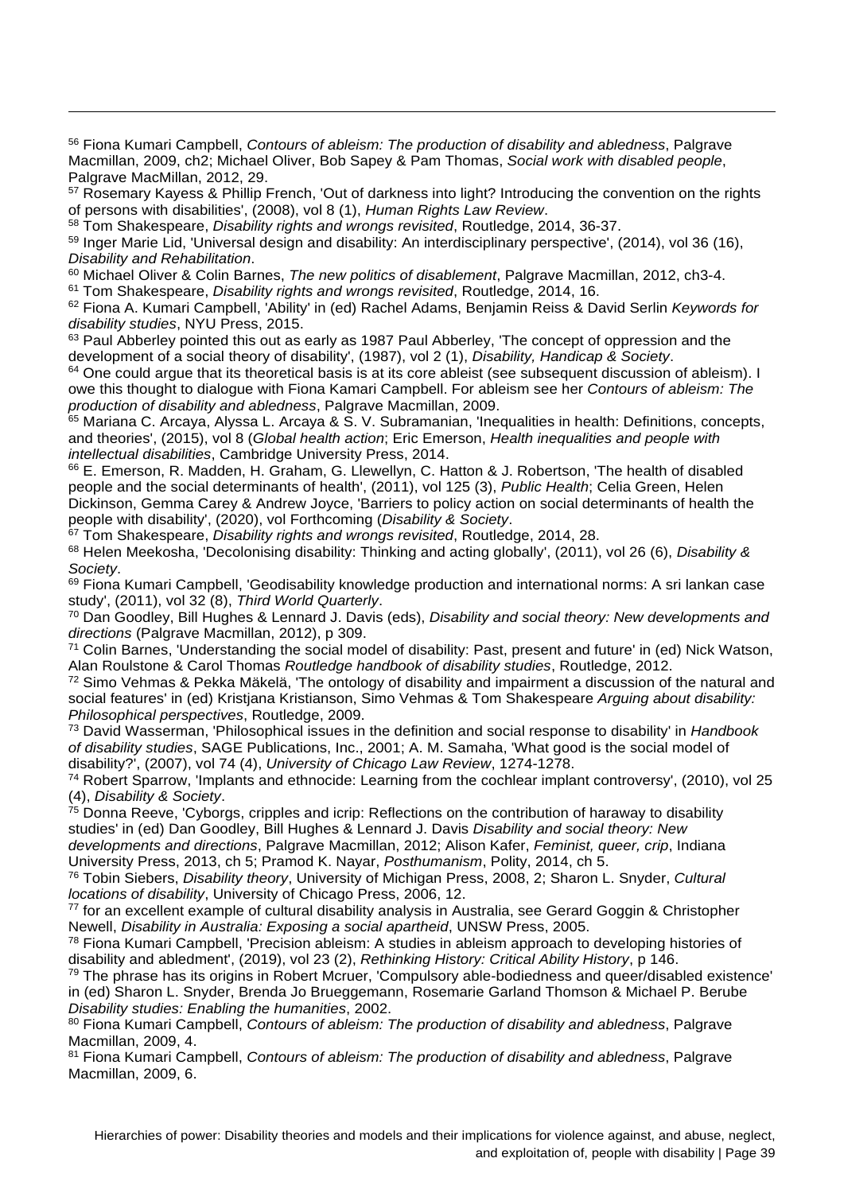[56] Fiona Kumari Campbell, *Contours of ableism: The production of disability and abledness*, Palgrave Macmillan, 2009, ch2; Michael Oliver, Bob Sapey & Pam Thomas, *Social work with disabled people*, Palgrave MacMillan, 2012, 29.

[57] Rosemary Kayess & Phillip French, 'Out of darkness into light? Introducing the convention on the rights of persons with disabilities', (2008), vol 8 (1), *Human Rights Law Review*.

[58] Tom Shakespeare, *Disability rights and wrongs revisited*, Routledge, 2014, 36-37.

[59] Inger Marie Lid, 'Universal design and disability: An interdisciplinary perspective', (2014), vol 36 (16), *Disability and Rehabilitation*.

[60] Michael Oliver & Colin Barnes, *The new politics of disablement*, Palgrave Macmillan, 2012, ch3-4.

[61] Tom Shakespeare, *Disability rights and wrongs revisited*, Routledge, 2014, 16.

[62] Fiona A. Kumari Campbell, 'Ability' in (ed) Rachel Adams, Benjamin Reiss & David Serlin *Keywords for disability studies*, NYU Press, 2015.

[63] Paul Abberley pointed this out as early as 1987 Paul Abberley, 'The concept of oppression and the development of a social theory of disability', (1987), vol 2 (1), *Disability, Handicap & Society*.

[64] One could argue that its theoretical basis is at its core ableist (see subsequent discussion of ableism). I owe this thought to dialogue with Fiona Kamari Campbell. For ableism see her *Contours of ableism: The production of disability and abledness*, Palgrave Macmillan, 2009.

[65] Mariana C. Arcaya, Alyssa L. Arcaya & S. V. Subramanian, 'Inequalities in health: Definitions, concepts, and theories', (2015), vol 8 (*Global health action*; Eric Emerson, *Health inequalities and people with intellectual disabilities*, Cambridge University Press, 2014.

[66] E. Emerson, R. Madden, H. Graham, G. Llewellyn, C. Hatton & J. Robertson, 'The health of disabled people and the social determinants of health', (2011), vol 125 (3), *Public Health*; Celia Green, Helen Dickinson, Gemma Carey & Andrew Joyce, 'Barriers to policy action on social determinants of health the people with disability', (2020), vol Forthcoming (*Disability & Society*.

[67] Tom Shakespeare, *Disability rights and wrongs revisited*, Routledge, 2014, 28.

[68] Helen Meekosha, 'Decolonising disability: Thinking and acting globally', (2011), vol 26 (6), *Disability & Society*.

[69] Fiona Kumari Campbell, 'Geodisability knowledge production and international norms: A sri lankan case study', (2011), vol 32 (8), *Third World Quarterly*.

[70] Dan Goodley, Bill Hughes & Lennard J. Davis (eds), *Disability and social theory: New developments and directions* (Palgrave Macmillan, 2012), p 309.

[71] Colin Barnes, 'Understanding the social model of disability: Past, present and future' in (ed) Nick Watson, Alan Roulstone & Carol Thomas *Routledge handbook of disability studies*, Routledge, 2012.

[72] Simo Vehmas & Pekka Mäkelä, 'The ontology of disability and impairment a discussion of the natural and social features' in (ed) Kristjana Kristianson, Simo Vehmas & Tom Shakespeare *Arguing about disability: Philosophical perspectives*, Routledge, 2009.

[73] David Wasserman, 'Philosophical issues in the definition and social response to disability' in *Handbook of disability studies*, SAGE Publications, Inc., 2001; A. M. Samaha, 'What good is the social model of disability?', (2007), vol 74 (4), *University of Chicago Law Review*, 1274-1278.

[74] Robert Sparrow, 'Implants and ethnocide: Learning from the cochlear implant controversy', (2010), vol 25 (4), *Disability & Society*.

[75] Donna Reeve, 'Cyborgs, cripples and icrip: Reflections on the contribution of haraway to disability studies' in (ed) Dan Goodley, Bill Hughes & Lennard J. Davis *Disability and social theory: New developments and directions*, Palgrave Macmillan, 2012; Alison Kafer, *Feminist, queer, crip*, Indiana University Press, 2013, ch 5; Pramod K. Nayar, *Posthumanism*, Polity, 2014, ch 5.

[76] Tobin Siebers, *Disability theory*, University of Michigan Press, 2008, 2; Sharon L. Snyder, *Cultural locations of disability*, University of Chicago Press, 2006, 12.

[77] for an excellent example of cultural disability analysis in Australia, see Gerard Goggin & Christopher Newell, *Disability in Australia: Exposing a social apartheid*, UNSW Press, 2005.

[78] Fiona Kumari Campbell, 'Precision ableism: A studies in ableism approach to developing histories of disability and abledment', (2019), vol 23 (2), *Rethinking History: Critical Ability History*, p 146.

[79] The phrase has its origins in Robert Mcruer, 'Compulsory able-bodiedness and queer/disabled existence' in (ed) Sharon L. Snyder, Brenda Jo Brueggemann, Rosemarie Garland Thomson & Michael P. Berube *Disability studies: Enabling the humanities*, 2002.

[80] Fiona Kumari Campbell, *Contours of ableism: The production of disability and abledness*, Palgrave Macmillan, 2009, 4.

[81] Fiona Kumari Campbell, *Contours of ableism: The production of disability and abledness*, Palgrave Macmillan, 2009, 6.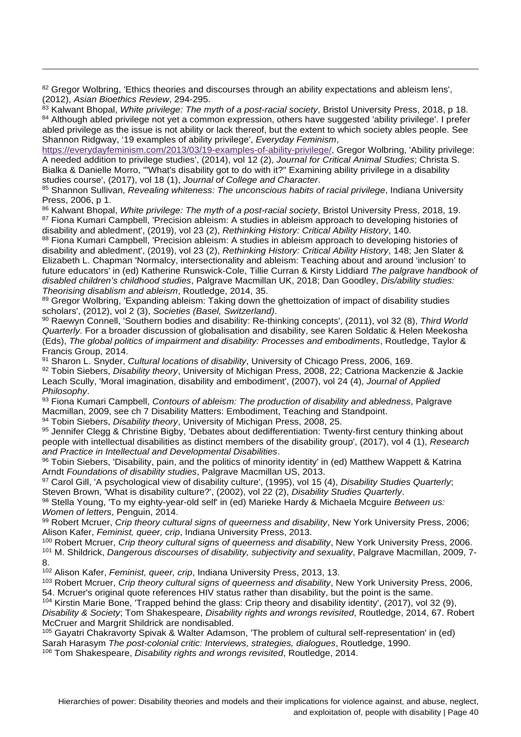[82] Gregor Wolbring, 'Ethics theories and discourses through an ability expectations and ableism lens', (2012), *Asian Bioethics Review*, 294-295.

[83] Kalwant Bhopal, *White privilege: The myth of a post-racial society*, Bristol University Press, 2018, p 18.

[84] Although abled privilege not yet a common expression, others have suggested 'ability privilege'. I prefer abled privilege as the issue is not ability or lack thereof, but the extent to which society ables people. See Shannon Ridgway, '19 examples of ability privilege', *Everyday Feminism*, https://everydayfeminism.com/2013/03/19-examples-of-ability-privilege/, Gregor Wolbring, 'Ability privilege: A needed addition to privilege studies', (2014), vol 12 (2), *Journal for Critical Animal Studies*; Christa S. Bialka & Danielle Morro, '"What's disability got to do with it?" Examining ability privilege in a disability studies course', (2017), vol 18 (1), *Journal of College and Character*.

[85] Shannon Sullivan, *Revealing whiteness: The unconscious habits of racial privilege*, Indiana University Press, 2006, p 1.

[86] Kalwant Bhopal, *White privilege: The myth of a post-racial society*, Bristol University Press, 2018, 19.

[87] Fiona Kumari Campbell, 'Precision ableism: A studies in ableism approach to developing histories of disability and abledment', (2019), vol 23 (2), *Rethinking History: Critical Ability History*, 140.

[88] Fiona Kumari Campbell, 'Precision ableism: A studies in ableism approach to developing histories of disability and abledment', (2019), vol 23 (2), *Rethinking History: Critical Ability History*, 148; Jen Slater & Elizabeth L. Chapman 'Normalcy, intersectionality and ableism: Teaching about and around 'inclusion' to future educators' in (ed) Katherine Runswick-Cole, Tillie Curran & Kirsty Liddiard *The palgrave handbook of disabled children's childhood studies*, Palgrave Macmillan UK, 2018; Dan Goodley, *Dis/ability studies: Theorising disablism and ableism*, Routledge, 2014, 35.

[89] Gregor Wolbring, 'Expanding ableism: Taking down the ghettoization of impact of disability studies scholars', (2012), vol 2 (3), *Societies (Basel, Switzerland)*.

[90] Raewyn Connell, 'Southern bodies and disability: Re-thinking concepts', (2011), vol 32 (8), *Third World Quarterly*. For a broader discussion of globalisation and disability, see Karen Soldatic & Helen Meekosha (Eds), *The global politics of impairment and disability: Processes and embodiments*, Routledge, Taylor & Francis Group, 2014.

[91] Sharon L. Snyder, *Cultural locations of disability*, University of Chicago Press, 2006, 169.

[92] Tobin Siebers, *Disability theory*, University of Michigan Press, 2008, 22; Catriona Mackenzie & Jackie Leach Scully, 'Moral imagination, disability and embodiment', (2007), vol 24 (4), *Journal of Applied Philosophy*.

[93] Fiona Kumari Campbell, *Contours of ableism: The production of disability and abledness*, Palgrave Macmillan, 2009, see ch 7 Disability Matters: Embodiment, Teaching and Standpoint.

[94] Tobin Siebers, *Disability theory*, University of Michigan Press, 2008, 25.

[95] Jennifer Clegg & Christine Bigby, 'Debates about dedifferentiation: Twenty-first century thinking about people with intellectual disabilities as distinct members of the disability group', (2017), vol 4 (1), *Research and Practice in Intellectual and Developmental Disabilities*.

[96] Tobin Siebers, 'Disability, pain, and the politics of minority identity' in (ed) Matthew Wappett & Katrina Arndt *Foundations of disability studies*, Palgrave Macmillan US, 2013.

[97] Carol Gill, 'A psychological view of disability culture', (1995), vol 15 (4), *Disability Studies Quarterly*; Steven Brown, 'What is disability culture?', (2002), vol 22 (2), *Disability Studies Quarterly*.

[98] Stella Young, 'To my eighty-year-old self' in (ed) Marieke Hardy & Michaela Mcguire *Between us: Women of letters*, Penguin, 2014.

[99] Robert Mcruer, *Crip theory cultural signs of queerness and disability*, New York University Press, 2006; Alison Kafer, *Feminist, queer, crip*, Indiana University Press, 2013.

[100] Robert Mcruer, *Crip theory cultural signs of queerness and disability*, New York University Press, 2006.

[101] M. Shildrick, *Dangerous discourses of disability, subjectivity and sexuality*, Palgrave Macmillan, 2009, 7-8.

[102] Alison Kafer, *Feminist, queer, crip*, Indiana University Press, 2013, 13.

[103] Robert Mcruer, *Crip theory cultural signs of queerness and disability*, New York University Press, 2006, 54. Mcruer's original quote references HIV status rather than disability, but the point is the same.

[104] Kirstin Marie Bone, 'Trapped behind the glass: Crip theory and disability identity', (2017), vol 32 (9), *Disability & Society*; Tom Shakespeare, *Disability rights and wrongs revisited*, Routledge, 2014, 67. Robert McCruer and Margrit Shildrick are nondisabled.

[105] Gayatri Chakravorty Spivak & Walter Adamson, 'The problem of cultural self-representation' in (ed) Sarah Harasym *The post-colonial critic: Interviews, strategies, dialogues*, Routledge, 1990.

[106] Tom Shakespeare, *Disability rights and wrongs revisited*, Routledge, 2014.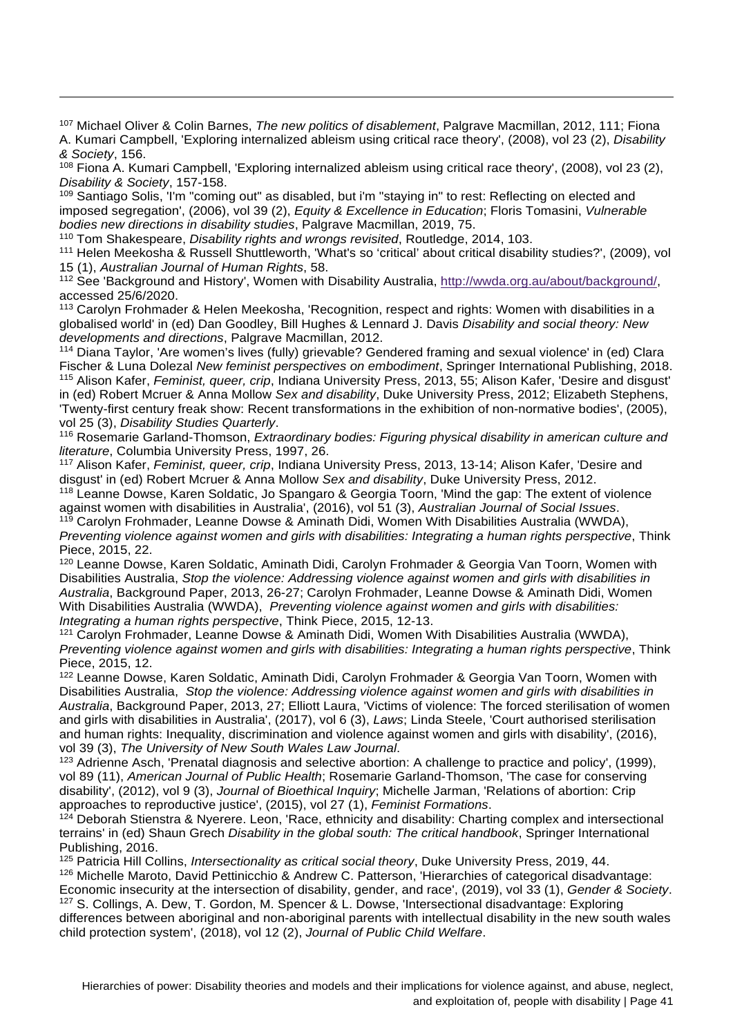[107] Michael Oliver & Colin Barnes, *The new politics of disablement*, Palgrave Macmillan, 2012, 111; Fiona A. Kumari Campbell, 'Exploring internalized ableism using critical race theory', (2008), vol 23 (2), *Disability & Society*, 156.

[108] Fiona A. Kumari Campbell, 'Exploring internalized ableism using critical race theory', (2008), vol 23 (2), *Disability & Society*, 157-158.

[109] Santiago Solis, 'I'm "coming out" as disabled, but i'm "staying in" to rest: Reflecting on elected and imposed segregation', (2006), vol 39 (2), *Equity & Excellence in Education*; Floris Tomasini, *Vulnerable bodies new directions in disability studies*, Palgrave Macmillan, 2019, 75.

[110] Tom Shakespeare, *Disability rights and wrongs revisited*, Routledge, 2014, 103.

[111] Helen Meekosha & Russell Shuttleworth, 'What's so 'critical' about critical disability studies?', (2009), vol 15 (1), *Australian Journal of Human Rights*, 58.

[112] See 'Background and History', Women with Disability Australia, http://wwda.org.au/about/background/, accessed 25/6/2020.

[113] Carolyn Frohmader & Helen Meekosha, 'Recognition, respect and rights: Women with disabilities in a globalised world' in (ed) Dan Goodley, Bill Hughes & Lennard J. Davis *Disability and social theory: New developments and directions*, Palgrave Macmillan, 2012.

[114] Diana Taylor, 'Are women's lives (fully) grievable? Gendered framing and sexual violence' in (ed) Clara Fischer & Luna Dolezal *New feminist perspectives on embodiment*, Springer International Publishing, 2018.

[115] Alison Kafer, *Feminist, queer, crip*, Indiana University Press, 2013, 55; Alison Kafer, 'Desire and disgust' in (ed) Robert Mcruer & Anna Mollow *Sex and disability*, Duke University Press, 2012; Elizabeth Stephens, 'Twenty-first century freak show: Recent transformations in the exhibition of non-normative bodies', (2005), vol 25 (3), *Disability Studies Quarterly*.

[116] Rosemarie Garland-Thomson, *Extraordinary bodies: Figuring physical disability in american culture and literature*, Columbia University Press, 1997, 26.

[117] Alison Kafer, *Feminist, queer, crip*, Indiana University Press, 2013, 13-14; Alison Kafer, 'Desire and disgust' in (ed) Robert Mcruer & Anna Mollow *Sex and disability*, Duke University Press, 2012.

[118] Leanne Dowse, Karen Soldatic, Jo Spangaro & Georgia Toorn, 'Mind the gap: The extent of violence against women with disabilities in Australia', (2016), vol 51 (3), *Australian Journal of Social Issues*.

[119] Carolyn Frohmader, Leanne Dowse & Aminath Didi, Women With Disabilities Australia (WWDA), *Preventing violence against women and girls with disabilities: Integrating a human rights perspective*, Think Piece, 2015, 22.

[120] Leanne Dowse, Karen Soldatic, Aminath Didi, Carolyn Frohmader & Georgia Van Toorn, Women with Disabilities Australia, *Stop the violence: Addressing violence against women and girls with disabilities in Australia*, Background Paper, 2013, 26-27; Carolyn Frohmader, Leanne Dowse & Aminath Didi, Women With Disabilities Australia (WWDA), *Preventing violence against women and girls with disabilities: Integrating a human rights perspective*, Think Piece, 2015, 12-13.

[121] Carolyn Frohmader, Leanne Dowse & Aminath Didi, Women With Disabilities Australia (WWDA), *Preventing violence against women and girls with disabilities: Integrating a human rights perspective*, Think Piece, 2015, 12.

[122] Leanne Dowse, Karen Soldatic, Aminath Didi, Carolyn Frohmader & Georgia Van Toorn, Women with Disabilities Australia, *Stop the violence: Addressing violence against women and girls with disabilities in Australia*, Background Paper, 2013, 27; Elliott Laura, 'Victims of violence: The forced sterilisation of women and girls with disabilities in Australia', (2017), vol 6 (3), *Laws*; Linda Steele, 'Court authorised sterilisation and human rights: Inequality, discrimination and violence against women and girls with disability', (2016), vol 39 (3), *The University of New South Wales Law Journal*.

[123] Adrienne Asch, 'Prenatal diagnosis and selective abortion: A challenge to practice and policy', (1999), vol 89 (11), *American Journal of Public Health*; Rosemarie Garland-Thomson, 'The case for conserving disability', (2012), vol 9 (3), *Journal of Bioethical Inquiry*; Michelle Jarman, 'Relations of abortion: Crip approaches to reproductive justice', (2015), vol 27 (1), *Feminist Formations*.

[124] Deborah Stienstra & Nyerere. Leon, 'Race, ethnicity and disability: Charting complex and intersectional terrains' in (ed) Shaun Grech *Disability in the global south: The critical handbook*, Springer International Publishing, 2016.

[125] Patricia Hill Collins, *Intersectionality as critical social theory*, Duke University Press, 2019, 44.

[126] Michelle Maroto, David Pettinicchio & Andrew C. Patterson, 'Hierarchies of categorical disadvantage: Economic insecurity at the intersection of disability, gender, and race', (2019), vol 33 (1), *Gender & Society*.

[127] S. Collings, A. Dew, T. Gordon, M. Spencer & L. Dowse, 'Intersectional disadvantage: Exploring differences between aboriginal and non-aboriginal parents with intellectual disability in the new south wales child protection system', (2018), vol 12 (2), *Journal of Public Child Welfare*.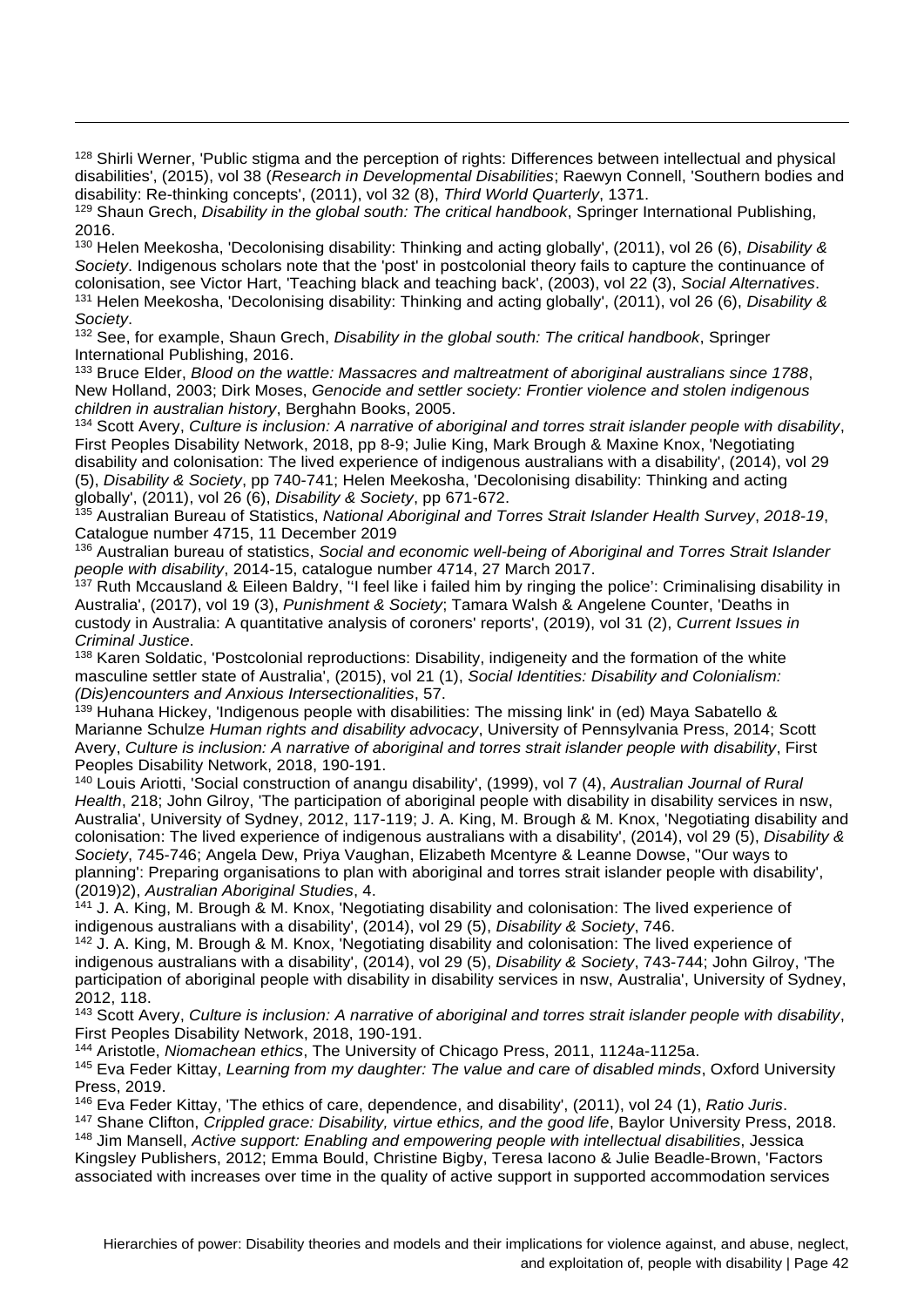[128] Shirli Werner, 'Public stigma and the perception of rights: Differences between intellectual and physical disabilities', (2015), vol 38 (*Research in Developmental Disabilities*; Raewyn Connell, 'Southern bodies and disability: Re-thinking concepts', (2011), vol 32 (8), *Third World Quarterly*, 1371.

[129] Shaun Grech, *Disability in the global south: The critical handbook*, Springer International Publishing, 2016.

[130] Helen Meekosha, 'Decolonising disability: Thinking and acting globally', (2011), vol 26 (6), *Disability & Society*. Indigenous scholars note that the 'post' in postcolonial theory fails to capture the continuance of colonisation, see Victor Hart, 'Teaching black and teaching back', (2003), vol 22 (3), *Social Alternatives*.

[131] Helen Meekosha, 'Decolonising disability: Thinking and acting globally', (2011), vol 26 (6), *Disability & Society*.

[132] See, for example, Shaun Grech, *Disability in the global south: The critical handbook*, Springer International Publishing, 2016.

[133] Bruce Elder, *Blood on the wattle: Massacres and maltreatment of aboriginal australians since 1788*, New Holland, 2003; Dirk Moses, *Genocide and settler society: Frontier violence and stolen indigenous children in australian history*, Berghahn Books, 2005.

[134] Scott Avery, *Culture is inclusion: A narrative of aboriginal and torres strait islander people with disability*, First Peoples Disability Network, 2018, pp 8-9; Julie King, Mark Brough & Maxine Knox, 'Negotiating disability and colonisation: The lived experience of indigenous australians with a disability', (2014), vol 29 (5), *Disability & Society*, pp 740-741; Helen Meekosha, 'Decolonising disability: Thinking and acting globally', (2011), vol 26 (6), *Disability & Society*, pp 671-672.

[135] Australian Bureau of Statistics, *National Aboriginal and Torres Strait Islander Health Survey*, *2018-19*, Catalogue number 4715, 11 December 2019

[136] Australian bureau of statistics, *Social and economic well-being of Aboriginal and Torres Strait Islander people with disability*, 2014-15, catalogue number 4714, 27 March 2017.

[137] Ruth Mccausland & Eileen Baldry, ''I feel like i failed him by ringing the police': Criminalising disability in Australia', (2017), vol 19 (3), *Punishment & Society*; Tamara Walsh & Angelene Counter, 'Deaths in custody in Australia: A quantitative analysis of coroners' reports', (2019), vol 31 (2), *Current Issues in Criminal Justice*.

[138] Karen Soldatic, 'Postcolonial reproductions: Disability, indigeneity and the formation of the white masculine settler state of Australia', (2015), vol 21 (1), *Social Identities: Disability and Colonialism: (Dis)encounters and Anxious Intersectionalities*, 57.

[139] Huhana Hickey, 'Indigenous people with disabilities: The missing link' in (ed) Maya Sabatello & Marianne Schulze *Human rights and disability advocacy*, University of Pennsylvania Press, 2014; Scott Avery, *Culture is inclusion: A narrative of aboriginal and torres strait islander people with disability*, First Peoples Disability Network, 2018, 190-191.

[140] Louis Ariotti, 'Social construction of anangu disability', (1999), vol 7 (4), *Australian Journal of Rural Health*, 218; John Gilroy, 'The participation of aboriginal people with disability in disability services in nsw, Australia', University of Sydney, 2012, 117-119; J. A. King, M. Brough & M. Knox, 'Negotiating disability and colonisation: The lived experience of indigenous australians with a disability', (2014), vol 29 (5), *Disability & Society*, 745-746; Angela Dew, Priya Vaughan, Elizabeth Mcentyre & Leanne Dowse, ''Our ways to planning': Preparing organisations to plan with aboriginal and torres strait islander people with disability', (2019)2), *Australian Aboriginal Studies*, 4.

[141] J. A. King, M. Brough & M. Knox, 'Negotiating disability and colonisation: The lived experience of indigenous australians with a disability', (2014), vol 29 (5), *Disability & Society*, 746.

[142] J. A. King, M. Brough & M. Knox, 'Negotiating disability and colonisation: The lived experience of indigenous australians with a disability', (2014), vol 29 (5), *Disability & Society*, 743-744; John Gilroy, 'The participation of aboriginal people with disability in disability services in nsw, Australia', University of Sydney, 2012, 118.

[143] Scott Avery, *Culture is inclusion: A narrative of aboriginal and torres strait islander people with disability*, First Peoples Disability Network, 2018, 190-191.

[144] Aristotle, *Niomachean ethics*, The University of Chicago Press, 2011, 1124a-1125a.

[145] Eva Feder Kittay, *Learning from my daughter: The value and care of disabled minds*, Oxford University Press, 2019.

[146] Eva Feder Kittay, 'The ethics of care, dependence, and disability', (2011), vol 24 (1), *Ratio Juris*.

[147] Shane Clifton, *Crippled grace: Disability, virtue ethics, and the good life*, Baylor University Press, 2018.

[148] Jim Mansell, *Active support: Enabling and empowering people with intellectual disabilities*, Jessica Kingsley Publishers, 2012; Emma Bould, Christine Bigby, Teresa Iacono & Julie Beadle-Brown, 'Factors associated with increases over time in the quality of active support in supported accommodation services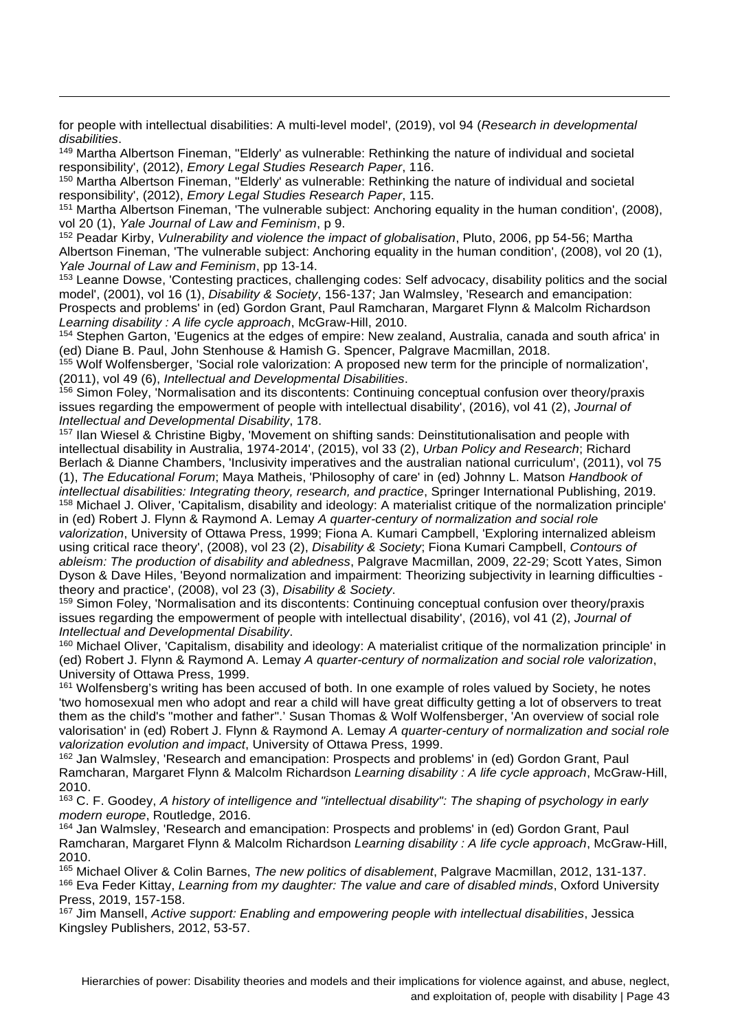for people with intellectual disabilities: A multi-level model', (2019), vol 94 (*Research in developmental disabilities*.

[149] Martha Albertson Fineman, ''Elderly' as vulnerable: Rethinking the nature of individual and societal responsibility', (2012), *Emory Legal Studies Research Paper*, 116.

[150] Martha Albertson Fineman, ''Elderly' as vulnerable: Rethinking the nature of individual and societal responsibility', (2012), *Emory Legal Studies Research Paper*, 115.

[151] Martha Albertson Fineman, 'The vulnerable subject: Anchoring equality in the human condition', (2008), vol 20 (1), *Yale Journal of Law and Feminism*, p 9.

[152] Peadar Kirby, *Vulnerability and violence the impact of globalisation*, Pluto, 2006, pp 54-56; Martha Albertson Fineman, 'The vulnerable subject: Anchoring equality in the human condition', (2008), vol 20 (1), *Yale Journal of Law and Feminism*, pp 13-14.

[153] Leanne Dowse, 'Contesting practices, challenging codes: Self advocacy, disability politics and the social model', (2001), vol 16 (1), *Disability & Society*, 156-137; Jan Walmsley, 'Research and emancipation: Prospects and problems' in (ed) Gordon Grant, Paul Ramcharan, Margaret Flynn & Malcolm Richardson *Learning disability : A life cycle approach*, McGraw-Hill, 2010.

[154] Stephen Garton, 'Eugenics at the edges of empire: New zealand, Australia, canada and south africa' in (ed) Diane B. Paul, John Stenhouse & Hamish G. Spencer, Palgrave Macmillan, 2018.

[155] Wolf Wolfensberger, 'Social role valorization: A proposed new term for the principle of normalization', (2011), vol 49 (6), *Intellectual and Developmental Disabilities*.

[156] Simon Foley, 'Normalisation and its discontents: Continuing conceptual confusion over theory/praxis issues regarding the empowerment of people with intellectual disability', (2016), vol 41 (2), *Journal of Intellectual and Developmental Disability*, 178.

[157] Ilan Wiesel & Christine Bigby, 'Movement on shifting sands: Deinstitutionalisation and people with intellectual disability in Australia, 1974-2014', (2015), vol 33 (2), *Urban Policy and Research*; Richard Berlach & Dianne Chambers, 'Inclusivity imperatives and the australian national curriculum', (2011), vol 75 (1), *The Educational Forum*; Maya Matheis, 'Philosophy of care' in (ed) Johnny L. Matson *Handbook of intellectual disabilities: Integrating theory, research, and practice*, Springer International Publishing, 2019.

[158] Michael J. Oliver, 'Capitalism, disability and ideology: A materialist critique of the normalization principle' in (ed) Robert J. Flynn & Raymond A. Lemay *A quarter-century of normalization and social role valorization*, University of Ottawa Press, 1999; Fiona A. Kumari Campbell, 'Exploring internalized ableism using critical race theory', (2008), vol 23 (2), *Disability & Society*; Fiona Kumari Campbell, *Contours of ableism: The production of disability and abledness*, Palgrave Macmillan, 2009, 22-29; Scott Yates, Simon Dyson & Dave Hiles, 'Beyond normalization and impairment: Theorizing subjectivity in learning difficulties - theory and practice', (2008), vol 23 (3), *Disability & Society*.

[159] Simon Foley, 'Normalisation and its discontents: Continuing conceptual confusion over theory/praxis issues regarding the empowerment of people with intellectual disability', (2016), vol 41 (2), *Journal of Intellectual and Developmental Disability*.

[160] Michael Oliver, 'Capitalism, disability and ideology: A materialist critique of the normalization principle' in (ed) Robert J. Flynn & Raymond A. Lemay *A quarter-century of normalization and social role valorization*, University of Ottawa Press, 1999.

[161] Wolfensberg's writing has been accused of both. In one example of roles valued by Society, he notes 'two homosexual men who adopt and rear a child will have great difficulty getting a lot of observers to treat them as the child's "mother and father".' Susan Thomas & Wolf Wolfensberger, 'An overview of social role valorisation' in (ed) Robert J. Flynn & Raymond A. Lemay *A quarter-century of normalization and social role valorization evolution and impact*, University of Ottawa Press, 1999.

[162] Jan Walmsley, 'Research and emancipation: Prospects and problems' in (ed) Gordon Grant, Paul Ramcharan, Margaret Flynn & Malcolm Richardson *Learning disability : A life cycle approach*, McGraw-Hill, 2010.

[163] C. F. Goodey, *A history of intelligence and "intellectual disability": The shaping of psychology in early modern europe*, Routledge, 2016.

[164] Jan Walmsley, 'Research and emancipation: Prospects and problems' in (ed) Gordon Grant, Paul Ramcharan, Margaret Flynn & Malcolm Richardson *Learning disability : A life cycle approach*, McGraw-Hill, 2010.

[165] Michael Oliver & Colin Barnes, *The new politics of disablement*, Palgrave Macmillan, 2012, 131-137.

[166] Eva Feder Kittay, *Learning from my daughter: The value and care of disabled minds*, Oxford University Press, 2019, 157-158.

[167] Jim Mansell, *Active support: Enabling and empowering people with intellectual disabilities*, Jessica Kingsley Publishers, 2012, 53-57.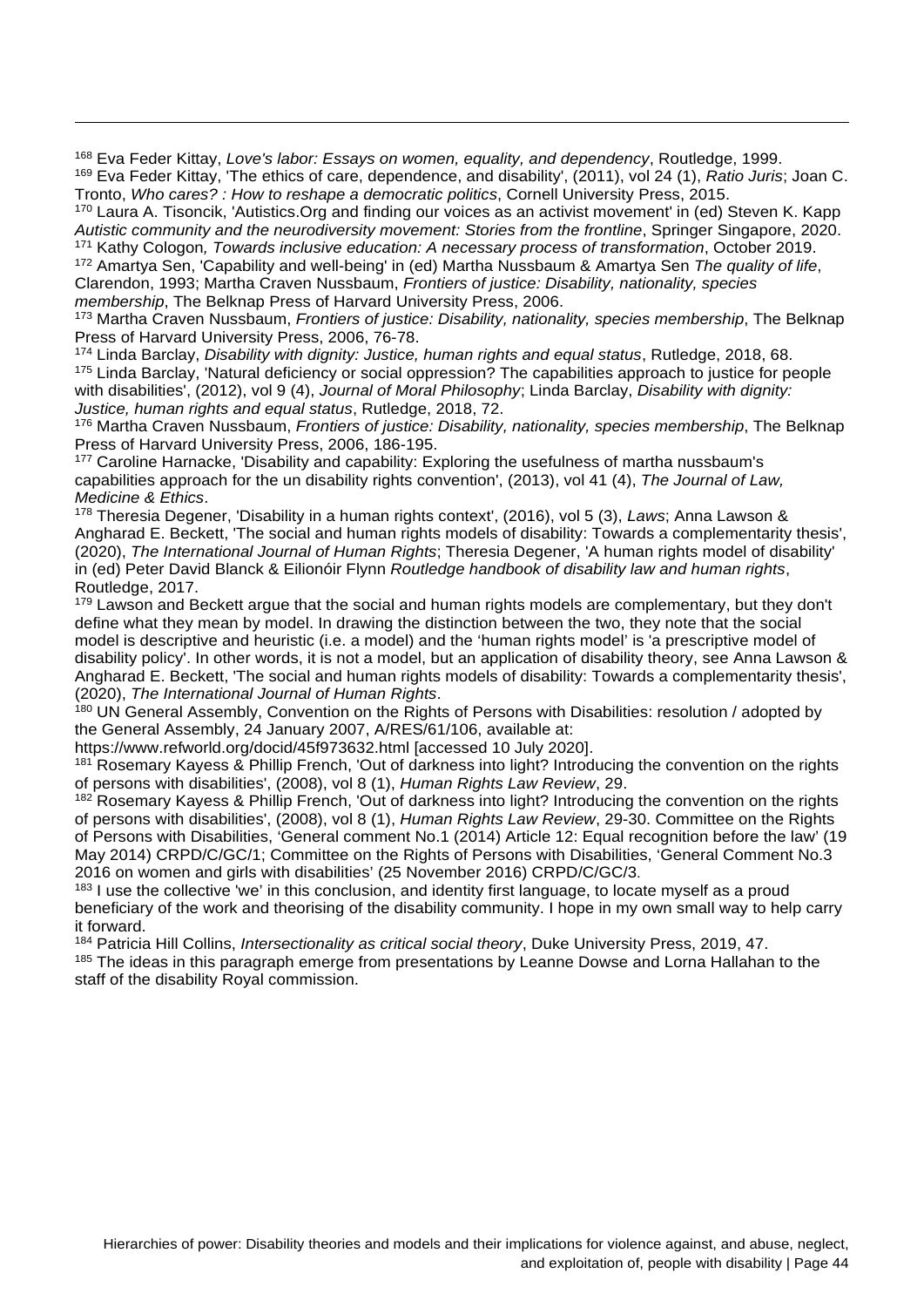[168] Eva Feder Kittay, *Love's labor: Essays on women, equality, and dependency*, Routledge, 1999.

[169] Eva Feder Kittay, 'The ethics of care, dependence, and disability', (2011), vol 24 (1), *Ratio Juris*; Joan C. Tronto, *Who cares? : How to reshape a democratic politics*, Cornell University Press, 2015.

[170] Laura A. Tisoncik, 'Autistics.Org and finding our voices as an activist movement' in (ed) Steven K. Kapp *Autistic community and the neurodiversity movement: Stories from the frontline*, Springer Singapore, 2020.

[171] Kathy Cologon*, Towards inclusive education: A necessary process of transformation*, October 2019.

[172] Amartya Sen, 'Capability and well-being' in (ed) Martha Nussbaum & Amartya Sen *The quality of life*, Clarendon, 1993; Martha Craven Nussbaum, *Frontiers of justice: Disability, nationality, species membership*, The Belknap Press of Harvard University Press, 2006.

[173] Martha Craven Nussbaum, *Frontiers of justice: Disability, nationality, species membership*, The Belknap Press of Harvard University Press, 2006, 76-78.

[174] Linda Barclay, *Disability with dignity: Justice, human rights and equal status*, Rutledge, 2018, 68.

[175] Linda Barclay, 'Natural deficiency or social oppression? The capabilities approach to justice for people with disabilities', (2012), vol 9 (4), *Journal of Moral Philosophy*; Linda Barclay, *Disability with dignity: Justice, human rights and equal status*, Rutledge, 2018, 72.

[176] Martha Craven Nussbaum, *Frontiers of justice: Disability, nationality, species membership*, The Belknap Press of Harvard University Press, 2006, 186-195.

[177] Caroline Harnacke, 'Disability and capability: Exploring the usefulness of martha nussbaum's capabilities approach for the un disability rights convention', (2013), vol 41 (4), *The Journal of Law, Medicine & Ethics*.

[178] Theresia Degener, 'Disability in a human rights context', (2016), vol 5 (3), *Laws*; Anna Lawson & Angharad E. Beckett, 'The social and human rights models of disability: Towards a complementarity thesis', (2020), *The International Journal of Human Rights*; Theresia Degener, 'A human rights model of disability' in (ed) Peter David Blanck & Eilionóir Flynn *Routledge handbook of disability law and human rights*, Routledge, 2017.

[179] Lawson and Beckett argue that the social and human rights models are complementary, but they don't define what they mean by model. In drawing the distinction between the two, they note that the social model is descriptive and heuristic (i.e. a model) and the 'human rights model' is 'a prescriptive model of disability policy'. In other words, it is not a model, but an application of disability theory, see Anna Lawson & Angharad E. Beckett, 'The social and human rights models of disability: Towards a complementarity thesis', (2020), *The International Journal of Human Rights*.

[180] UN General Assembly, Convention on the Rights of Persons with Disabilities: resolution / adopted by the General Assembly, 24 January 2007, A/RES/61/106, available at: https://www.refworld.org/docid/45f973632.html [accessed 10 July 2020].

[181] Rosemary Kayess & Phillip French, 'Out of darkness into light? Introducing the convention on the rights of persons with disabilities', (2008), vol 8 (1), *Human Rights Law Review*, 29.

[182] Rosemary Kayess & Phillip French, 'Out of darkness into light? Introducing the convention on the rights of persons with disabilities', (2008), vol 8 (1), *Human Rights Law Review*, 29-30. Committee on the Rights of Persons with Disabilities, 'General comment No.1 (2014) Article 12: Equal recognition before the law' (19 May 2014) CRPD/C/GC/1; Committee on the Rights of Persons with Disabilities, 'General Comment No.3 2016 on women and girls with disabilities' (25 November 2016) CRPD/C/GC/3.

[183] I use the collective 'we' in this conclusion, and identity first language, to locate myself as a proud beneficiary of the work and theorising of the disability community. I hope in my own small way to help carry it forward.

[184] Patricia Hill Collins, *Intersectionality as critical social theory*, Duke University Press, 2019, 47.

[185] The ideas in this paragraph emerge from presentations by Leanne Dowse and Lorna Hallahan to the staff of the disability Royal commission.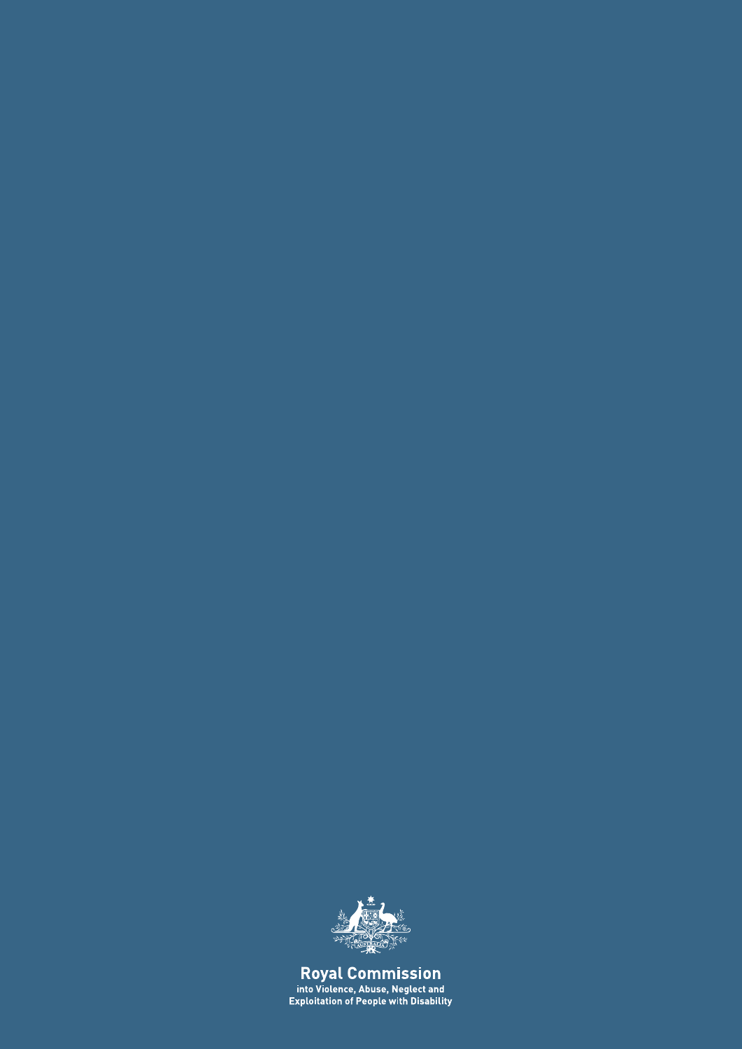**Royal Commission**
into Violence, Abuse, Neglect and
Exploitation of People with Disability